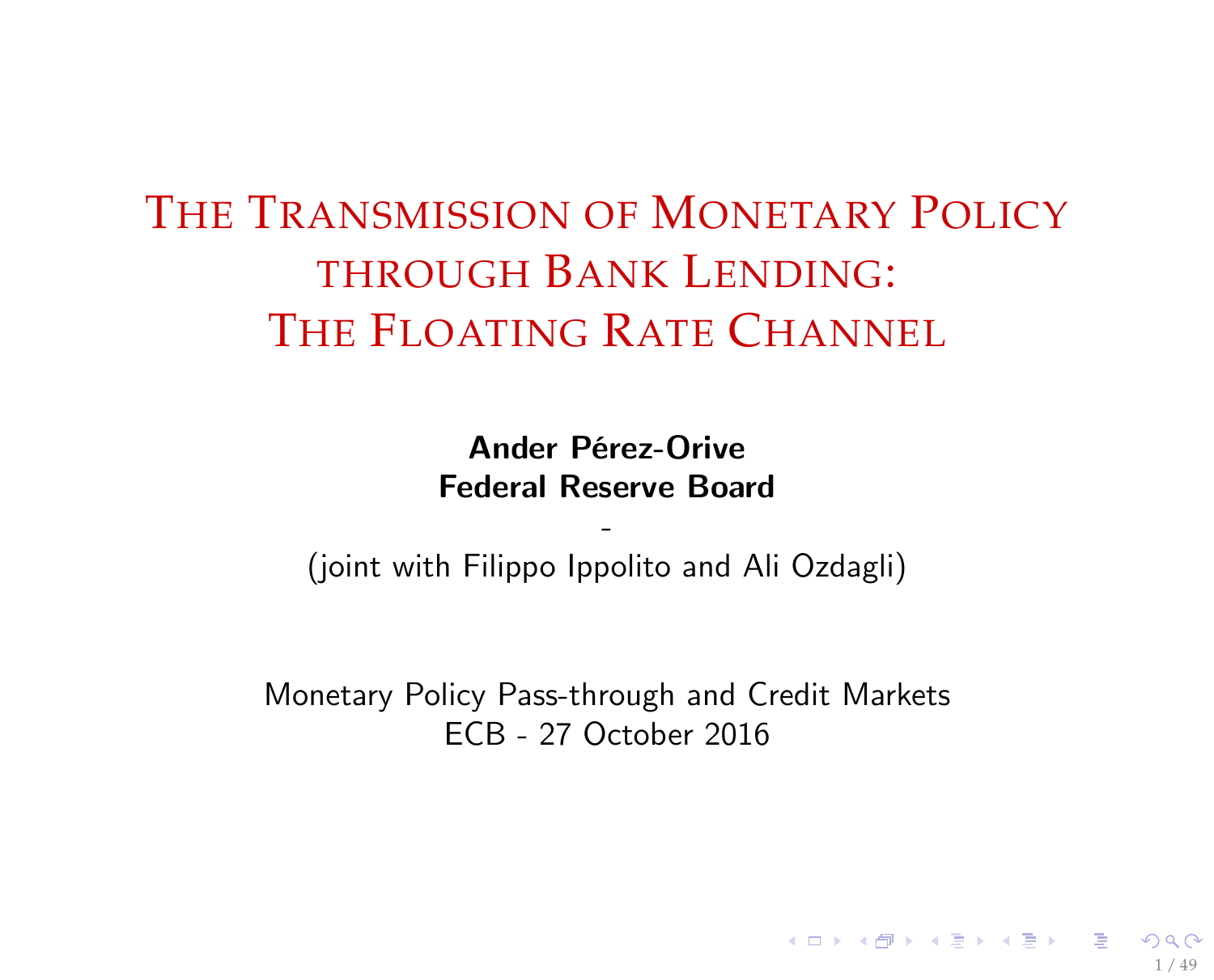# The Transmission of Monetary Policy through Bank Lending: The Floating Rate Channel

**Ander Pérez-Orive**
**Federal Reserve Board**

-

(joint with Filippo Ippolito and Ali Ozdagli)

Monetary Policy Pass-through and Credit Markets
ECB - 27 October 2016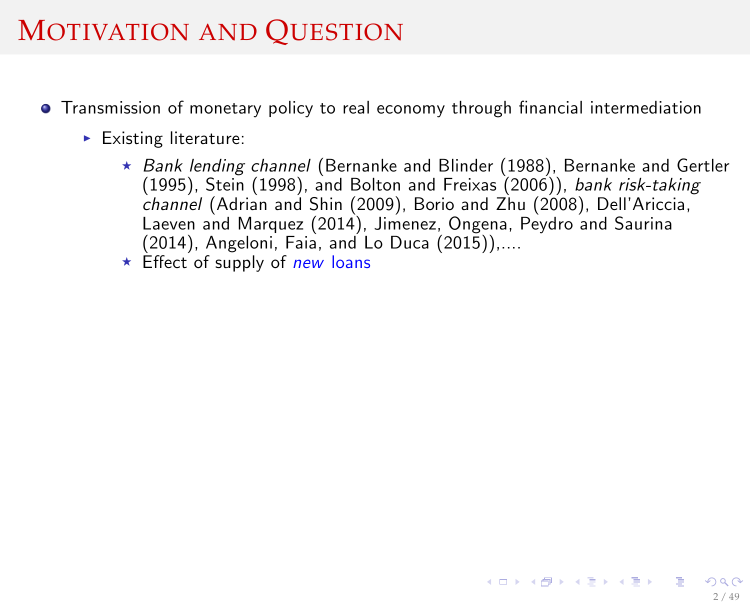# Motivation and Question

- Transmission of monetary policy to real economy through financial intermediation
  - Existing literature:
    - *Bank lending channel* (Bernanke and Blinder (1988), Bernanke and Gertler (1995), Stein (1998), and Bolton and Freixas (2006)), *bank risk-taking channel* (Adrian and Shin (2009), Borio and Zhu (2008), Dell'Ariccia, Laeven and Marquez (2014), Jimenez, Ongena, Peydro and Saurina (2014), Angeloni, Faia, and Lo Duca (2015)),....
    - Effect of supply of *new* loans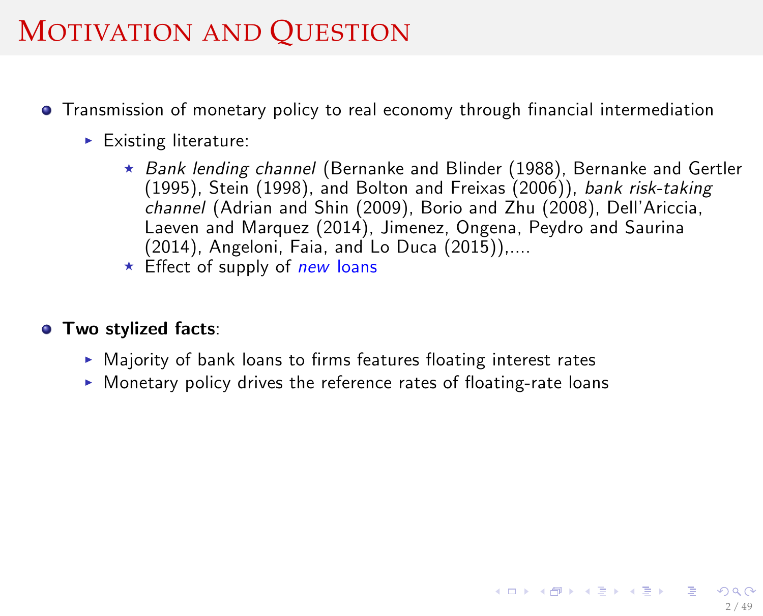# Motivation and Question

- Transmission of monetary policy to real economy through financial intermediation
  - Existing literature:
    - *Bank lending channel* (Bernanke and Blinder (1988), Bernanke and Gertler (1995), Stein (1998), and Bolton and Freixas (2006)), *bank risk-taking channel* (Adrian and Shin (2009), Borio and Zhu (2008), Dell'Ariccia, Laeven and Marquez (2014), Jimenez, Ongena, Peydro and Saurina (2014), Angeloni, Faia, and Lo Duca (2015)),....
    - Effect of supply of *new* loans

- **Two stylized facts**:
  - Majority of bank loans to firms features floating interest rates
  - Monetary policy drives the reference rates of floating-rate loans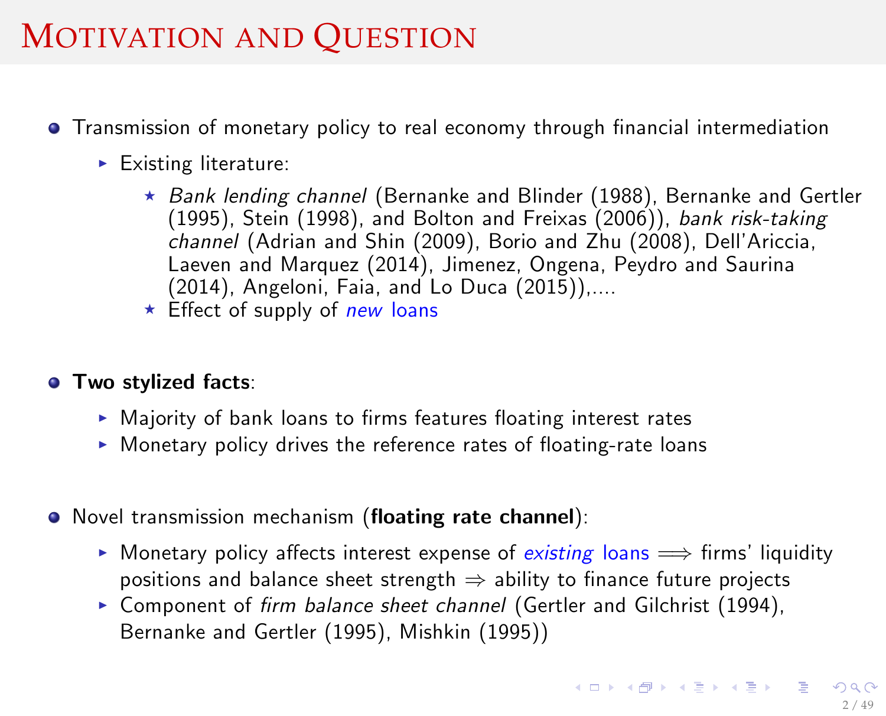# Motivation and Question

- Transmission of monetary policy to real economy through financial intermediation
  - Existing literature:
    - *Bank lending channel* (Bernanke and Blinder (1988), Bernanke and Gertler (1995), Stein (1998), and Bolton and Freixas (2006)), *bank risk-taking channel* (Adrian and Shin (2009), Borio and Zhu (2008), Dell'Ariccia, Laeven and Marquez (2014), Jimenez, Ongena, Peydro and Saurina (2014), Angeloni, Faia, and Lo Duca (2015)),....
    - Effect of supply of *new* loans

- **Two stylized facts**:
  - Majority of bank loans to firms features floating interest rates
  - Monetary policy drives the reference rates of floating-rate loans

- Novel transmission mechanism (**floating rate channel**):
  - Monetary policy affects interest expense of *existing* loans $\Longrightarrow$ firms' liquidity positions and balance sheet strength $\Rightarrow$ ability to finance future projects
  - Component of *firm balance sheet channel* (Gertler and Gilchrist (1994), Bernanke and Gertler (1995), Mishkin (1995))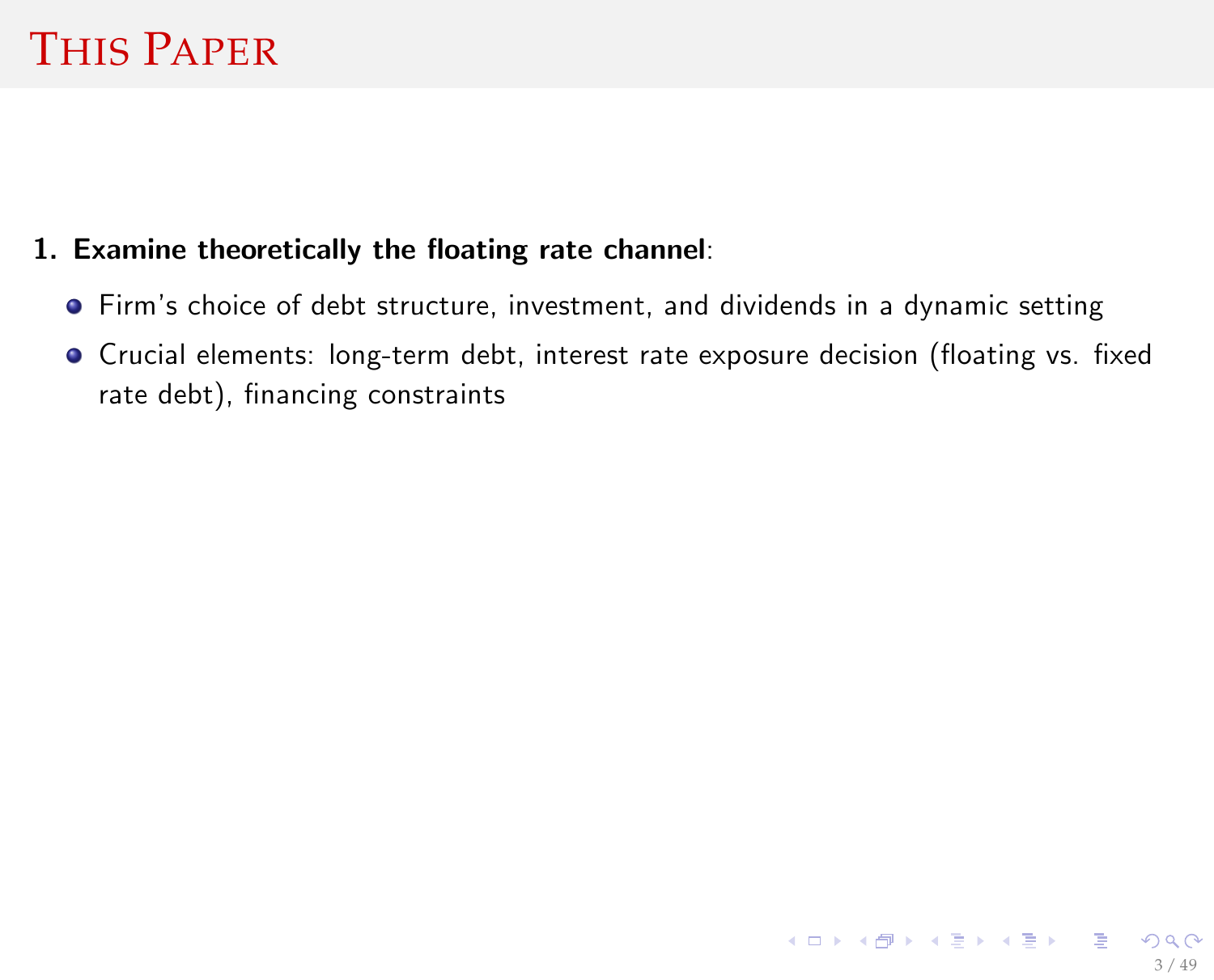# This Paper

1. **Examine theoretically the floating rate channel**:
   - Firm's choice of debt structure, investment, and dividends in a dynamic setting
   - Crucial elements: long-term debt, interest rate exposure decision (floating vs. fixed rate debt), financing constraints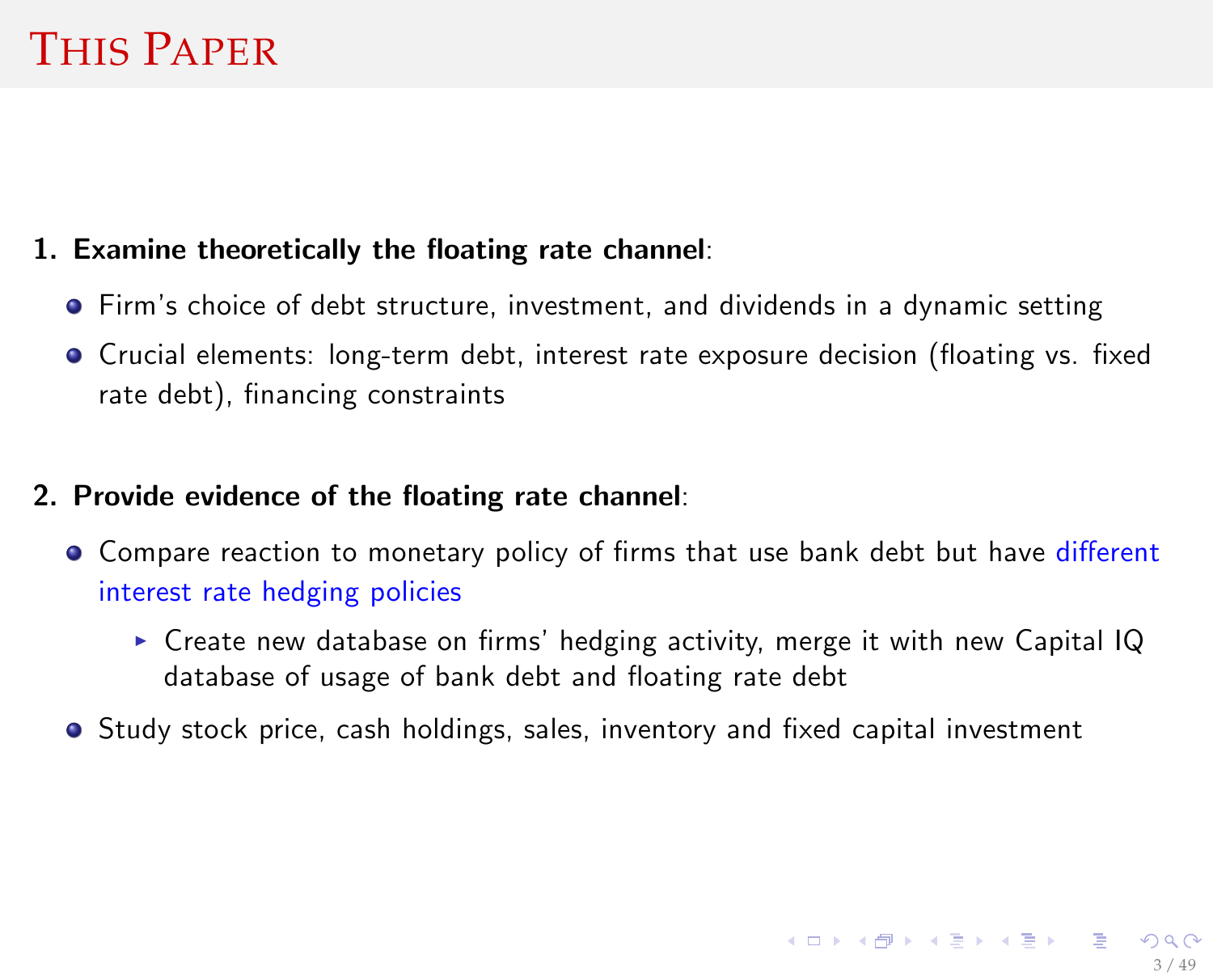# This Paper

1. **Examine theoretically the floating rate channel**:
   - Firm's choice of debt structure, investment, and dividends in a dynamic setting
   - Crucial elements: long-term debt, interest rate exposure decision (floating vs. fixed rate debt), financing constraints

2. **Provide evidence of the floating rate channel**:
   - Compare reaction to monetary policy of firms that use bank debt but have different interest rate hedging policies
     - Create new database on firms' hedging activity, merge it with new Capital IQ database of usage of bank debt and floating rate debt
   - Study stock price, cash holdings, sales, inventory and fixed capital investment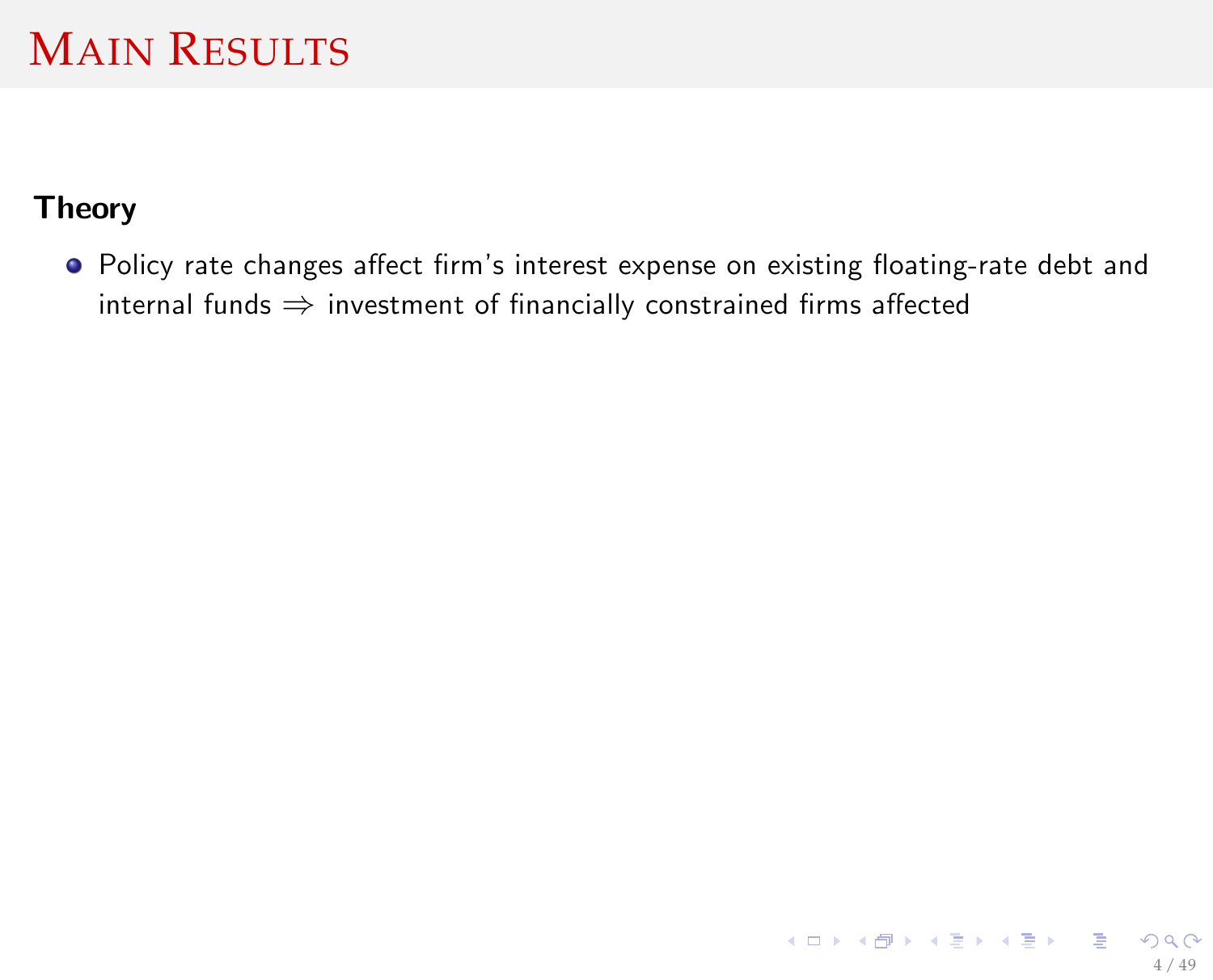# Main Results

**Theory**

- Policy rate changes affect firm's interest expense on existing floating-rate debt and internal funds $\Rightarrow$ investment of financially constrained firms affected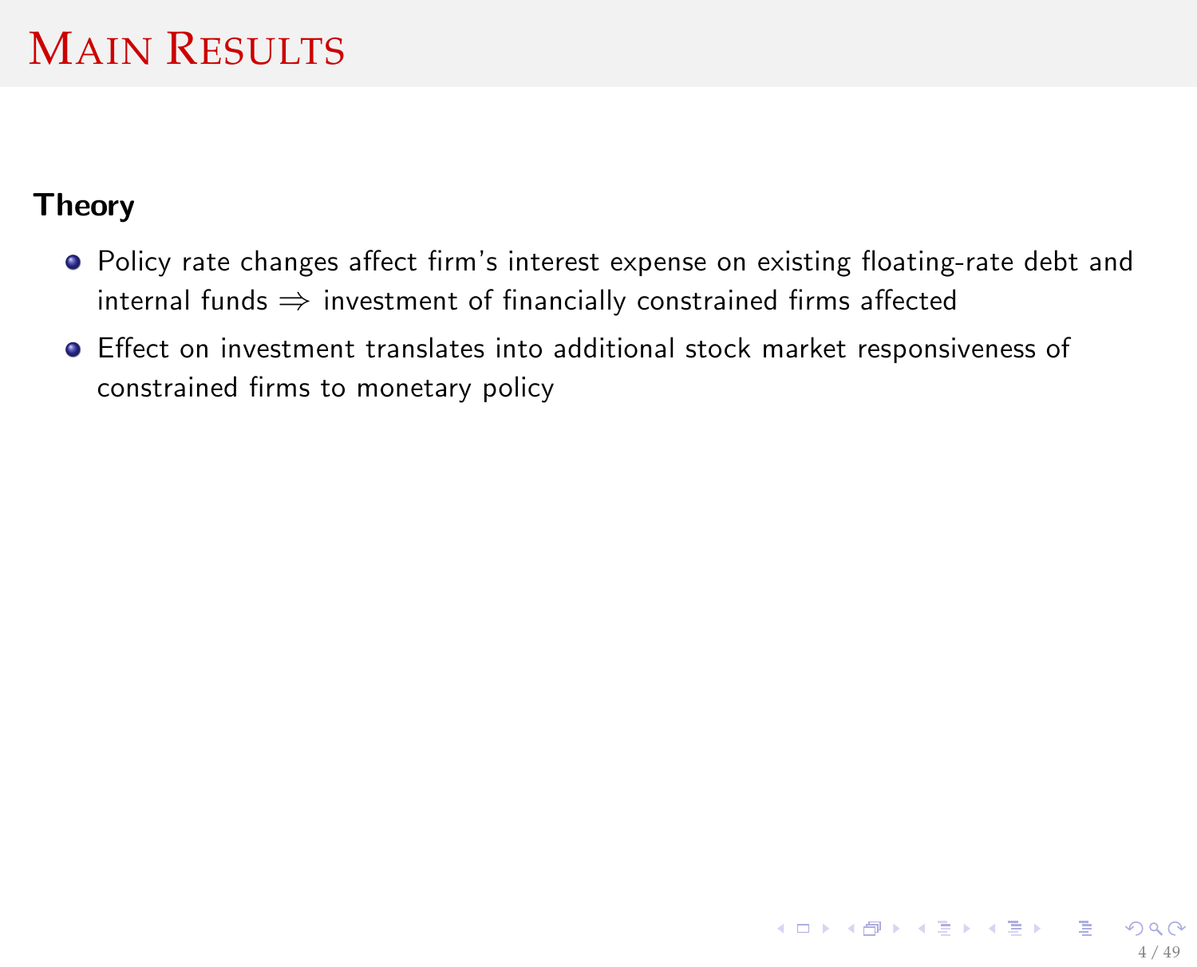# Main Results

**Theory**

- Policy rate changes affect firm's interest expense on existing floating-rate debt and internal funds $\Rightarrow$ investment of financially constrained firms affected
- Effect on investment translates into additional stock market responsiveness of constrained firms to monetary policy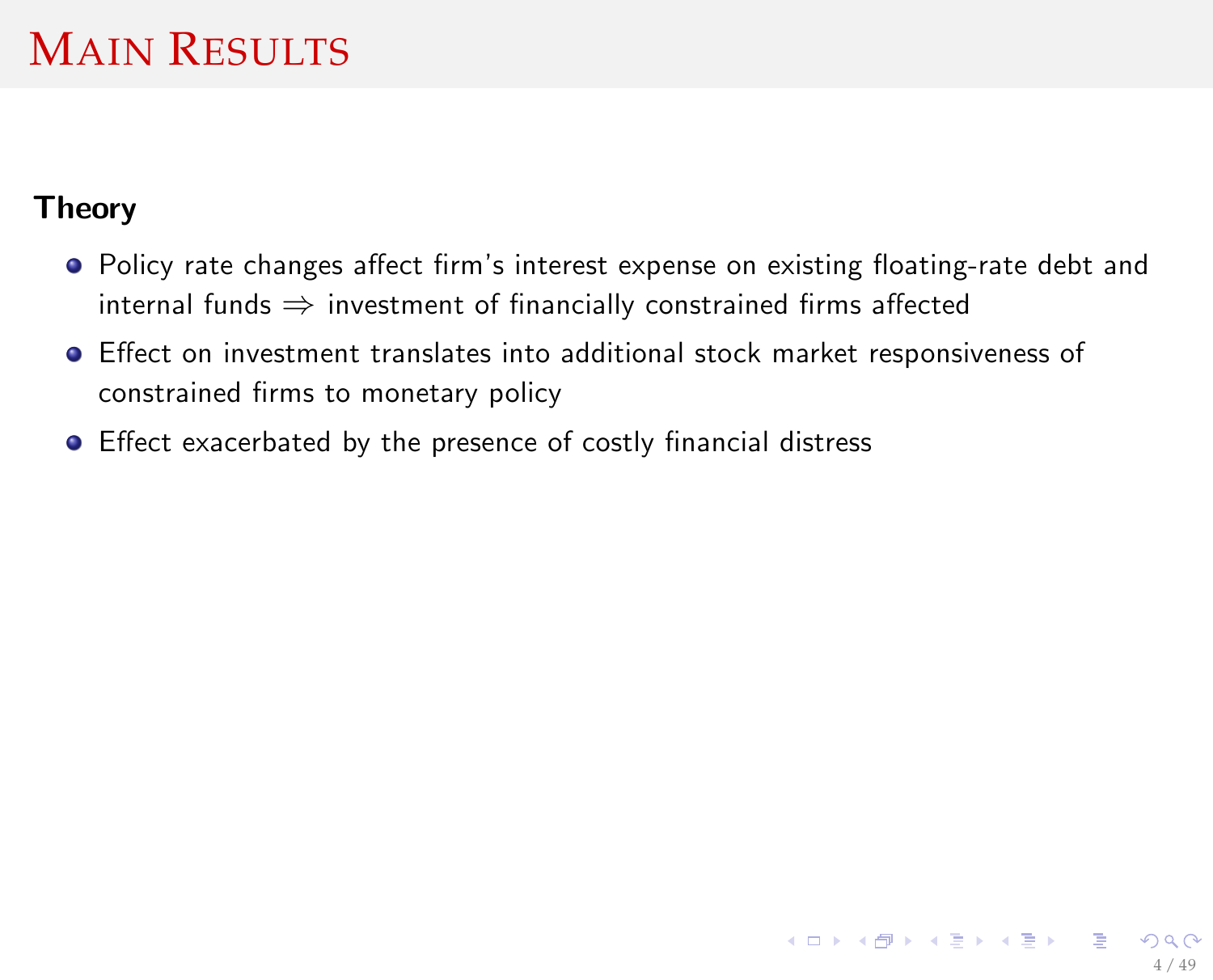# Main Results

**Theory**

- Policy rate changes affect firm's interest expense on existing floating-rate debt and internal funds $\Rightarrow$ investment of financially constrained firms affected
- Effect on investment translates into additional stock market responsiveness of constrained firms to monetary policy
- Effect exacerbated by the presence of costly financial distress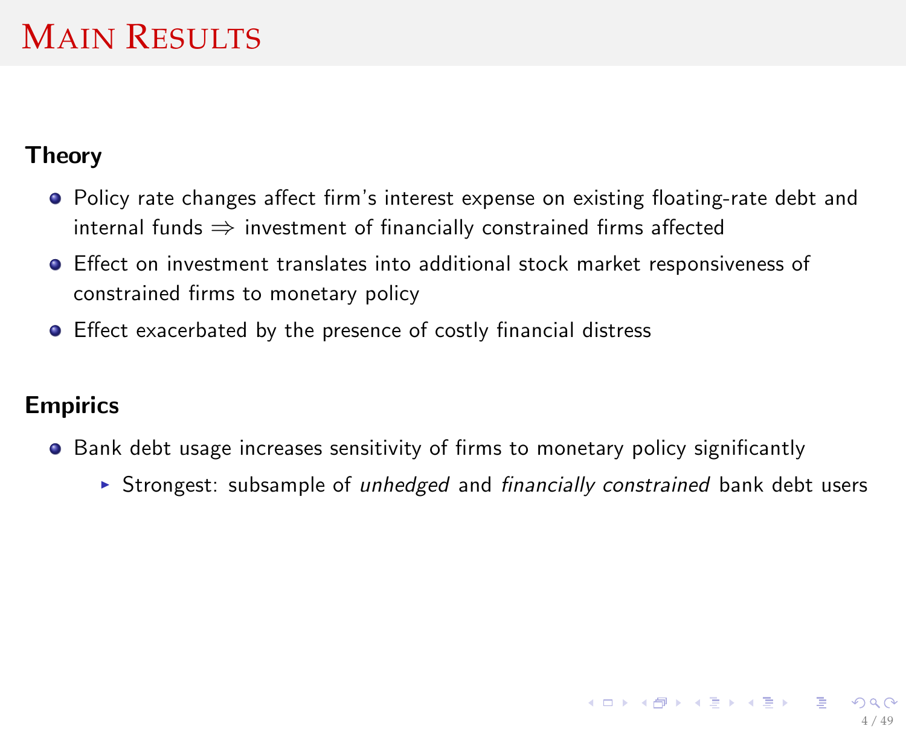# Main Results

**Theory**

- Policy rate changes affect firm's interest expense on existing floating-rate debt and internal funds $\Rightarrow$ investment of financially constrained firms affected
- Effect on investment translates into additional stock market responsiveness of constrained firms to monetary policy
- Effect exacerbated by the presence of costly financial distress

**Empirics**

- Bank debt usage increases sensitivity of firms to monetary policy significantly
  - Strongest: subsample of *unhedged* and *financially constrained* bank debt users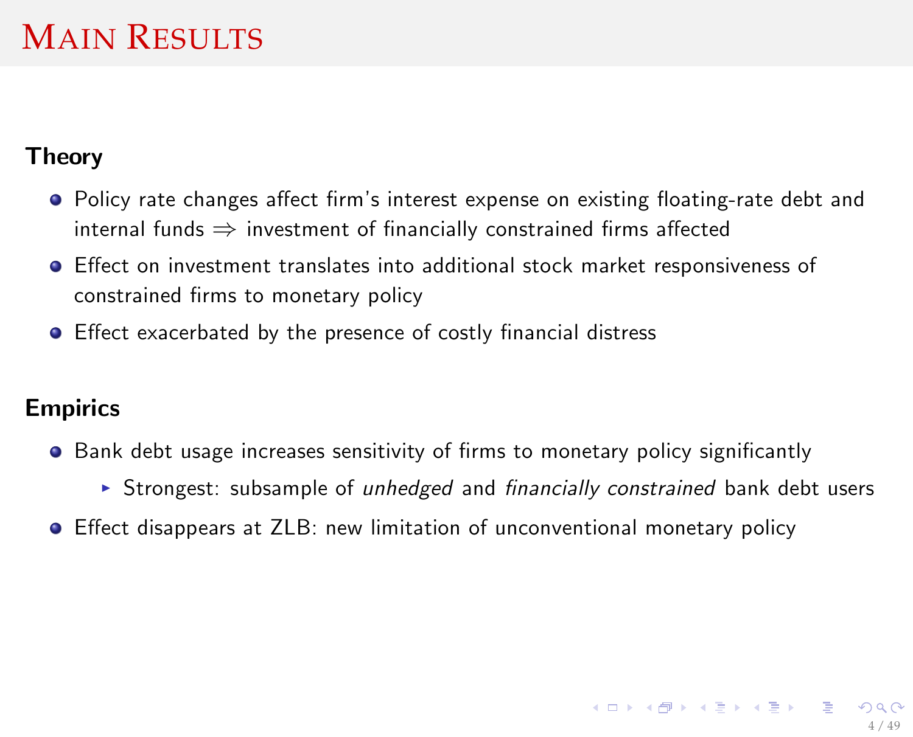# Main Results

## Theory

- Policy rate changes affect firm's interest expense on existing floating-rate debt and internal funds $\Rightarrow$ investment of financially constrained firms affected
- Effect on investment translates into additional stock market responsiveness of constrained firms to monetary policy
- Effect exacerbated by the presence of costly financial distress

## Empirics

- Bank debt usage increases sensitivity of firms to monetary policy significantly
  - Strongest: subsample of *unhedged* and *financially constrained* bank debt users
- Effect disappears at ZLB: new limitation of unconventional monetary policy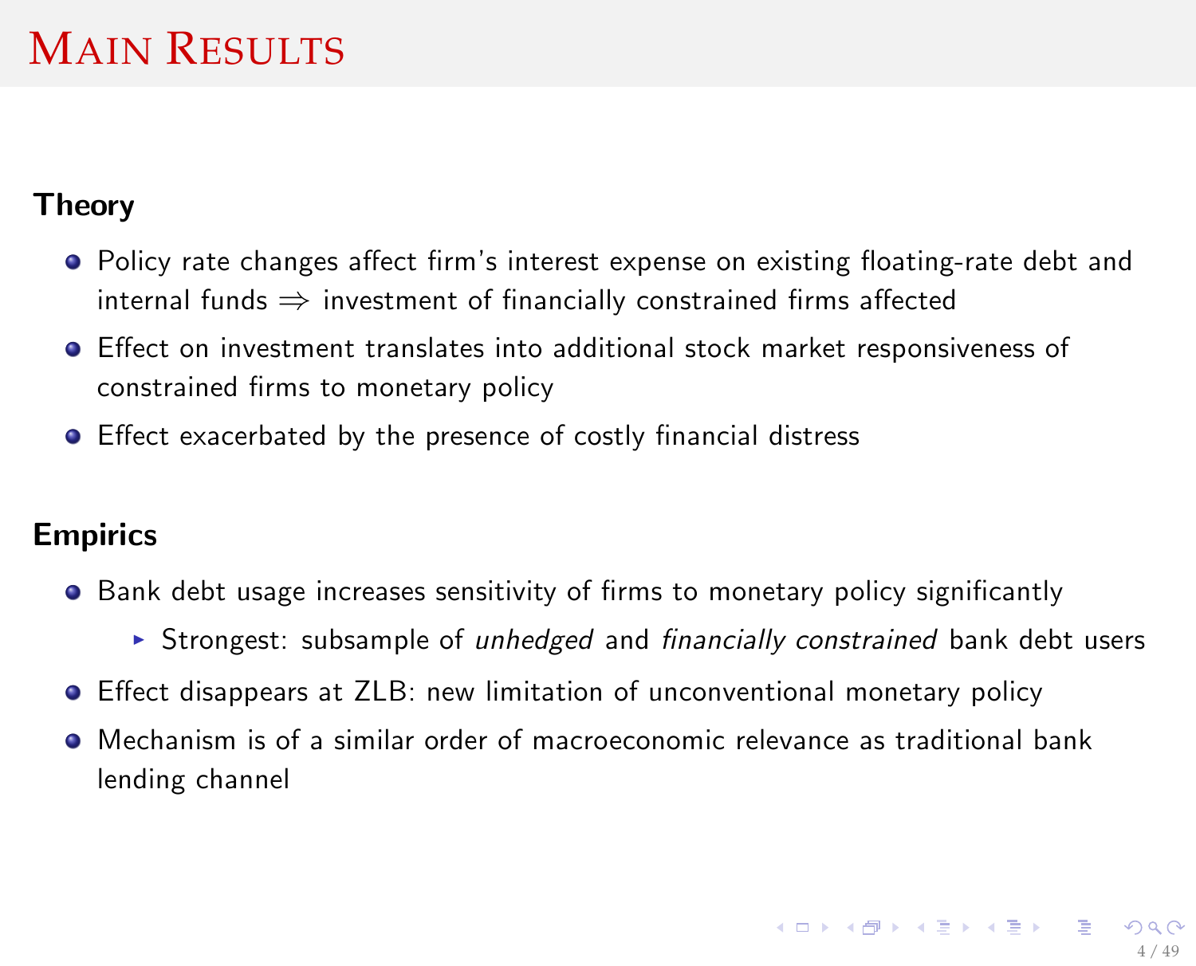# Main Results

**Theory**

- Policy rate changes affect firm's interest expense on existing floating-rate debt and internal funds $\Rightarrow$ investment of financially constrained firms affected
- Effect on investment translates into additional stock market responsiveness of constrained firms to monetary policy
- Effect exacerbated by the presence of costly financial distress

**Empirics**

- Bank debt usage increases sensitivity of firms to monetary policy significantly
  - Strongest: subsample of *unhedged* and *financially constrained* bank debt users
- Effect disappears at ZLB: new limitation of unconventional monetary policy
- Mechanism is of a similar order of macroeconomic relevance as traditional bank lending channel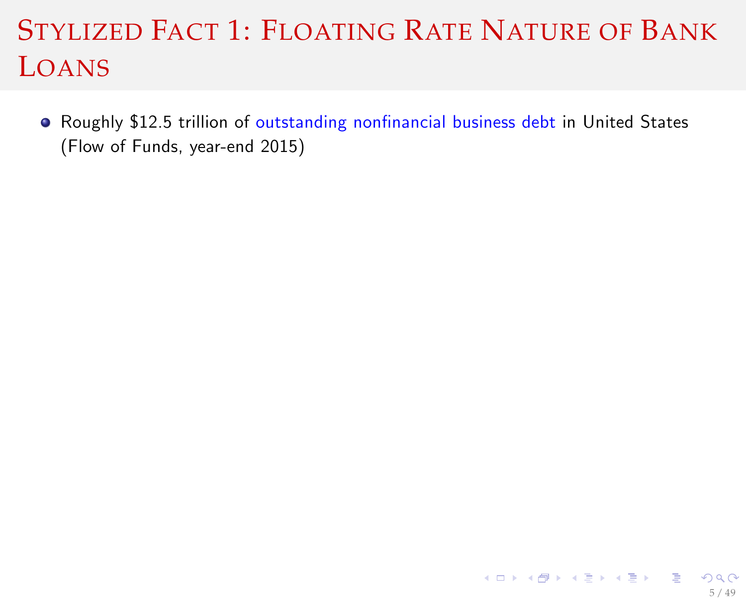# Stylized Fact 1: Floating Rate Nature of Bank Loans

- Roughly $12.5 trillion of outstanding nonfinancial business debt in United States (Flow of Funds, year-end 2015)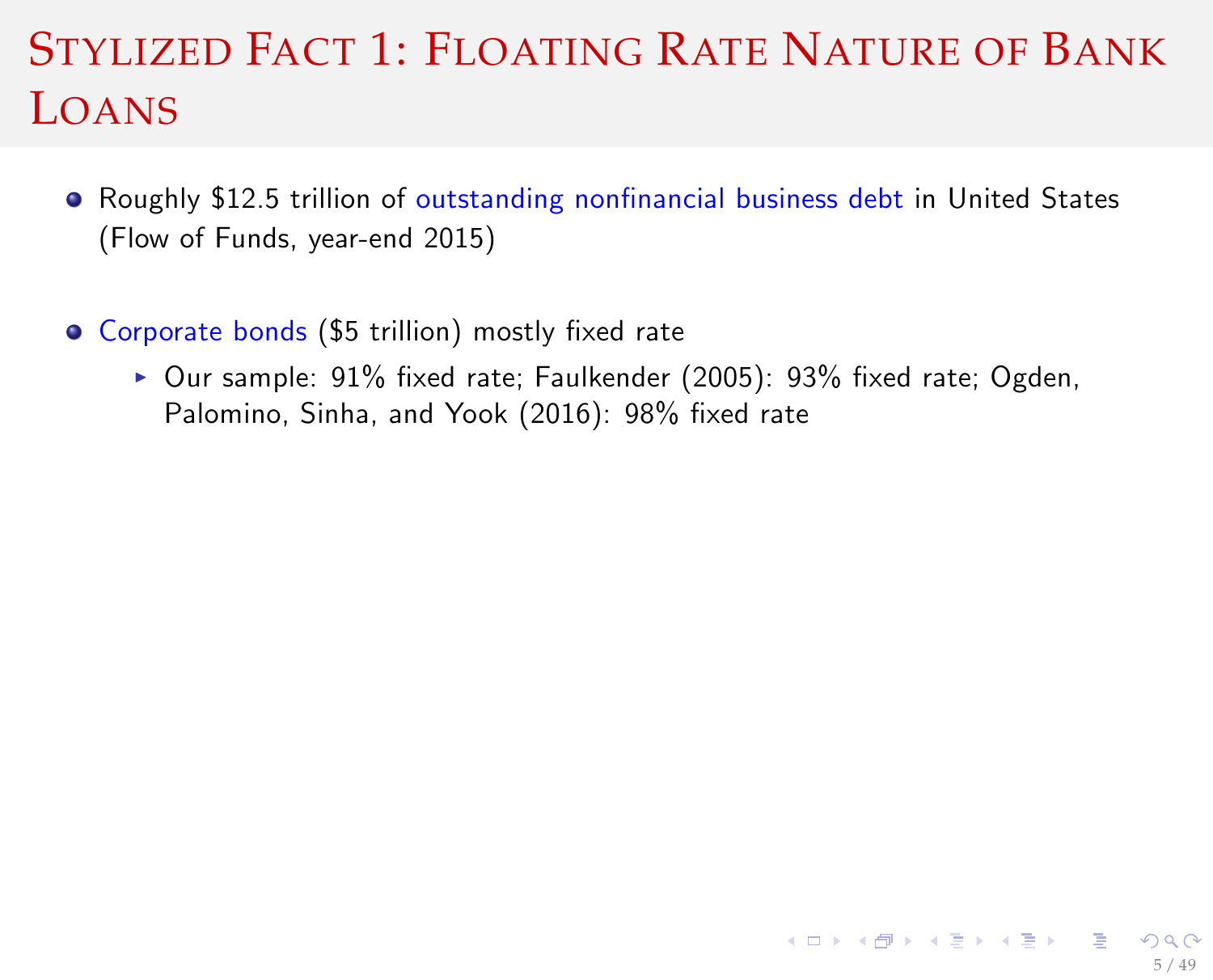# Stylized Fact 1: Floating Rate Nature of Bank Loans

- Roughly $12.5 trillion of outstanding nonfinancial business debt in United States (Flow of Funds, year-end 2015)

- Corporate bonds ($5 trillion) mostly fixed rate
  - Our sample: 91% fixed rate; Faulkender (2005): 93% fixed rate; Ogden, Palomino, Sinha, and Yook (2016): 98% fixed rate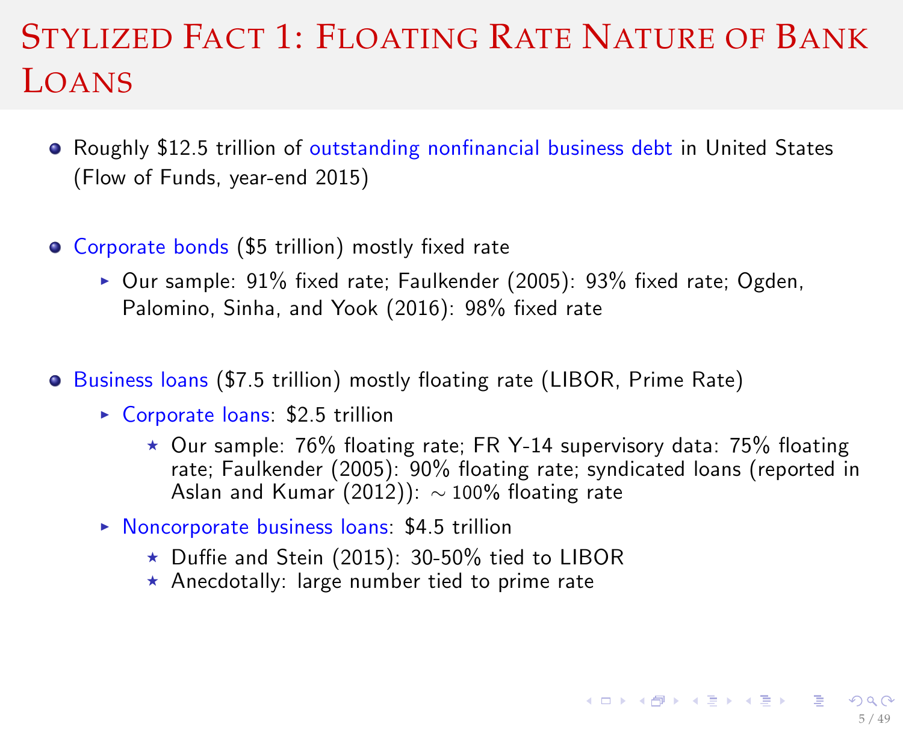# Stylized Fact 1: Floating Rate Nature of Bank Loans

- Roughly \$12.5 trillion of outstanding nonfinancial business debt in United States (Flow of Funds, year-end 2015)

- Corporate bonds (\$5 trillion) mostly fixed rate
  - Our sample: 91% fixed rate; Faulkender (2005): 93% fixed rate; Ogden, Palomino, Sinha, and Yook (2016): 98% fixed rate

- Business loans (\$7.5 trillion) mostly floating rate (LIBOR, Prime Rate)
  - Corporate loans: \$2.5 trillion
    - Our sample: 76% floating rate; FR Y-14 supervisory data: 75% floating rate; Faulkender (2005): 90% floating rate; syndicated loans (reported in Aslan and Kumar (2012)): $\sim 100$% floating rate
  - Noncorporate business loans: \$4.5 trillion
    - Duffie and Stein (2015): 30-50% tied to LIBOR
    - Anecdotally: large number tied to prime rate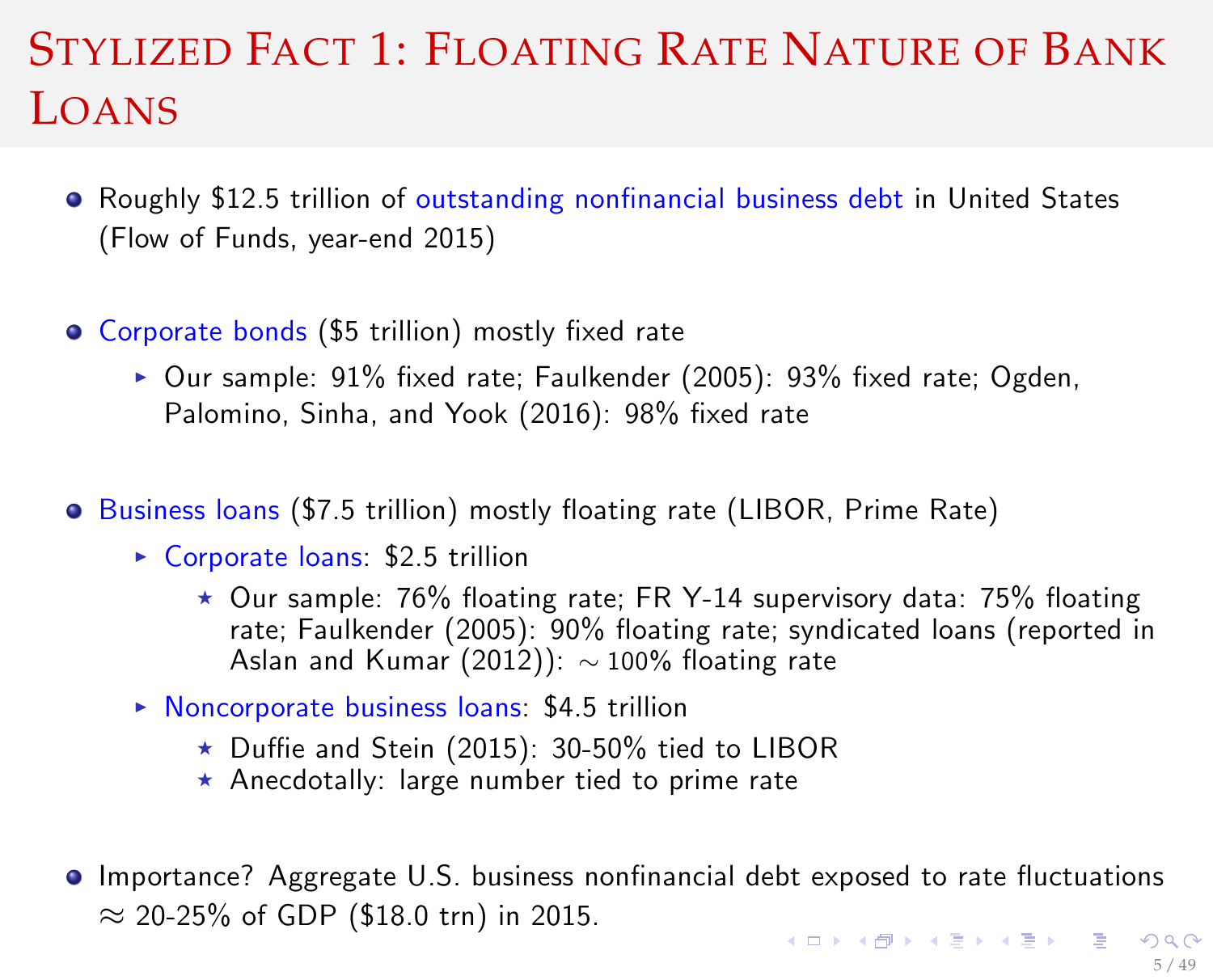# Stylized Fact 1: Floating Rate Nature of Bank Loans

- Roughly \$12.5 trillion of outstanding nonfinancial business debt in United States (Flow of Funds, year-end 2015)

- Corporate bonds (\$5 trillion) mostly fixed rate
  - Our sample: 91% fixed rate; Faulkender (2005): 93% fixed rate; Ogden, Palomino, Sinha, and Yook (2016): 98% fixed rate

- Business loans (\$7.5 trillion) mostly floating rate (LIBOR, Prime Rate)
  - Corporate loans: \$2.5 trillion
    - Our sample: 76% floating rate; FR Y-14 supervisory data: 75% floating rate; Faulkender (2005): 90% floating rate; syndicated loans (reported in Aslan and Kumar (2012)): $\sim 100\%$ floating rate
  - Noncorporate business loans: \$4.5 trillion
    - Duffie and Stein (2015): 30-50% tied to LIBOR
    - Anecdotally: large number tied to prime rate

- Importance? Aggregate U.S. business nonfinancial debt exposed to rate fluctuations $\approx$ 20-25% of GDP (\$18.0 trn) in 2015.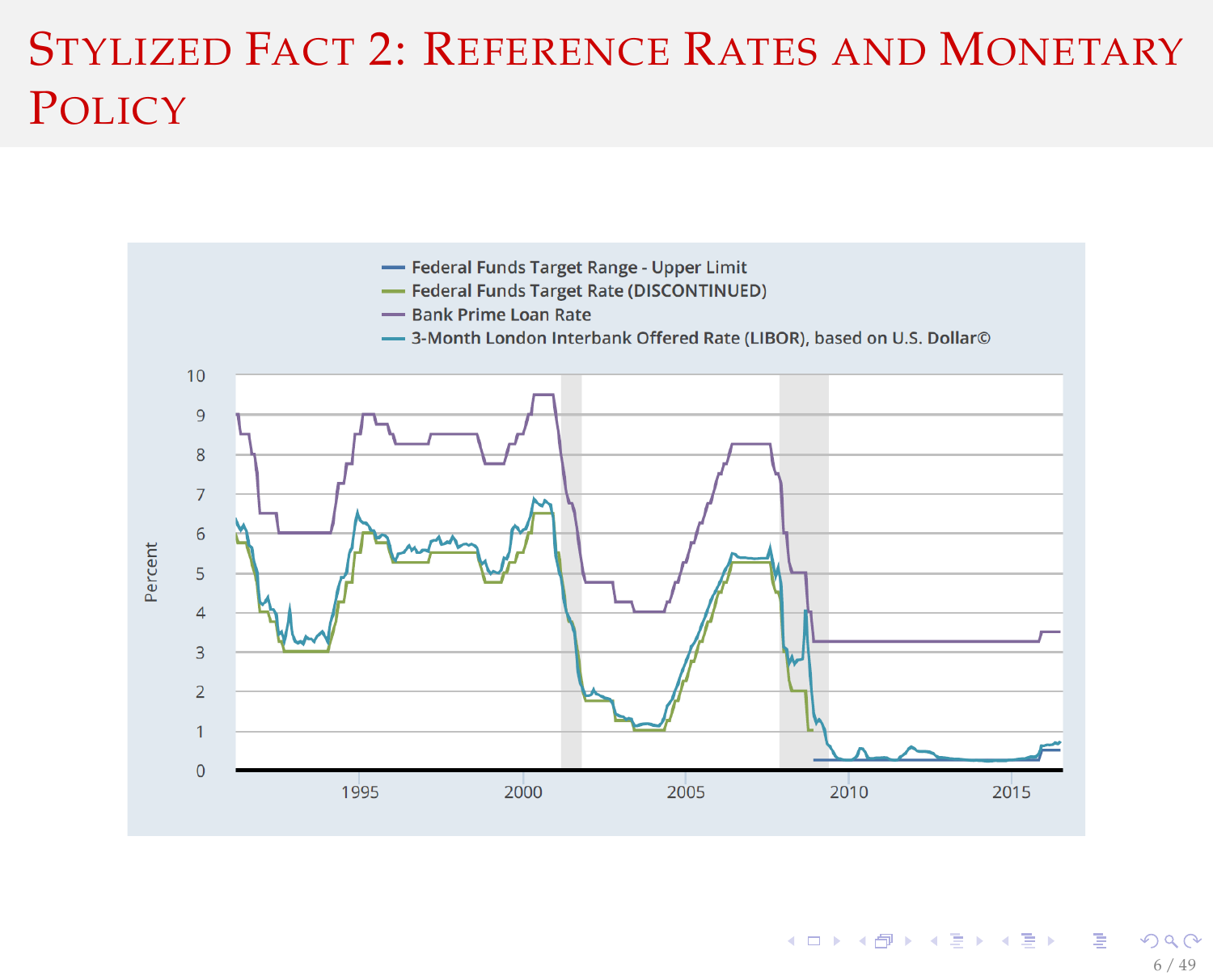# Stylized Fact 2: Reference Rates and Monetary Policy

Federal Funds Target Range - Upper Limit
Federal Funds Target Rate (DISCONTINUED)
Bank Prime Loan Rate
3-Month London Interbank Offered Rate (LIBOR), based on U.S. Dollar©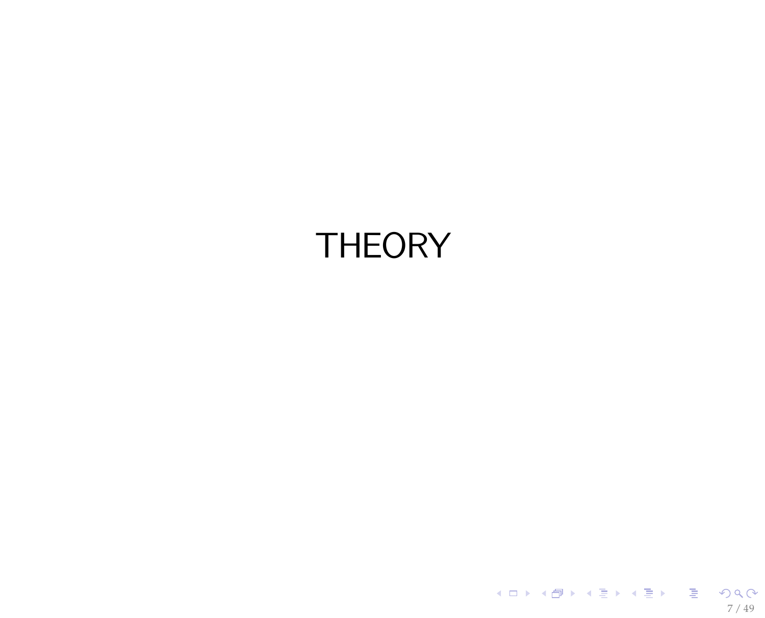# THEORY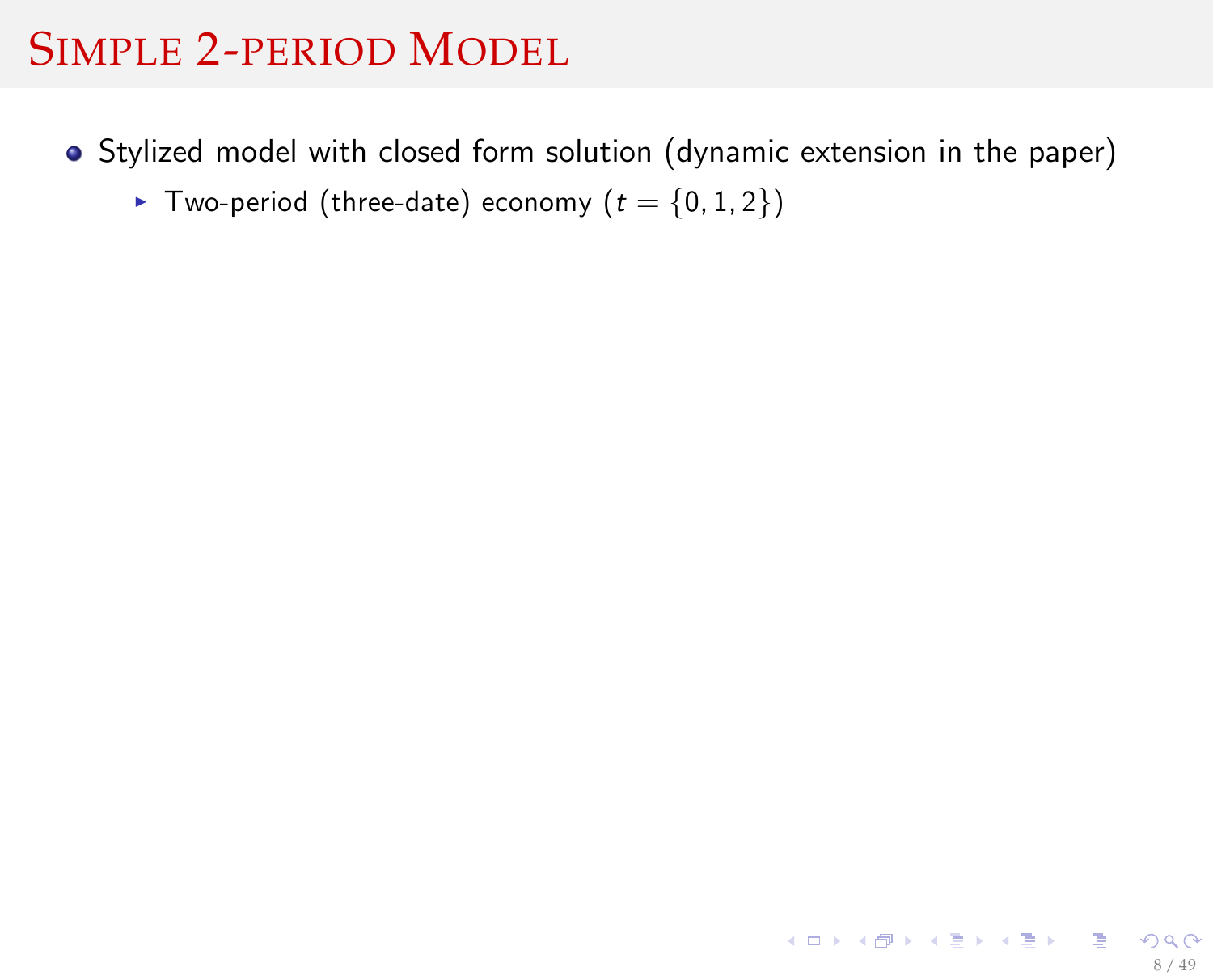# Simple 2-period Model

- Stylized model with closed form solution (dynamic extension in the paper)
  - Two-period (three-date) economy ($t = \{0, 1, 2\}$)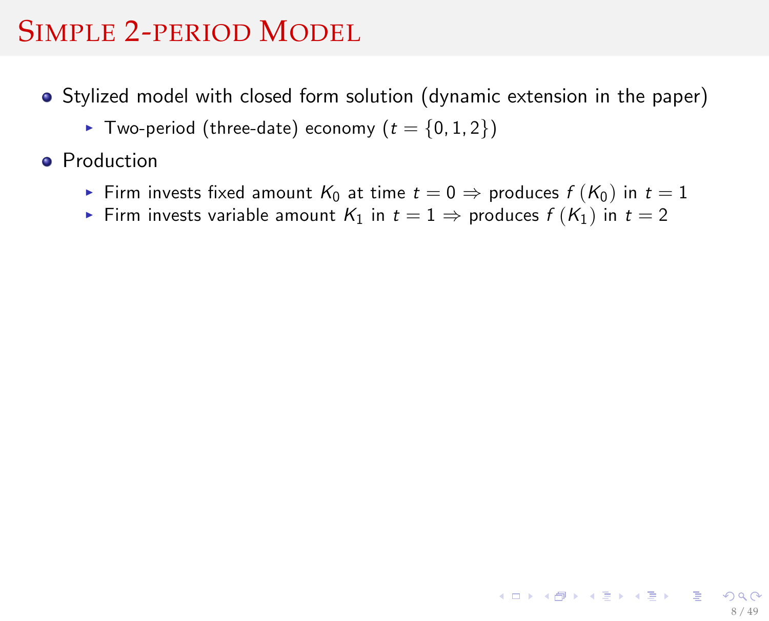# Simple 2-period Model

- Stylized model with closed form solution (dynamic extension in the paper)
  - Two-period (three-date) economy ($t = \{0, 1, 2\}$)
- Production
  - Firm invests fixed amount $K_0$ at time $t = 0 \Rightarrow$ produces $f(K_0)$ in $t = 1$
  - Firm invests variable amount $K_1$ in $t = 1 \Rightarrow$ produces $f(K_1)$ in $t = 2$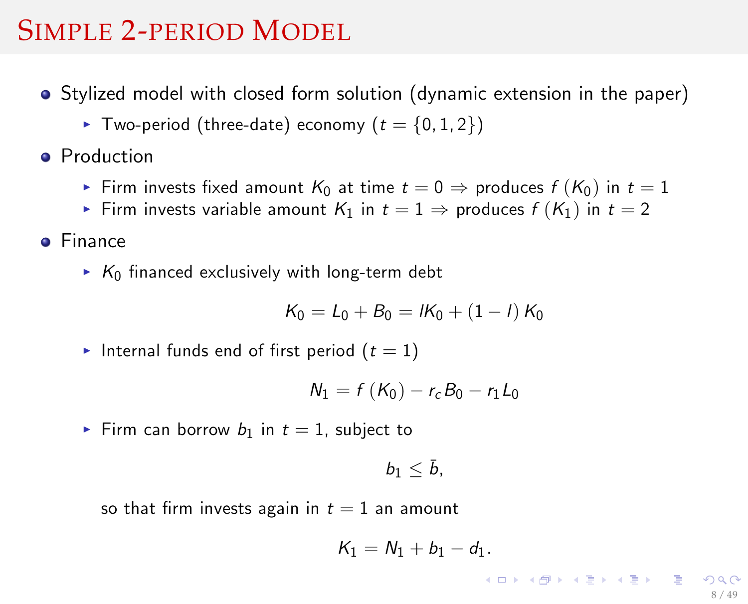# Simple 2-period Model

- Stylized model with closed form solution (dynamic extension in the paper)
  - Two-period (three-date) economy ($t = \{0, 1, 2\}$)
- Production
  - Firm invests fixed amount $K_0$ at time $t = 0 \Rightarrow$ produces $f(K_0)$ in $t = 1$
  - Firm invests variable amount $K_1$ in $t = 1 \Rightarrow$ produces $f(K_1)$ in $t = 2$
- Finance
  - $K_0$ financed exclusively with long-term debt

    $$K_0 = L_0 + B_0 = lK_0 + (1 - l) K_0$$

  - Internal funds end of first period ($t = 1$)

    $$N_1 = f(K_0) - r_c B_0 - r_1 L_0$$

  - Firm can borrow $b_1$ in $t = 1$, subject to

    $$b_1 \leq \bar{b},$$

    so that firm invests again in $t = 1$ an amount

    $$K_1 = N_1 + b_1 - d_1.$$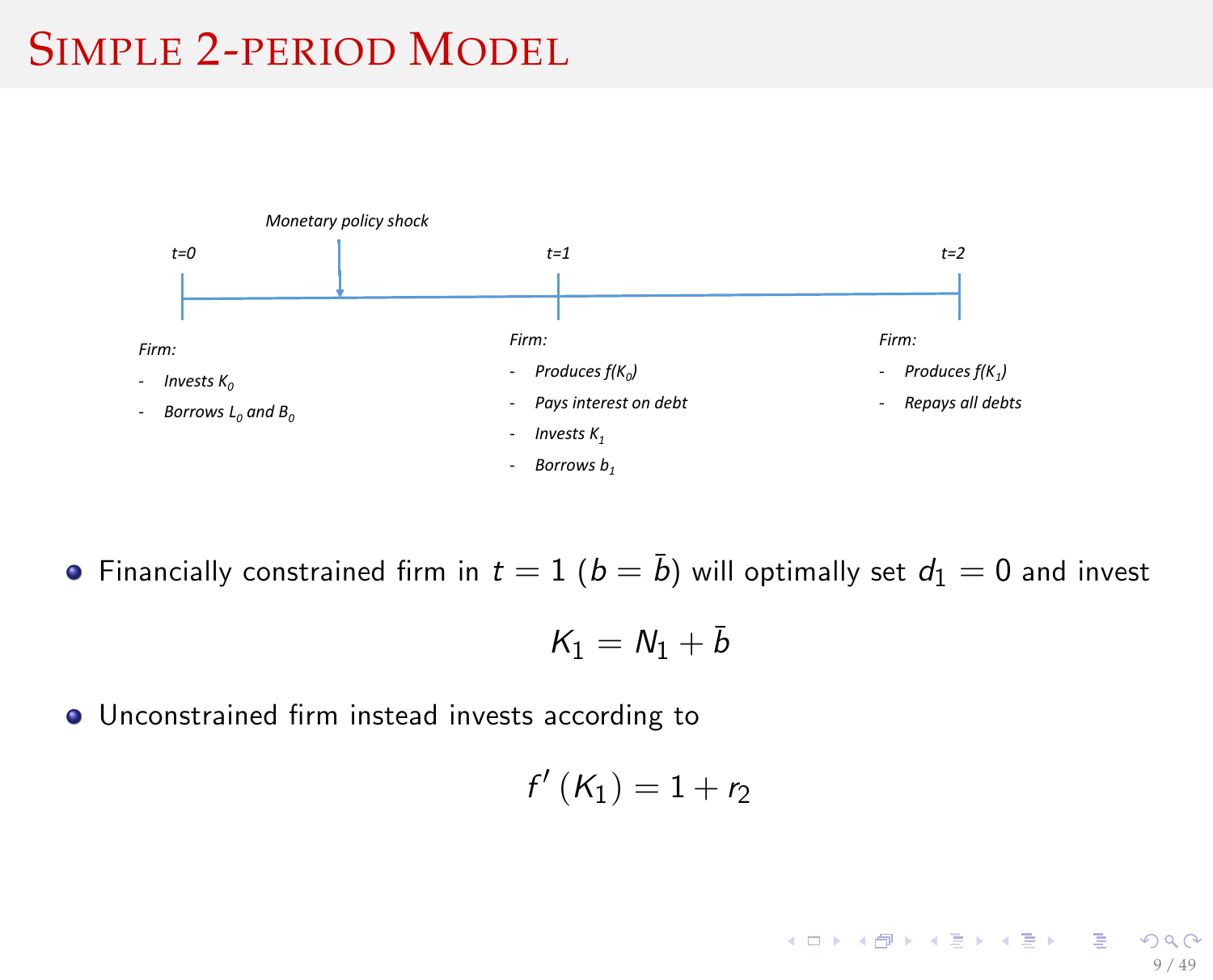# Simple 2-period Model

Monetary policy shock

t=0 — Firm:
- Invests $K_0$
- Borrows $L_0$ and $B_0$

t=1 — Firm:
- Produces $f(K_0)$
- Pays interest on debt
- Invests $K_1$
- Borrows $b_1$

t=2 — Firm:
- Produces $f(K_1)$
- Repays all debts

- Financially constrained firm in $t = 1$ ($b = \bar{b}$) will optimally set $d_1 = 0$ and invest

$$K_1 = N_1 + \bar{b}$$

- Unconstrained firm instead invests according to

$$f'(K_1) = 1 + r_2$$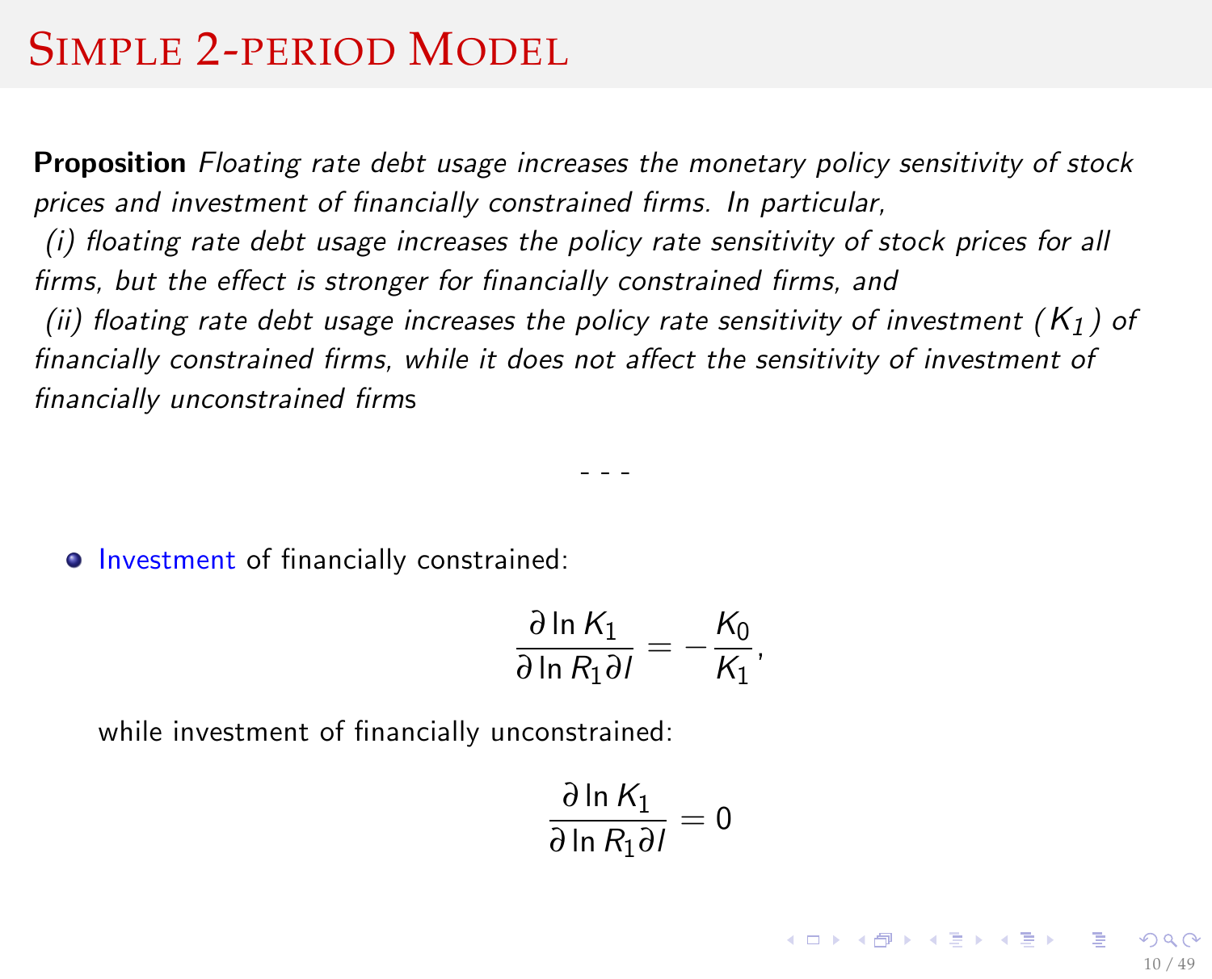# Simple 2-period Model

**Proposition** *Floating rate debt usage increases the monetary policy sensitivity of stock prices and investment of financially constrained firms. In particular,*

*(i) floating rate debt usage increases the policy rate sensitivity of stock prices for all firms, but the effect is stronger for financially constrained firms, and*

*(ii) floating rate debt usage increases the policy rate sensitivity of investment ($K_1$) of financially constrained firms, while it does not affect the sensitivity of investment of financially unconstrained firms*

- - -

- Investment of financially constrained:

$$\frac{\partial \ln K_1}{\partial \ln R_1 \partial l} = -\frac{K_0}{K_1},$$

while investment of financially unconstrained:

$$\frac{\partial \ln K_1}{\partial \ln R_1 \partial l} = 0$$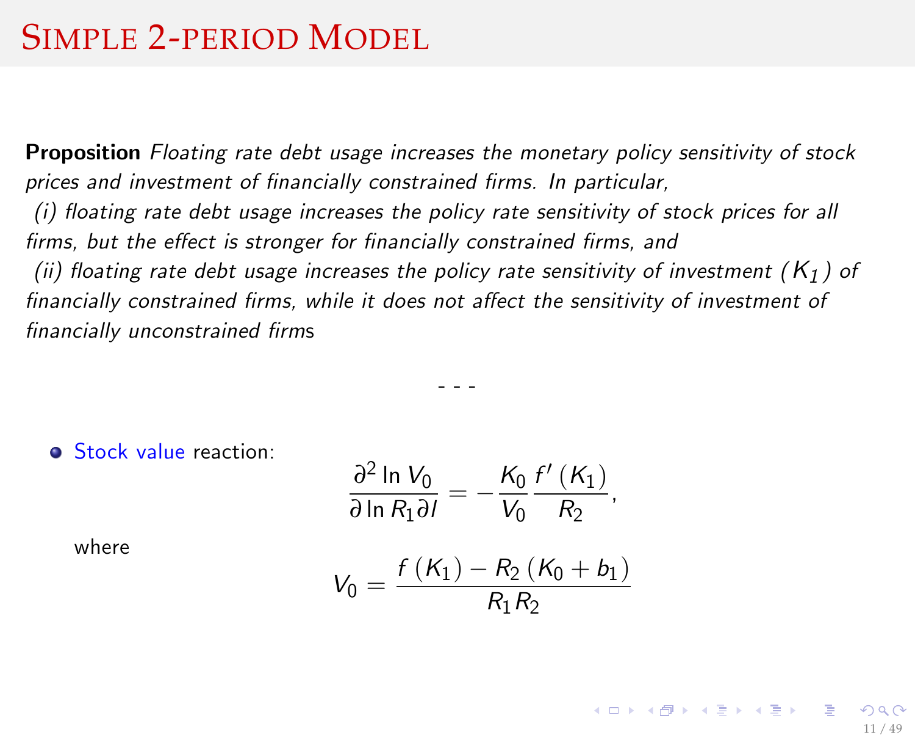# Simple 2-period Model

**Proposition** *Floating rate debt usage increases the monetary policy sensitivity of stock prices and investment of financially constrained firms. In particular,*
*(i) floating rate debt usage increases the policy rate sensitivity of stock prices for all firms, but the effect is stronger for financially constrained firms, and*
*(ii) floating rate debt usage increases the policy rate sensitivity of investment ($K_1$) of financially constrained firms, while it does not affect the sensitivity of investment of financially unconstrained firms*

- - -

- Stock value reaction:

$$\frac{\partial^2 \ln V_0}{\partial \ln R_1 \partial l} = -\frac{K_0}{V_0}\frac{f'(K_1)}{R_2},$$

where

$$V_0 = \frac{f(K_1) - R_2(K_0 + b_1)}{R_1 R_2}$$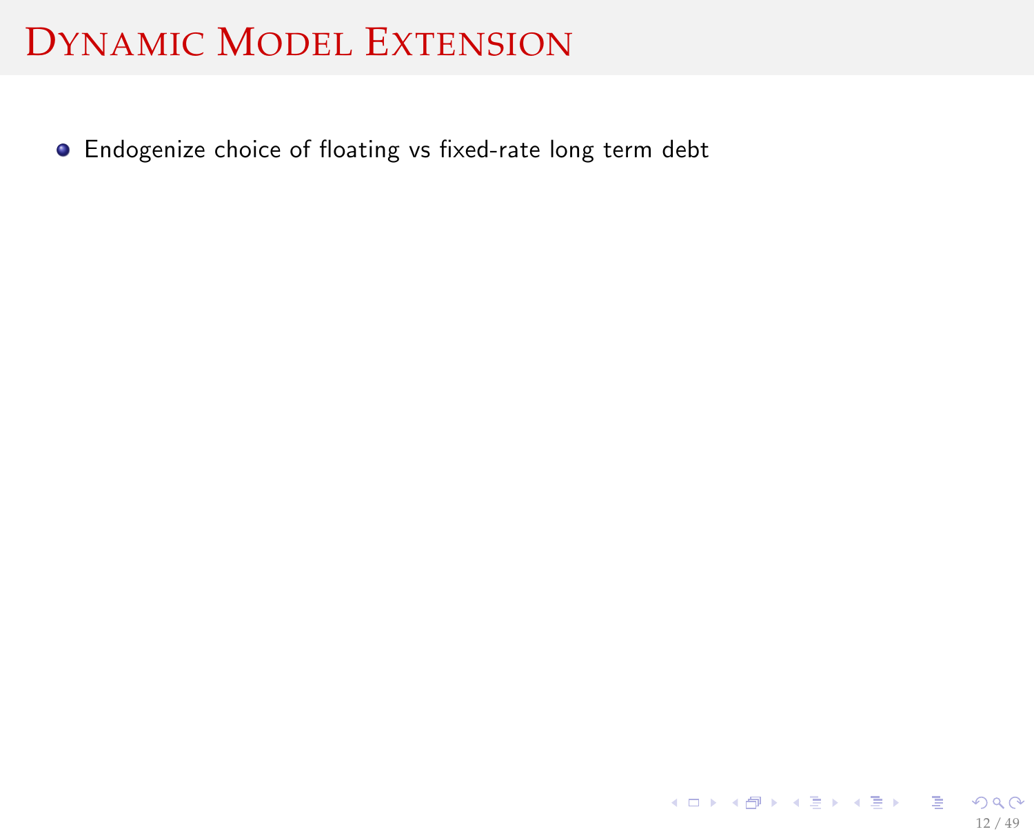# Dynamic Model Extension

- Endogenize choice of floating vs fixed-rate long term debt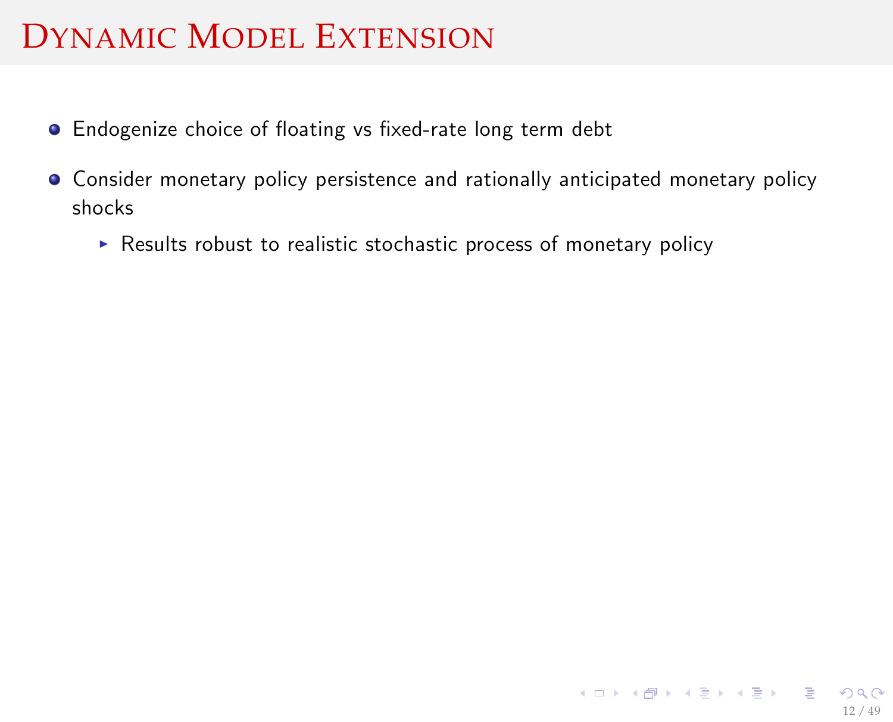# Dynamic Model Extension

- Endogenize choice of floating vs fixed-rate long term debt
- Consider monetary policy persistence and rationally anticipated monetary policy shocks
  - Results robust to realistic stochastic process of monetary policy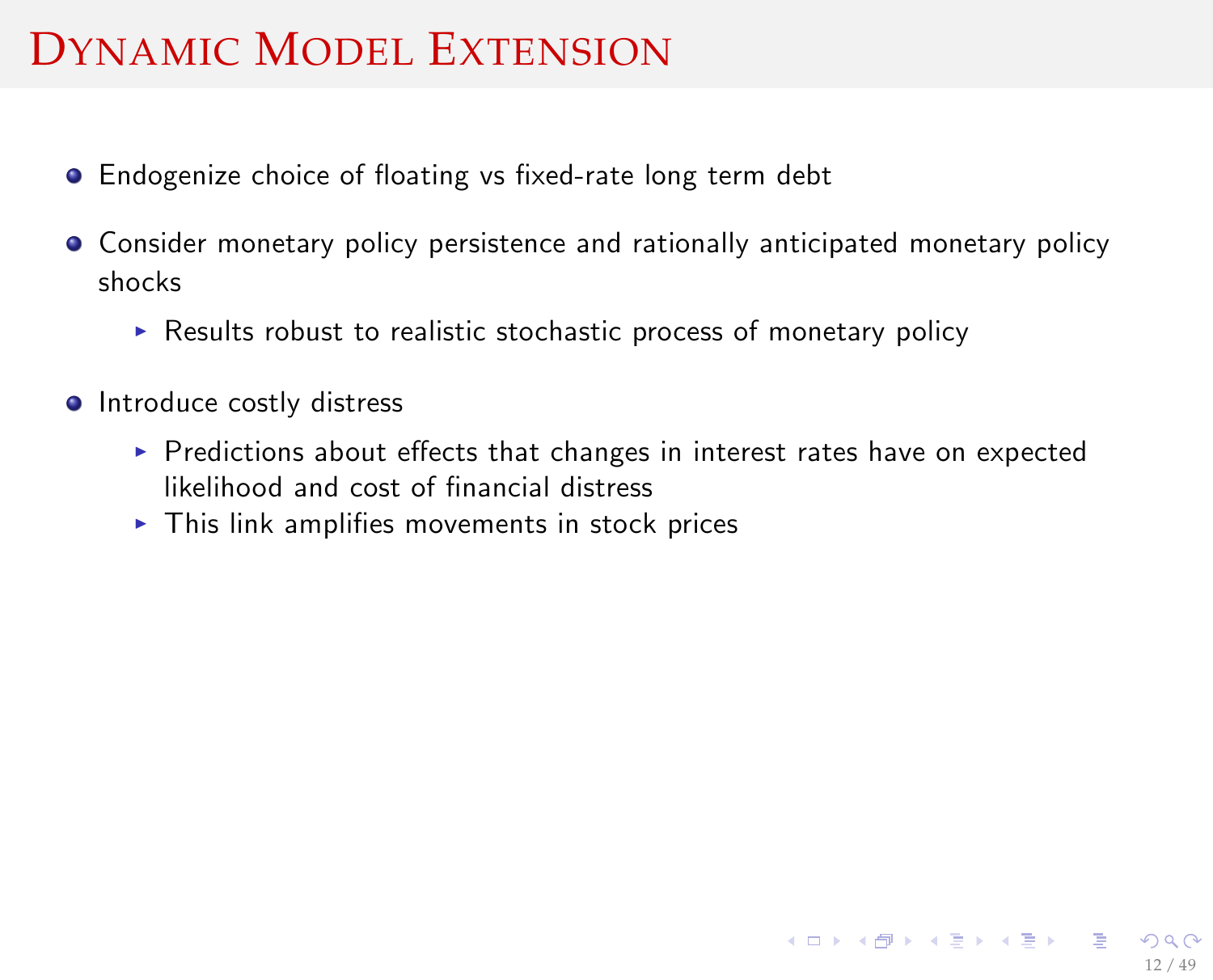# Dynamic Model Extension

- Endogenize choice of floating vs fixed-rate long term debt
- Consider monetary policy persistence and rationally anticipated monetary policy shocks
  - Results robust to realistic stochastic process of monetary policy
- Introduce costly distress
  - Predictions about effects that changes in interest rates have on expected likelihood and cost of financial distress
  - This link amplifies movements in stock prices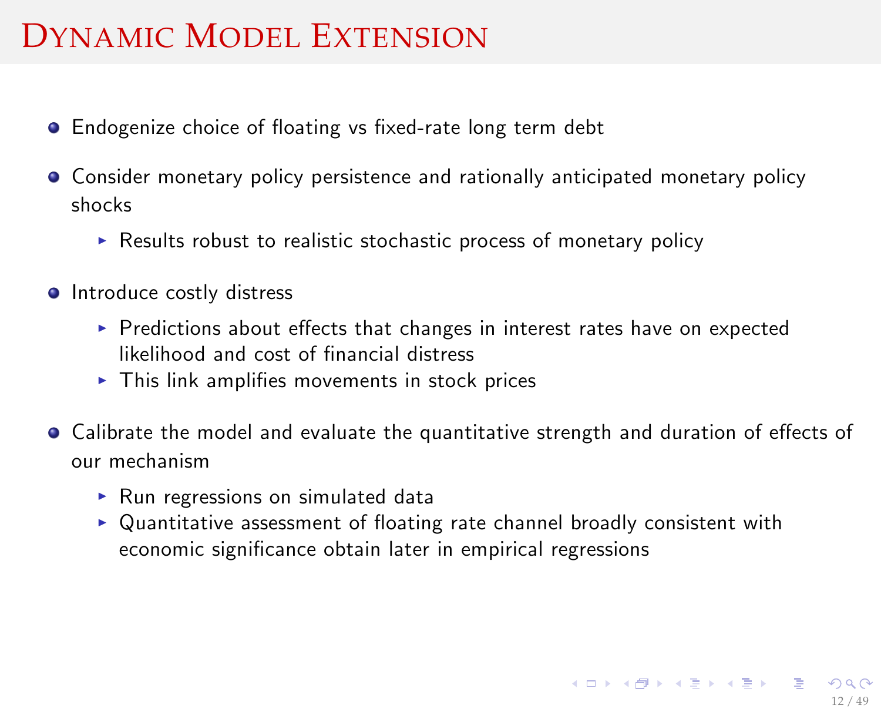# Dynamic Model Extension

- Endogenize choice of floating vs fixed-rate long term debt
- Consider monetary policy persistence and rationally anticipated monetary policy shocks
  - Results robust to realistic stochastic process of monetary policy
- Introduce costly distress
  - Predictions about effects that changes in interest rates have on expected likelihood and cost of financial distress
  - This link amplifies movements in stock prices
- Calibrate the model and evaluate the quantitative strength and duration of effects of our mechanism
  - Run regressions on simulated data
  - Quantitative assessment of floating rate channel broadly consistent with economic significance obtain later in empirical regressions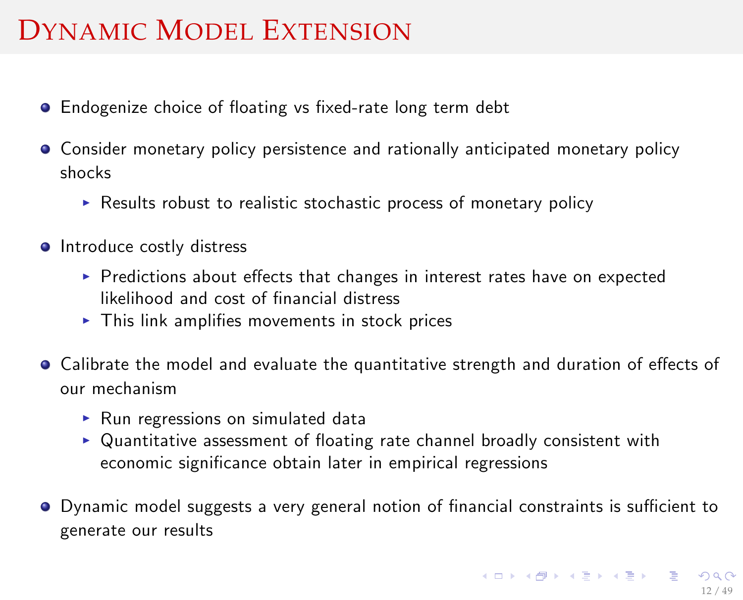# Dynamic Model Extension

- Endogenize choice of floating vs fixed-rate long term debt
- Consider monetary policy persistence and rationally anticipated monetary policy shocks
  - Results robust to realistic stochastic process of monetary policy
- Introduce costly distress
  - Predictions about effects that changes in interest rates have on expected likelihood and cost of financial distress
  - This link amplifies movements in stock prices
- Calibrate the model and evaluate the quantitative strength and duration of effects of our mechanism
  - Run regressions on simulated data
  - Quantitative assessment of floating rate channel broadly consistent with economic significance obtain later in empirical regressions
- Dynamic model suggests a very general notion of financial constraints is sufficient to generate our results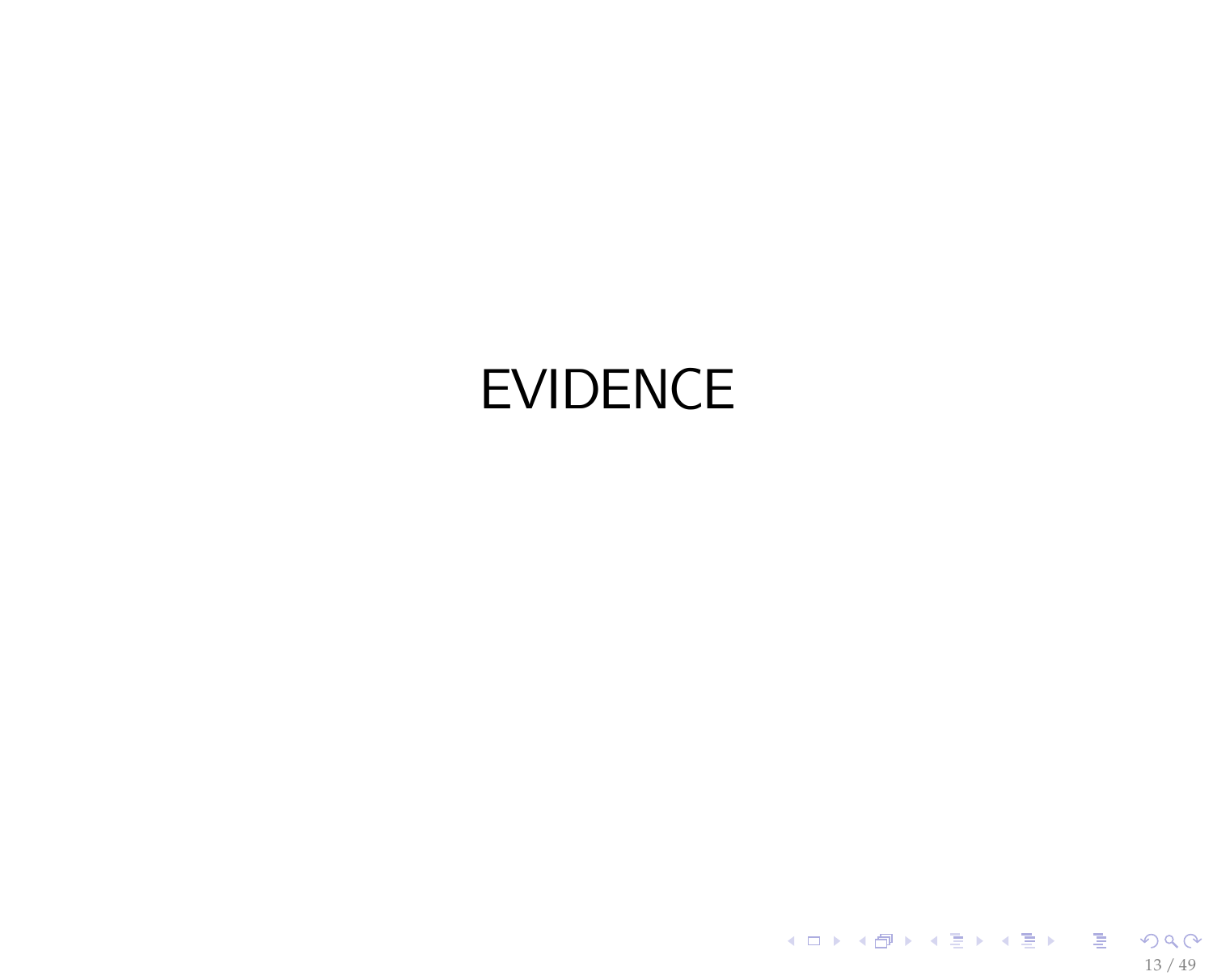# EVIDENCE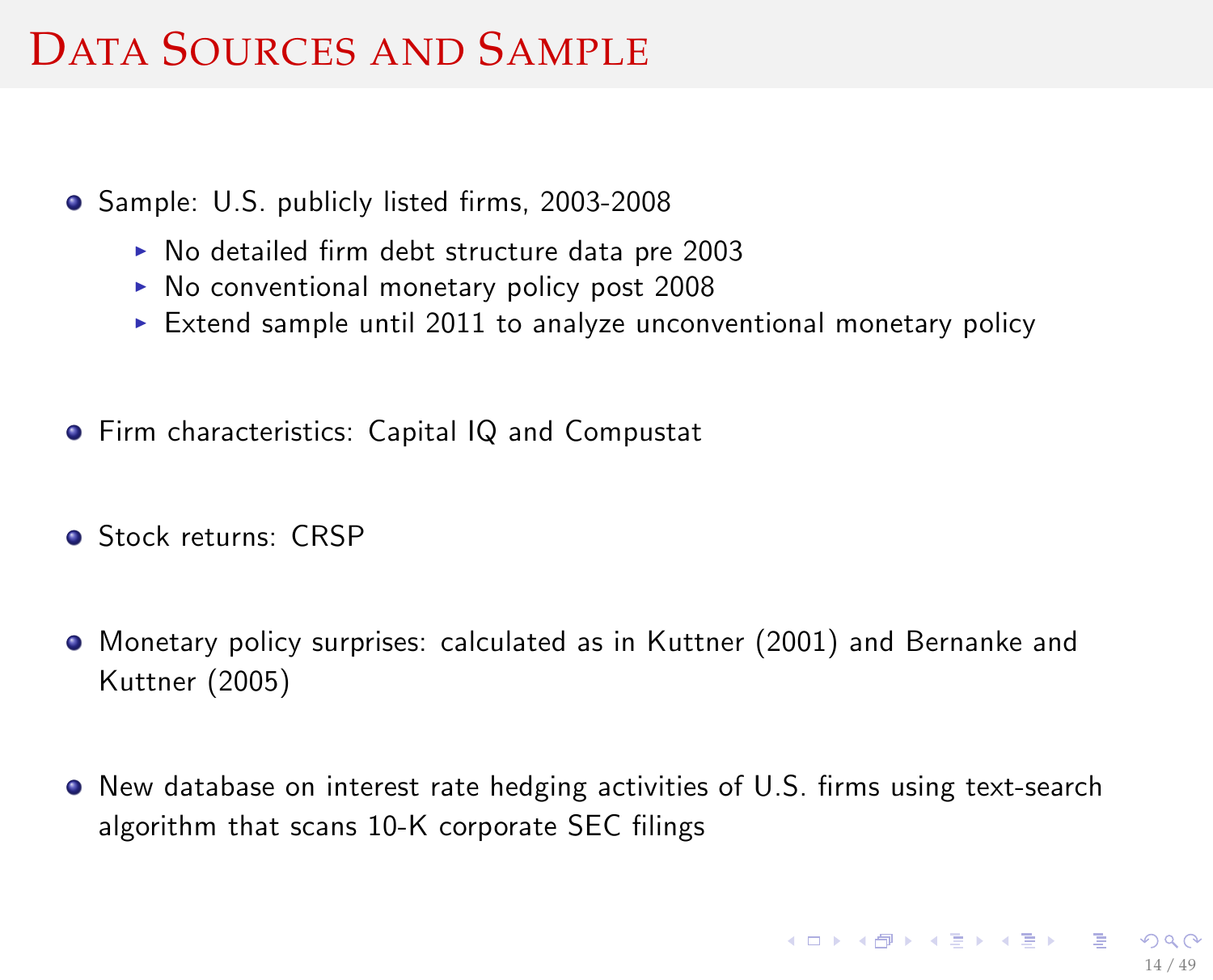# Data Sources and Sample

- Sample: U.S. publicly listed firms, 2003-2008
  - No detailed firm debt structure data pre 2003
  - No conventional monetary policy post 2008
  - Extend sample until 2011 to analyze unconventional monetary policy
- Firm characteristics: Capital IQ and Compustat
- Stock returns: CRSP
- Monetary policy surprises: calculated as in Kuttner (2001) and Bernanke and Kuttner (2005)
- New database on interest rate hedging activities of U.S. firms using text-search algorithm that scans 10-K corporate SEC filings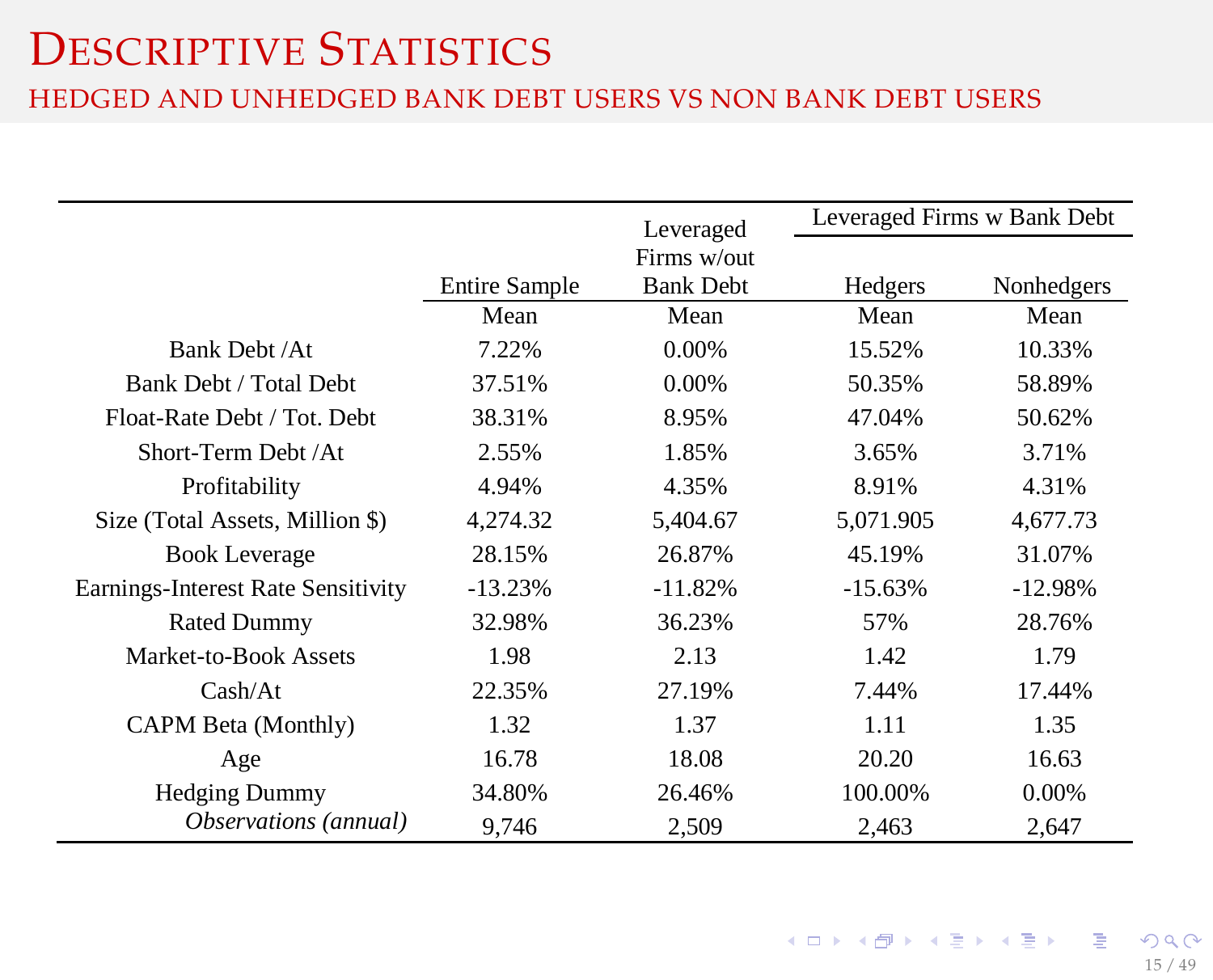# Descriptive Statistics

## Hedged and Unhedged Bank Debt Users vs Non Bank Debt Users

| | Entire Sample | Leveraged Firms w/out Bank Debt | Leveraged Firms w Bank Debt | |
|---|---|---|---|---|
| | | | Hedgers | Nonhedgers |
| | Mean | Mean | Mean | Mean |
| Bank Debt /At | 7.22% | 0.00% | 15.52% | 10.33% |
| Bank Debt / Total Debt | 37.51% | 0.00% | 50.35% | 58.89% |
| Float-Rate Debt / Tot. Debt | 38.31% | 8.95% | 47.04% | 50.62% |
| Short-Term Debt /At | 2.55% | 1.85% | 3.65% | 3.71% |
| Profitability | 4.94% | 4.35% | 8.91% | 4.31% |
| Size (Total Assets, Million $) | 4,274.32 | 5,404.67 | 5,071.905 | 4,677.73 |
| Book Leverage | 28.15% | 26.87% | 45.19% | 31.07% |
| Earnings-Interest Rate Sensitivity | -13.23% | -11.82% | -15.63% | -12.98% |
| Rated Dummy | 32.98% | 36.23% | 57% | 28.76% |
| Market-to-Book Assets | 1.98 | 2.13 | 1.42 | 1.79 |
| Cash/At | 22.35% | 27.19% | 7.44% | 17.44% |
| CAPM Beta (Monthly) | 1.32 | 1.37 | 1.11 | 1.35 |
| Age | 16.78 | 18.08 | 20.20 | 16.63 |
| Hedging Dummy | 34.80% | 26.46% | 100.00% | 0.00% |
| *Observations (annual)* | 9,746 | 2,509 | 2,463 | 2,647 |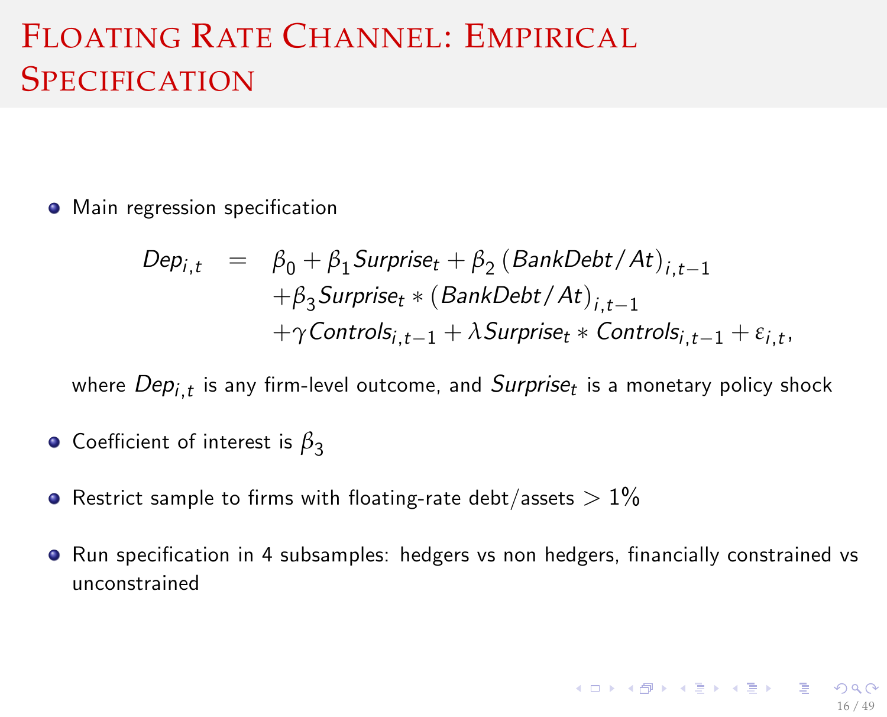# Floating Rate Channel: Empirical Specification

- Main regression specification

$$
\begin{aligned}
Dep_{i,t} \quad = \quad & \beta_0 + \beta_1 Surprise_t + \beta_2 \left(BankDebt/At\right)_{i,t-1} \\
& + \beta_3 Surprise_t * \left(BankDebt/At\right)_{i,t-1} \\
& + \gamma Controls_{i,t-1} + \lambda Surprise_t * Controls_{i,t-1} + \varepsilon_{i,t},
\end{aligned}
$$

  where $Dep_{i,t}$ is any firm-level outcome, and $Surprise_t$ is a monetary policy shock

- Coefficient of interest is $\beta_3$
- Restrict sample to firms with floating-rate debt/assets $> 1\%$
- Run specification in 4 subsamples: hedgers vs non hedgers, financially constrained vs unconstrained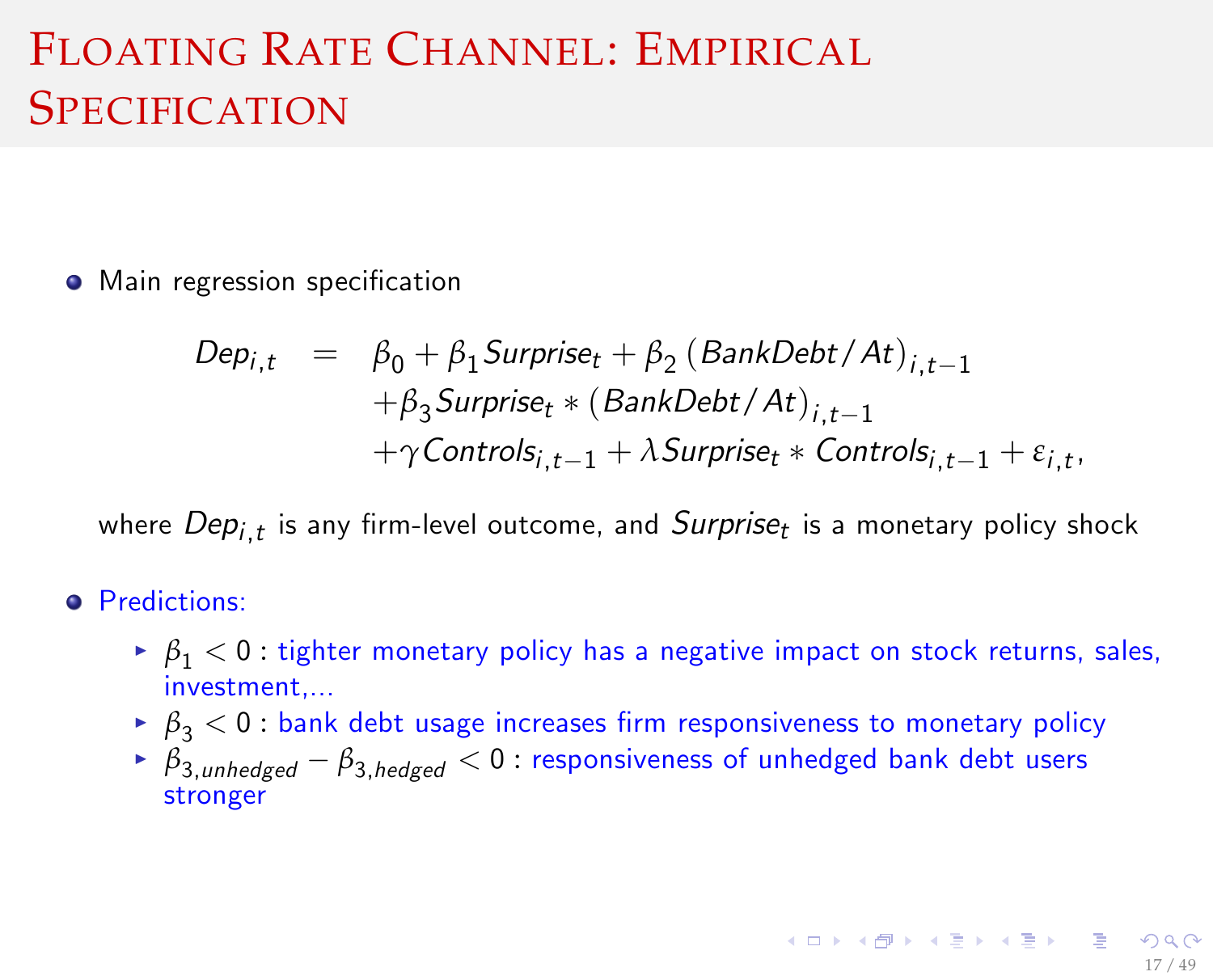# Floating Rate Channel: Empirical Specification

- Main regression specification

$$
\begin{aligned}
Dep_{i,t} \quad = \quad & \beta_0 + \beta_1 Surprise_t + \beta_2 \left( BankDebt/At \right)_{i,t-1} \\
& + \beta_3 Surprise_t * \left( BankDebt/At \right)_{i,t-1} \\
& + \gamma Controls_{i,t-1} + \lambda Surprise_t * Controls_{i,t-1} + \varepsilon_{i,t},
\end{aligned}
$$

where $Dep_{i,t}$ is any firm-level outcome, and $Surprise_t$ is a monetary policy shock

- Predictions:
  - $\beta_1 < 0$ : tighter monetary policy has a negative impact on stock returns, sales, investment,...
  - $\beta_3 < 0$ : bank debt usage increases firm responsiveness to monetary policy
  - $\beta_{3,unhedged} - \beta_{3,hedged} < 0$ : responsiveness of unhedged bank debt users stronger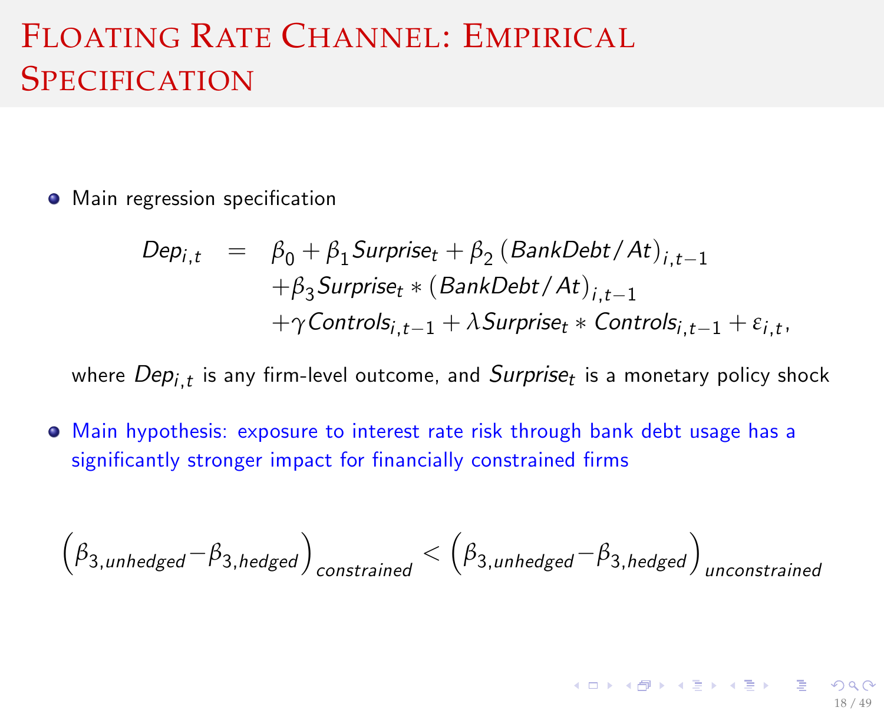# Floating Rate Channel: Empirical Specification

- Main regression specification

$$
\begin{aligned}
Dep_{i,t} \quad = \quad & \beta_0 + \beta_1 Surprise_t + \beta_2 \left(BankDebt/At\right)_{i,t-1} \\
& + \beta_3 Surprise_t * \left(BankDebt/At\right)_{i,t-1} \\
& + \gamma Controls_{i,t-1} + \lambda Surprise_t * Controls_{i,t-1} + \varepsilon_{i,t},
\end{aligned}
$$

  where $Dep_{i,t}$ is any firm-level outcome, and $Surprise_t$ is a monetary policy shock

- Main hypothesis: exposure to interest rate risk through bank debt usage has a significantly stronger impact for financially constrained firms

$$
\left(\beta_{3,unhedged} - \beta_{3,hedged}\right)_{constrained} < \left(\beta_{3,unhedged} - \beta_{3,hedged}\right)_{unconstrained}
$$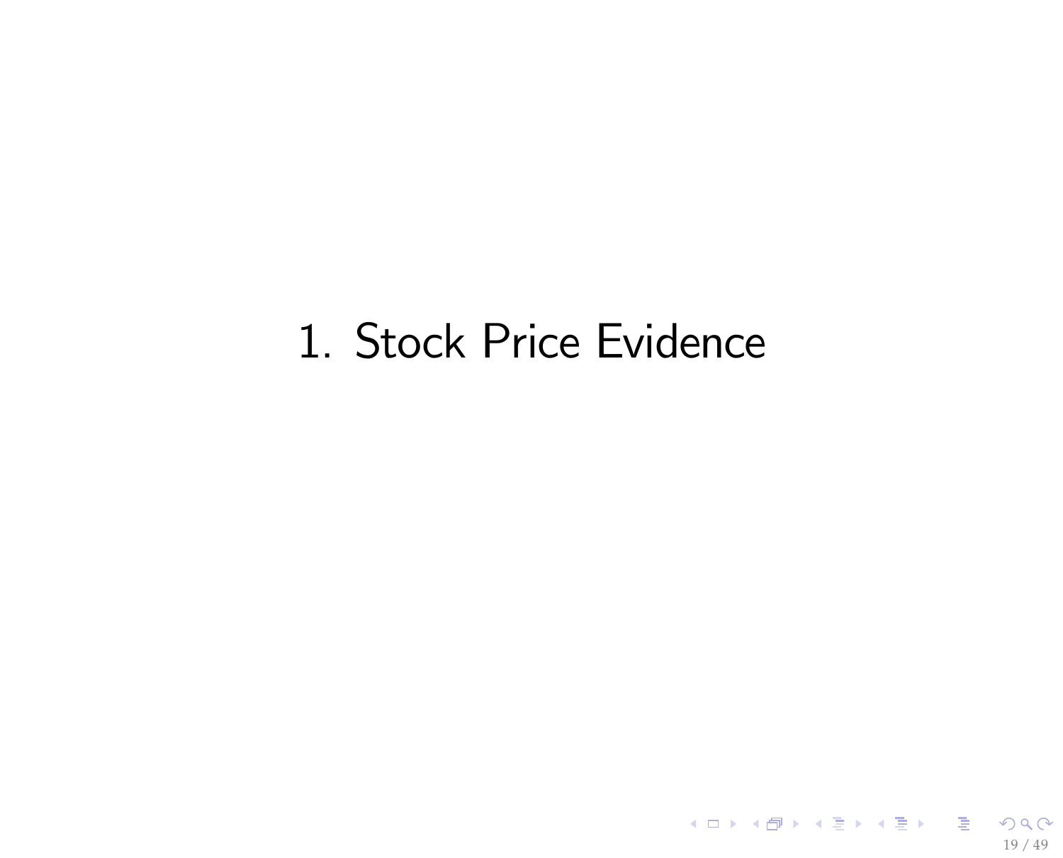# 1. Stock Price Evidence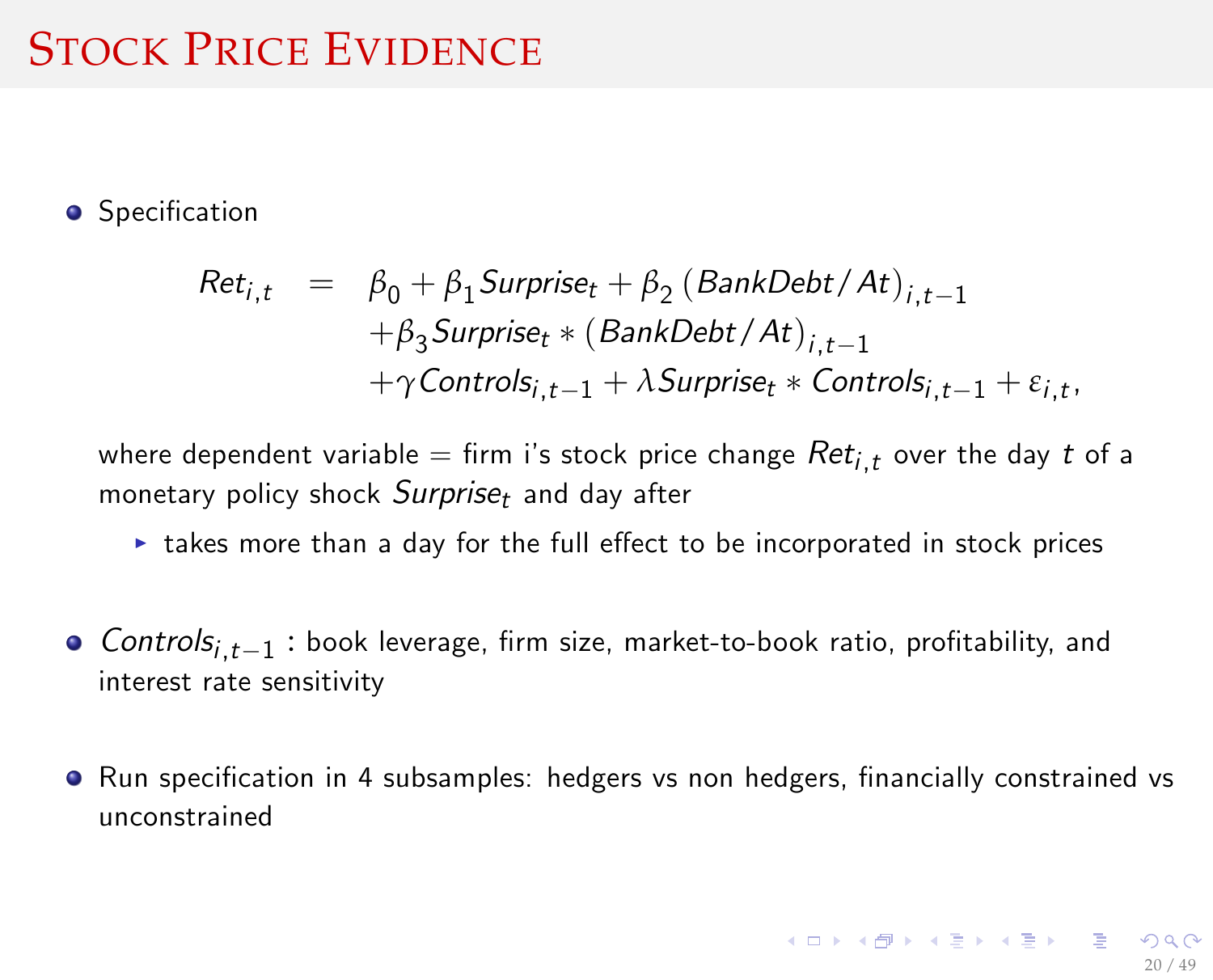# Stock Price Evidence

- Specification

$$
\begin{aligned}
Ret_{i,t} \quad = \quad & \beta_0 + \beta_1 Surprise_t + \beta_2 \left( BankDebt/At \right)_{i,t-1} \\
& + \beta_3 Surprise_t * \left( BankDebt/At \right)_{i,t-1} \\
& + \gamma Controls_{i,t-1} + \lambda Surprise_t * Controls_{i,t-1} + \varepsilon_{i,t},
\end{aligned}
$$

where dependent variable = firm i's stock price change $Ret_{i,t}$ over the day $t$ of a monetary policy shock $Surprise_t$ and day after

  - takes more than a day for the full effect to be incorporated in stock prices

- $Controls_{i,t-1}$ : book leverage, firm size, market-to-book ratio, profitability, and interest rate sensitivity

- Run specification in 4 subsamples: hedgers vs non hedgers, financially constrained vs unconstrained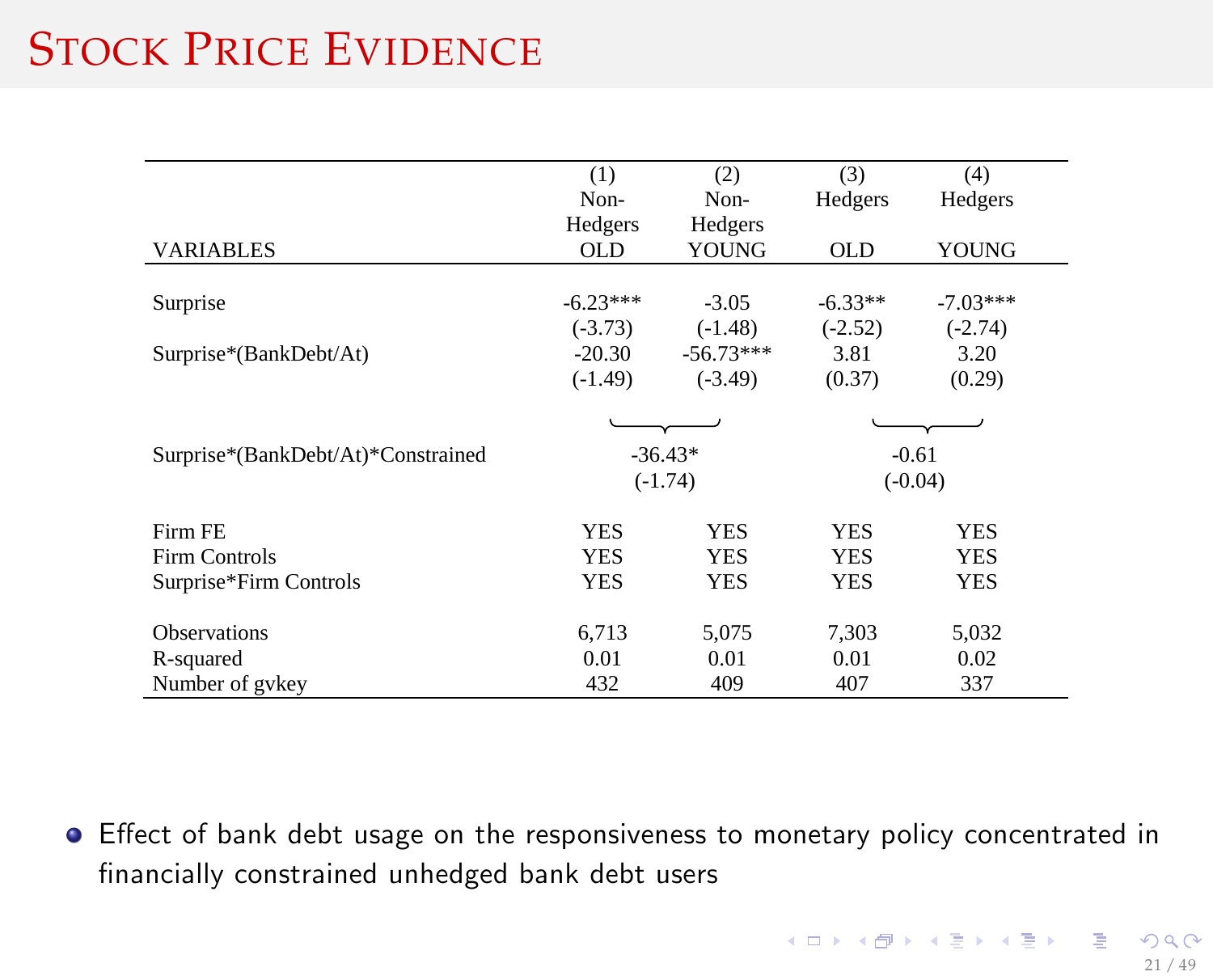# Stock Price Evidence

| VARIABLES | (1) Non-Hedgers OLD | (2) Non-Hedgers YOUNG | (3) Hedgers OLD | (4) Hedgers YOUNG |
|---|---|---|---|---|
| Surprise | -6.23*** | -3.05 | -6.33** | -7.03*** |
| | (-3.73) | (-1.48) | (-2.52) | (-2.74) |
| Surprise*(BankDebt/At) | -20.30 | -56.73*** | 3.81 | 3.20 |
| | (-1.49) | (-3.49) | (0.37) | (0.29) |
| Surprise*(BankDebt/At)*Constrained | -36.43* | | -0.61 | |
| | (-1.74) | | (-0.04) | |
| Firm FE | YES | YES | YES | YES |
| Firm Controls | YES | YES | YES | YES |
| Surprise*Firm Controls | YES | YES | YES | YES |
| Observations | 6,713 | 5,075 | 7,303 | 5,032 |
| R-squared | 0.01 | 0.01 | 0.01 | 0.02 |
| Number of gvkey | 432 | 409 | 407 | 337 |

- Effect of bank debt usage on the responsiveness to monetary policy concentrated in financially constrained unhedged bank debt users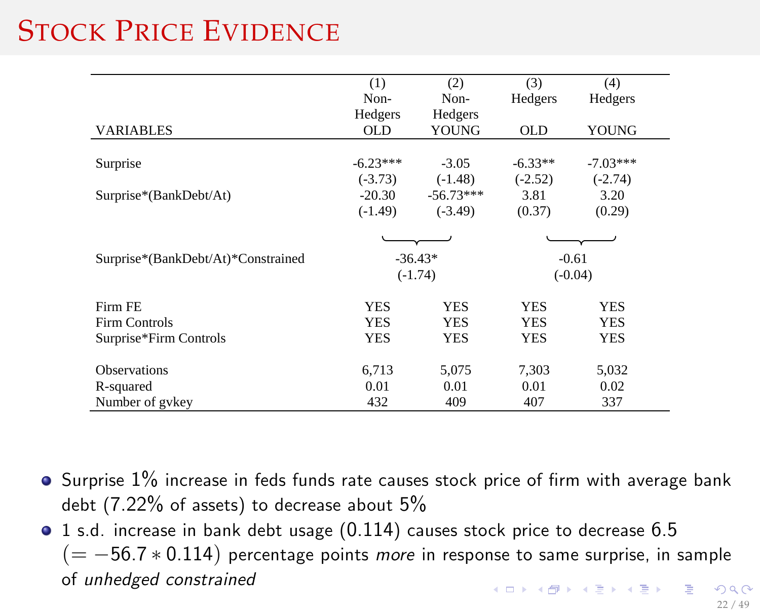# Stock Price Evidence

| VARIABLES | (1) Non-Hedgers OLD | (2) Non-Hedgers YOUNG | (3) Hedgers OLD | (4) Hedgers YOUNG |
|---|---|---|---|---|
| Surprise | -6.23*** | -3.05 | -6.33** | -7.03*** |
| | (-3.73) | (-1.48) | (-2.52) | (-2.74) |
| Surprise*(BankDebt/At) | -20.30 | -56.73*** | 3.81 | 3.20 |
| | (-1.49) | (-3.49) | (0.37) | (0.29) |
| Surprise*(BankDebt/At)*Constrained | -36.43* | | -0.61 | |
| | (-1.74) | | (-0.04) | |
| Firm FE | YES | YES | YES | YES |
| Firm Controls | YES | YES | YES | YES |
| Surprise*Firm Controls | YES | YES | YES | YES |
| Observations | 6,713 | 5,075 | 7,303 | 5,032 |
| R-squared | 0.01 | 0.01 | 0.01 | 0.02 |
| Number of gvkey | 432 | 409 | 407 | 337 |

- Surprise 1% increase in feds funds rate causes stock price of firm with average bank debt (7.22% of assets) to decrease about 5%
- 1 s.d. increase in bank debt usage (0.114) causes stock price to decrease 6.5 $(= -56.7 * 0.114)$ percentage points *more* in response to same surprise, in sample of *unhedged constrained*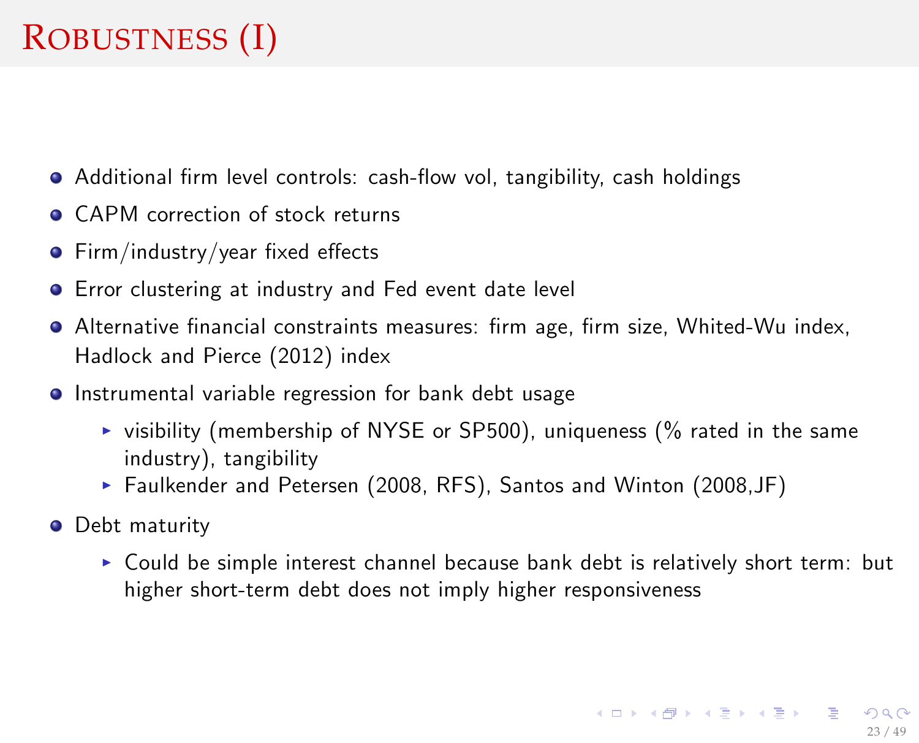# Robustness (I)

- Additional firm level controls: cash-flow vol, tangibility, cash holdings
- CAPM correction of stock returns
- Firm/industry/year fixed effects
- Error clustering at industry and Fed event date level
- Alternative financial constraints measures: firm age, firm size, Whited-Wu index, Hadlock and Pierce (2012) index
- Instrumental variable regression for bank debt usage
  - visibility (membership of NYSE or SP500), uniqueness (% rated in the same industry), tangibility
  - Faulkender and Petersen (2008, RFS), Santos and Winton (2008,JF)
- Debt maturity
  - Could be simple interest channel because bank debt is relatively short term: but higher short-term debt does not imply higher responsiveness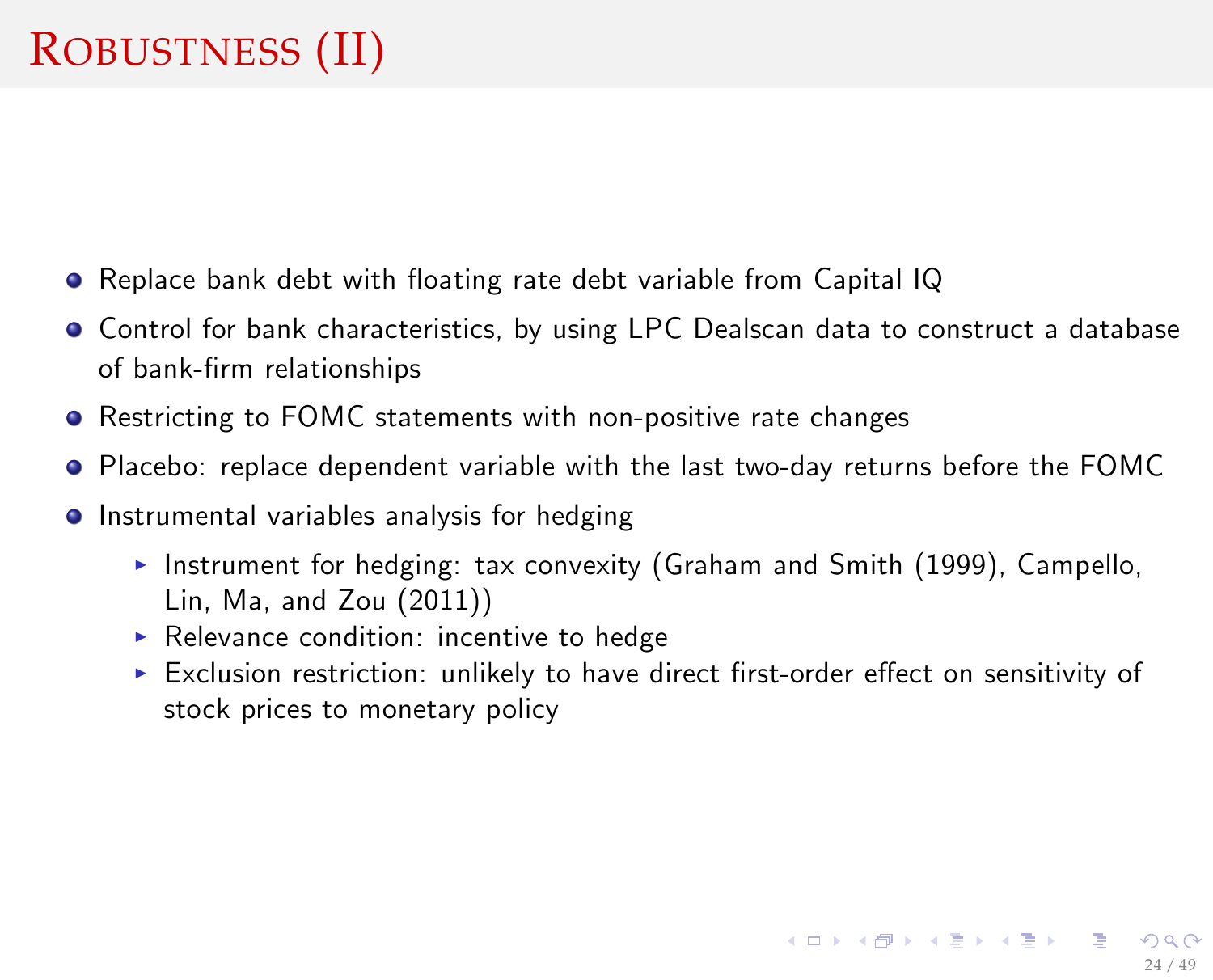# Robustness (II)

- Replace bank debt with floating rate debt variable from Capital IQ
- Control for bank characteristics, by using LPC Dealscan data to construct a database of bank-firm relationships
- Restricting to FOMC statements with non-positive rate changes
- Placebo: replace dependent variable with the last two-day returns before the FOMC
- Instrumental variables analysis for hedging
  - Instrument for hedging: tax convexity (Graham and Smith (1999), Campello, Lin, Ma, and Zou (2011))
  - Relevance condition: incentive to hedge
  - Exclusion restriction: unlikely to have direct first-order effect on sensitivity of stock prices to monetary policy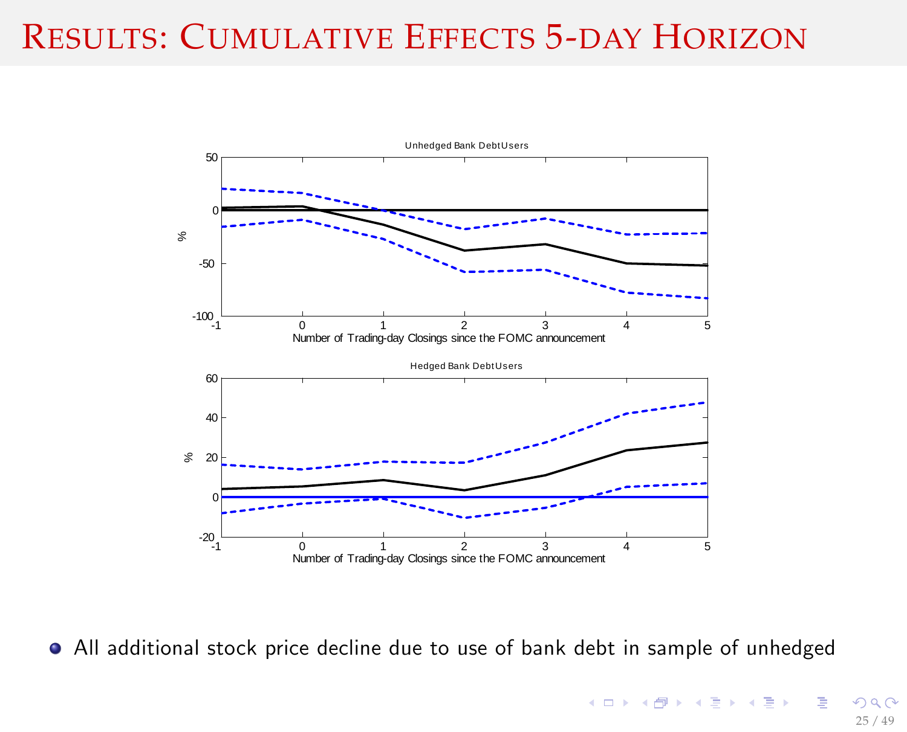# Results: Cumulative Effects 5-day Horizon

Unhedged Bank DebtUsers

Hedged Bank DebtUsers

- All additional stock price decline due to use of bank debt in sample of unhedged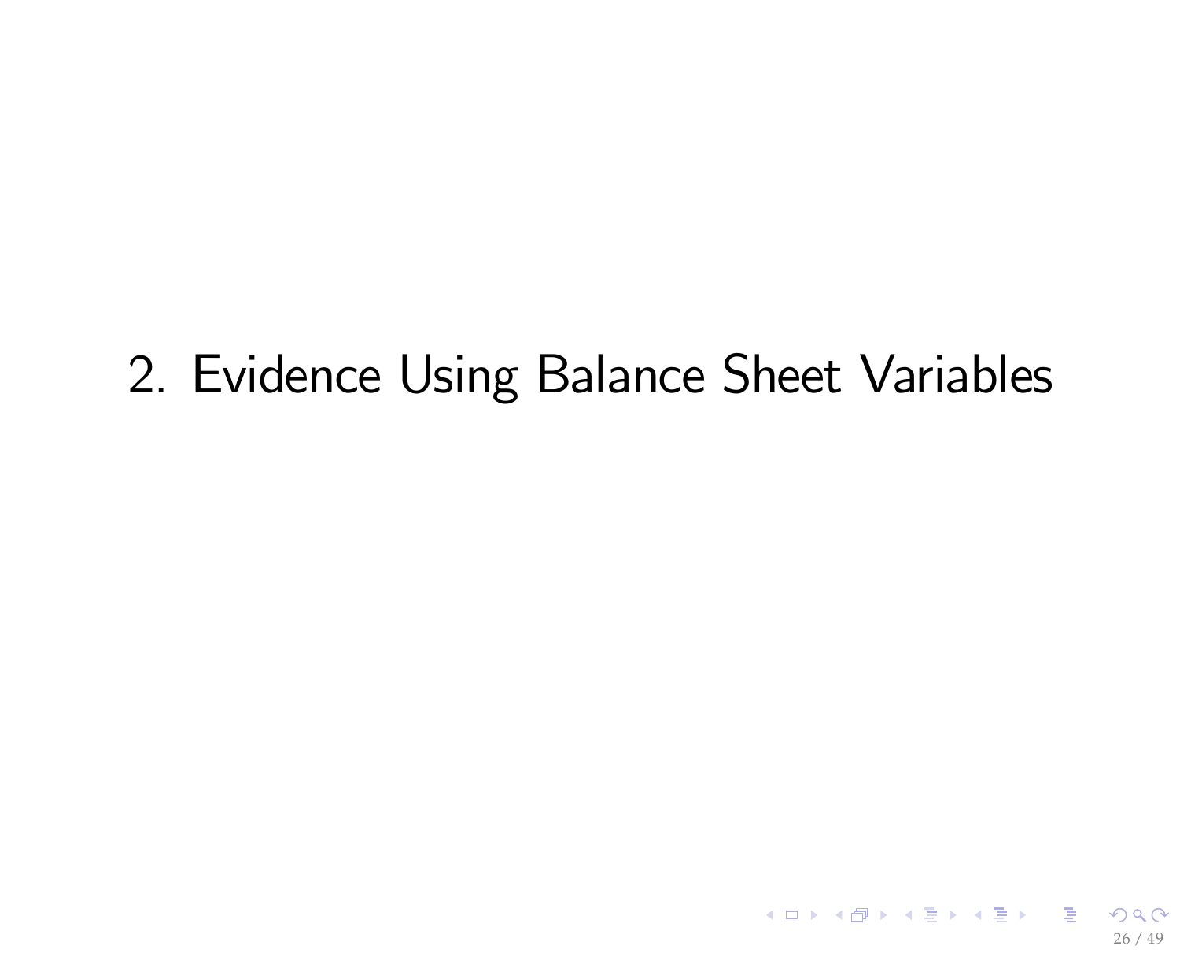# 2. Evidence Using Balance Sheet Variables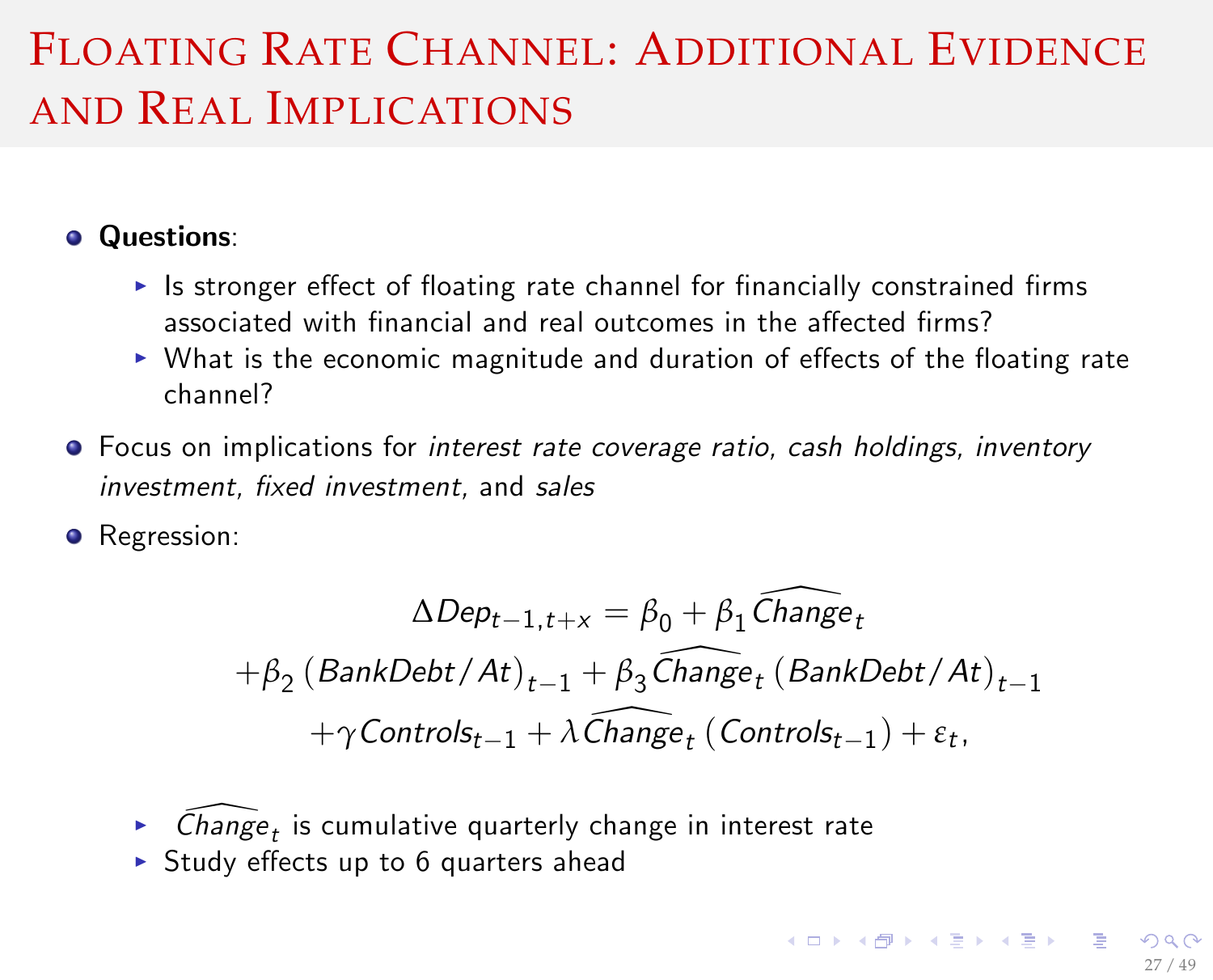# Floating Rate Channel: Additional Evidence and Real Implications

- **Questions**:
  - Is stronger effect of floating rate channel for financially constrained firms associated with financial and real outcomes in the affected firms?
  - What is the economic magnitude and duration of effects of the floating rate channel?
- Focus on implications for *interest rate coverage ratio*, *cash holdings*, *inventory investment*, *fixed investment*, and *sales*
- Regression:

$$
\begin{aligned}
\Delta Dep_{t-1,t+x} &= \beta_0 + \beta_1 \widehat{Change}_t \\
&+ \beta_2 \left(BankDebt/At\right)_{t-1} + \beta_3 \widehat{Change}_t \left(BankDebt/At\right)_{t-1} \\
&+ \gamma Controls_{t-1} + \lambda \widehat{Change}_t \left(Controls_{t-1}\right) + \varepsilon_t,
\end{aligned}
$$

  - $\widehat{Change}_t$ is cumulative quarterly change in interest rate
  - Study effects up to 6 quarters ahead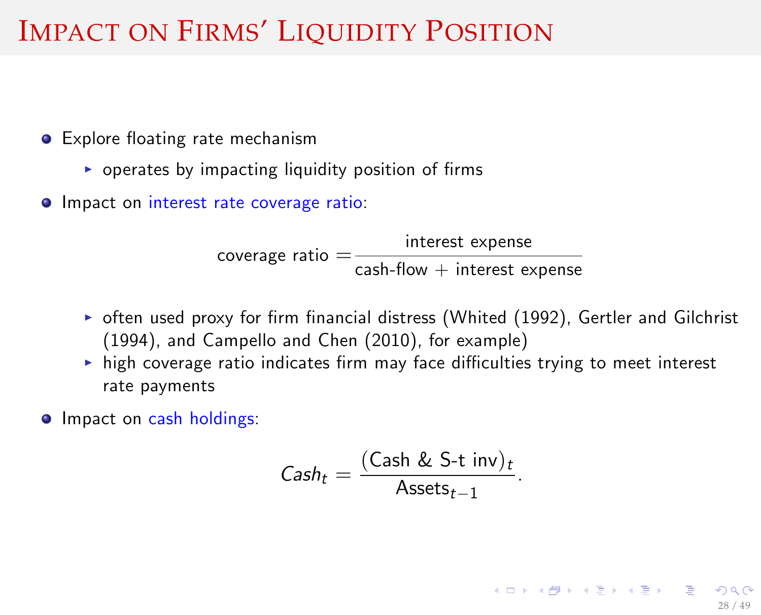# Impact on Firms' Liquidity Position

- Explore floating rate mechanism
  - operates by impacting liquidity position of firms
- Impact on interest rate coverage ratio:

$$\text{coverage ratio} = \frac{\text{interest expense}}{\text{cash-flow} + \text{interest expense}}$$

  - often used proxy for firm financial distress (Whited (1992), Gertler and Gilchrist (1994), and Campello and Chen (2010), for example)
  - high coverage ratio indicates firm may face difficulties trying to meet interest rate payments
- Impact on cash holdings:

$$Cash_t = \frac{(\text{Cash \& S-t inv})_t}{\text{Assets}_{t-1}}.$$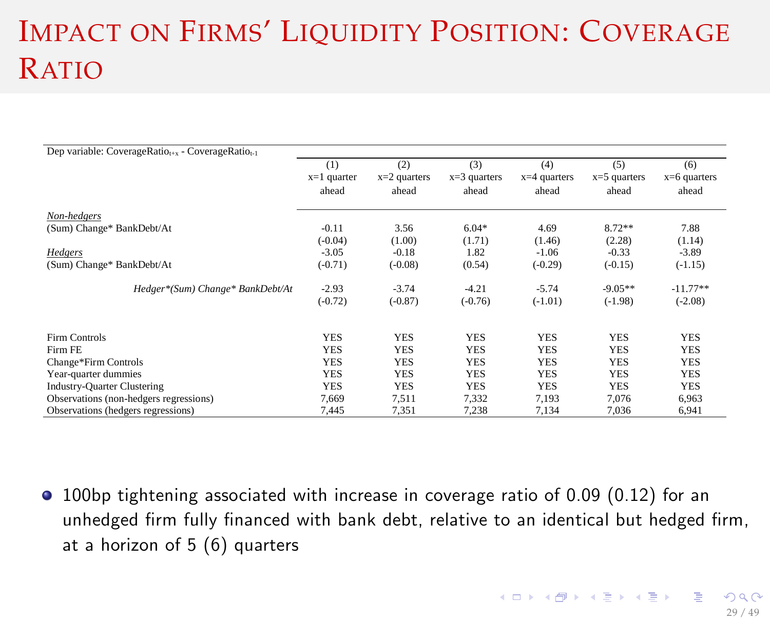# Impact on Firms' Liquidity Position: Coverage Ratio

| Dep variable: $CoverageRatio_{t+x}$ - $CoverageRatio_{t-1}$ | (1) x=1 quarter ahead | (2) x=2 quarters ahead | (3) x=3 quarters ahead | (4) x=4 quarters ahead | (5) x=5 quarters ahead | (6) x=6 quarters ahead |
|---|---|---|---|---|---|---|
| *Non-hedgers* | | | | | | |
| (Sum) Change* BankDebt/At | -0.11 | 3.56 | 6.04* | 4.69 | 8.72** | 7.88 |
| | (-0.04) | (1.00) | (1.71) | (1.46) | (2.28) | (1.14) |
| *Hedgers* | -3.05 | -0.18 | 1.82 | -1.06 | -0.33 | -3.89 |
| (Sum) Change* BankDebt/At | (-0.71) | (-0.08) | (0.54) | (-0.29) | (-0.15) | (-1.15) |
| *Hedger*(Sum) Change* BankDebt/At* | -2.93 | -3.74 | -4.21 | -5.74 | -9.05** | -11.77** |
| | (-0.72) | (-0.87) | (-0.76) | (-1.01) | (-1.98) | (-2.08) |
| Firm Controls | YES | YES | YES | YES | YES | YES |
| Firm FE | YES | YES | YES | YES | YES | YES |
| Change*Firm Controls | YES | YES | YES | YES | YES | YES |
| Year-quarter dummies | YES | YES | YES | YES | YES | YES |
| Industry-Quarter Clustering | YES | YES | YES | YES | YES | YES |
| Observations (non-hedgers regressions) | 7,669 | 7,511 | 7,332 | 7,193 | 7,076 | 6,963 |
| Observations (hedgers regressions) | 7,445 | 7,351 | 7,238 | 7,134 | 7,036 | 6,941 |

- 100bp tightening associated with increase in coverage ratio of 0.09 (0.12) for an unhedged firm fully financed with bank debt, relative to an identical but hedged firm, at a horizon of 5 (6) quarters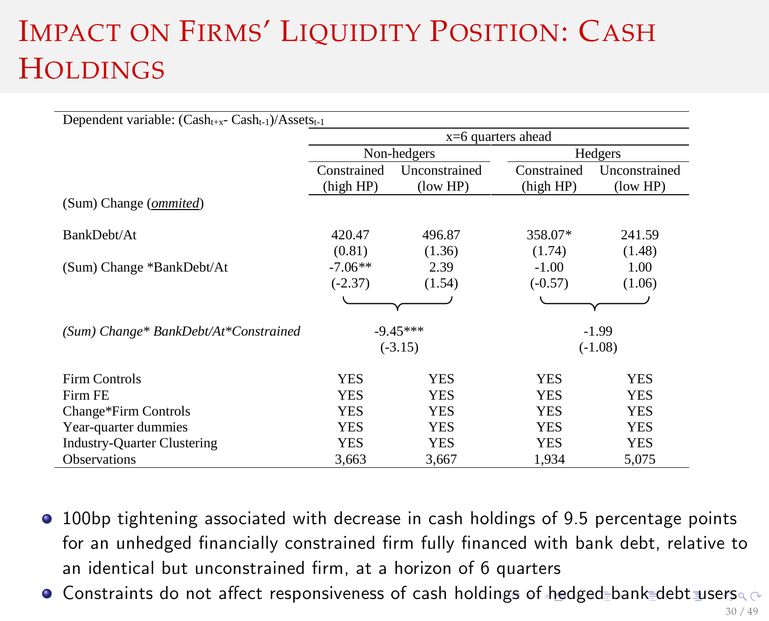# Impact on Firms' Liquidity Position: Cash Holdings

| Dependent variable: $(Cash_{t+x} - Cash_{t-1})/Assets_{t-1}$ | | | | |
|---|---|---|---|---|
| | x=6 quarters ahead | | | |
| | Non-hedgers | | Hedgers | |
| | Constrained (high HP) | Unconstrained (low HP) | Constrained (high HP) | Unconstrained (low HP) |
| (Sum) Change (*ommited*) | | | | |
| BankDebt/At | 420.47 | 496.87 | 358.07* | 241.59 |
| | (0.81) | (1.36) | (1.74) | (1.48) |
| (Sum) Change *BankDebt/At | -7.06** | 2.39 | -1.00 | 1.00 |
| | (-2.37) | (1.54) | (-0.57) | (1.06) |
| *(Sum) Change* BankDebt/At*Constrained* | -9.45*** | | -1.99 | |
| | (-3.15) | | (-1.08) | |
| Firm Controls | YES | YES | YES | YES |
| Firm FE | YES | YES | YES | YES |
| Change*Firm Controls | YES | YES | YES | YES |
| Year-quarter dummies | YES | YES | YES | YES |
| Industry-Quarter Clustering | YES | YES | YES | YES |
| Observations | 3,663 | 3,667 | 1,934 | 5,075 |

- 100bp tightening associated with decrease in cash holdings of 9.5 percentage points for an unhedged financially constrained firm fully financed with bank debt, relative to an identical but unconstrained firm, at a horizon of 6 quarters
- Constraints do not affect responsiveness of cash holdings of hedged bank debt users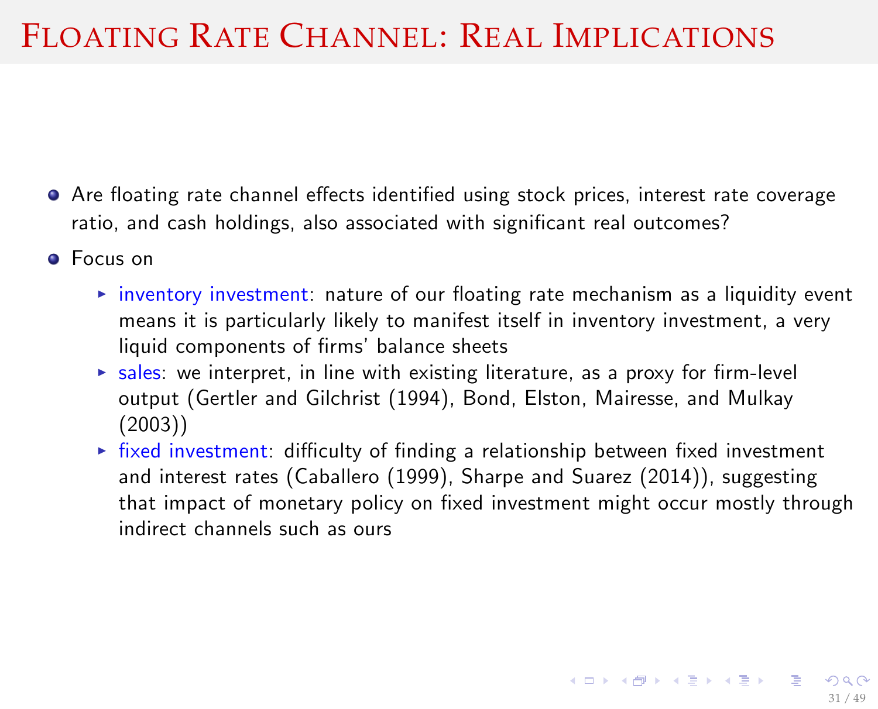# Floating Rate Channel: Real Implications

- Are floating rate channel effects identified using stock prices, interest rate coverage ratio, and cash holdings, also associated with significant real outcomes?
- Focus on
  - inventory investment: nature of our floating rate mechanism as a liquidity event means it is particularly likely to manifest itself in inventory investment, a very liquid components of firms' balance sheets
  - sales: we interpret, in line with existing literature, as a proxy for firm-level output (Gertler and Gilchrist (1994), Bond, Elston, Mairesse, and Mulkay (2003))
  - fixed investment: difficulty of finding a relationship between fixed investment and interest rates (Caballero (1999), Sharpe and Suarez (2014)), suggesting that impact of monetary policy on fixed investment might occur mostly through indirect channels such as ours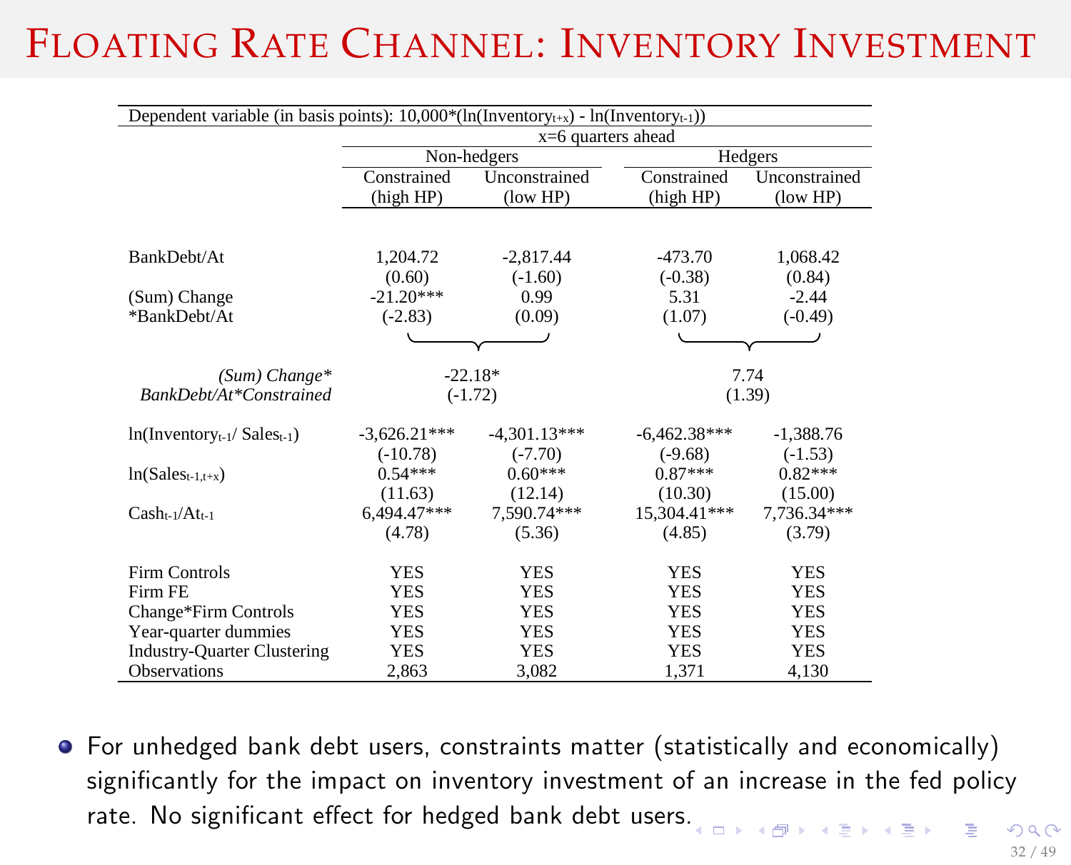# Floating Rate Channel: Inventory Investment

| Dependent variable (in basis points): $10{,}000*(\ln(Inventory_{t+x}) - \ln(Inventory_{t-1}))$ | | | | |
|---|---|---|---|---|
| | x=6 quarters ahead | | | |
| | Non-hedgers | | Hedgers | |
| | Constrained (high HP) | Unconstrained (low HP) | Constrained (high HP) | Unconstrained (low HP) |
| BankDebt/At | 1,204.72 | -2,817.44 | -473.70 | 1,068.42 |
| | (0.60) | (-1.60) | (-0.38) | (0.84) |
| (Sum) Change *BankDebt/At | -21.20*** | 0.99 | 5.31 | -2.44 |
| | (-2.83) | (0.09) | (1.07) | (-0.49) |
| *(Sum) Change* BankDebt/At*Constrained* | -22.18* | | 7.74 | |
| | (-1.72) | | (1.39) | |
| $\ln(Inventory_{t-1}/ Sales_{t-1})$ | -3,626.21*** | -4,301.13*** | -6,462.38*** | -1,388.76 |
| | (-10.78) | (-7.70) | (-9.68) | (-1.53) |
| $\ln(Sales_{t-1,t+x})$ | 0.54*** | 0.60*** | 0.87*** | 0.82*** |
| | (11.63) | (12.14) | (10.30) | (15.00) |
| $Cash_{t-1}/At_{t-1}$ | 6,494.47*** | 7,590.74*** | 15,304.41*** | 7,736.34*** |
| | (4.78) | (5.36) | (4.85) | (3.79) |
| Firm Controls | YES | YES | YES | YES |
| Firm FE | YES | YES | YES | YES |
| Change*Firm Controls | YES | YES | YES | YES |
| Year-quarter dummies | YES | YES | YES | YES |
| Industry-Quarter Clustering | YES | YES | YES | YES |
| Observations | 2,863 | 3,082 | 1,371 | 4,130 |

- For unhedged bank debt users, constraints matter (statistically and economically) significantly for the impact on inventory investment of an increase in the fed policy rate. No significant effect for hedged bank debt users.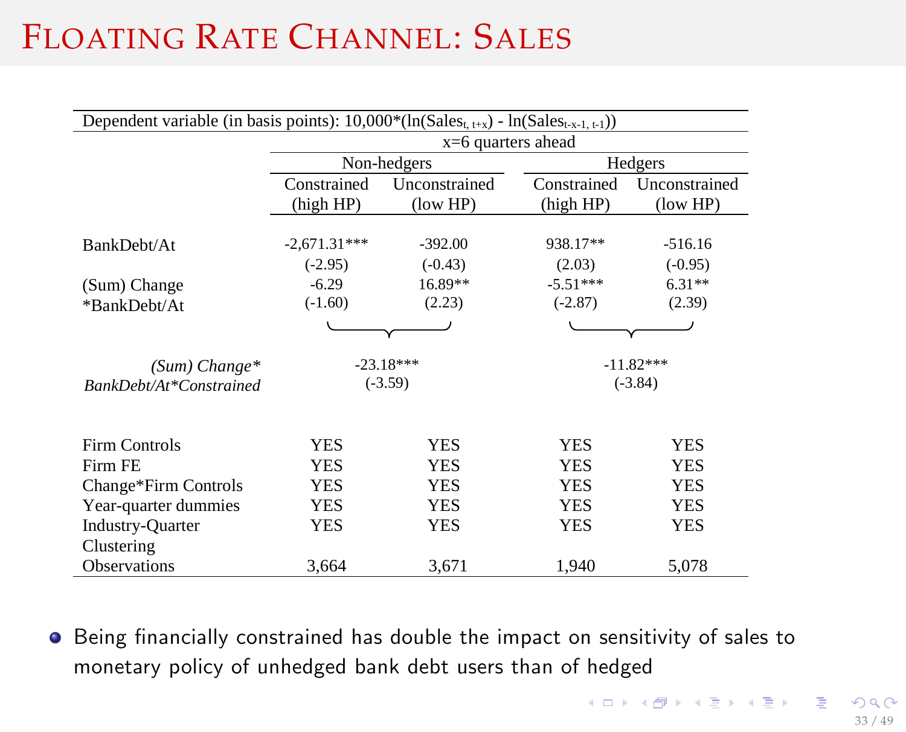# Floating Rate Channel: Sales

| Dependent variable (in basis points): 10,000*(ln($Sales_{t,\ t+x}$) - ln($Sales_{t-x-1,\ t-1}$)) | | | | |
|---|---|---|---|---|
| | x=6 quarters ahead | | | |
| | Non-hedgers | | Hedgers | |
| | Constrained (high HP) | Unconstrained (low HP) | Constrained (high HP) | Unconstrained (low HP) |
| BankDebt/At | -2,671.31*** | -392.00 | 938.17** | -516.16 |
| | (-2.95) | (-0.43) | (2.03) | (-0.95) |
| (Sum) Change *BankDebt/At | -6.29 | 16.89** | -5.51*** | 6.31** |
| | (-1.60) | (2.23) | (-2.87) | (2.39) |
| *(Sum) Change* BankDebt/At*Constrained* | -23.18*** | | -11.82*** | |
| | (-3.59) | | (-3.84) | |
| Firm Controls | YES | YES | YES | YES |
| Firm FE | YES | YES | YES | YES |
| Change*Firm Controls | YES | YES | YES | YES |
| Year-quarter dummies | YES | YES | YES | YES |
| Industry-Quarter Clustering | YES | YES | YES | YES |
| Observations | 3,664 | 3,671 | 1,940 | 5,078 |

- Being financially constrained has double the impact on sensitivity of sales to monetary policy of unhedged bank debt users than of hedged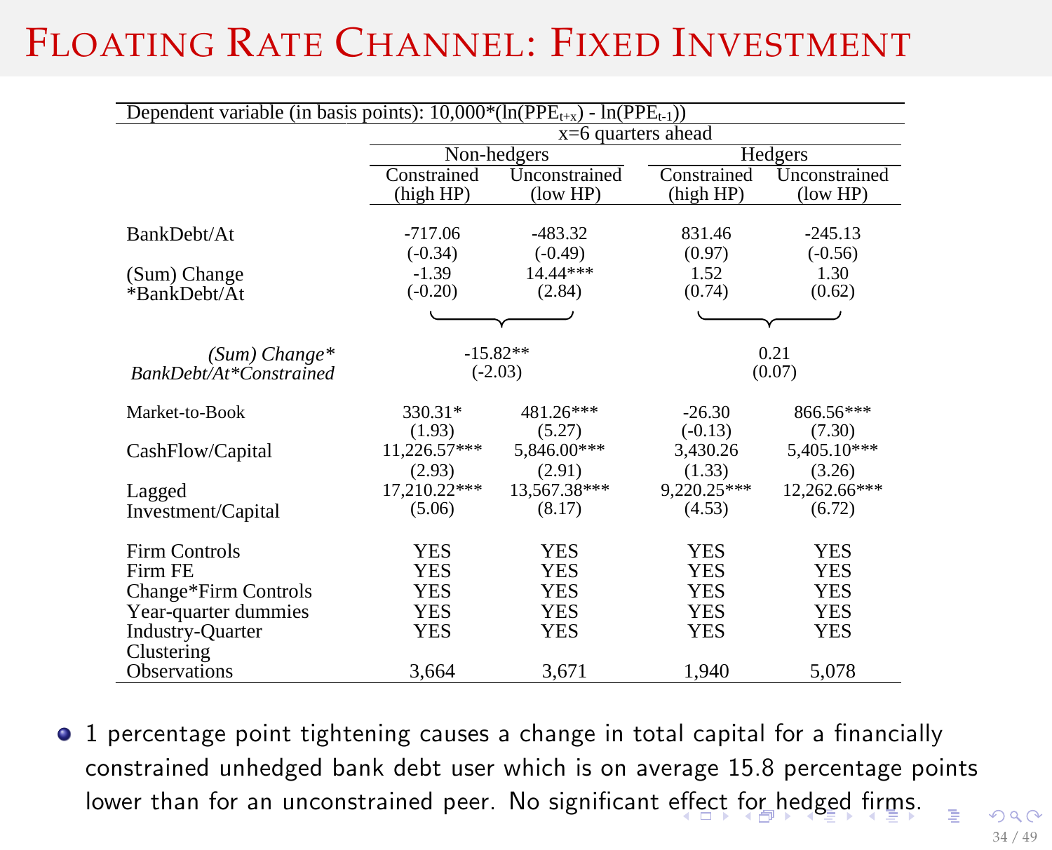# Floating Rate Channel: Fixed Investment

| Dependent variable (in basis points): $10{,}000*(\ln(PPE_{t+x}) - \ln(PPE_{t-1}))$ | x=6 quarters ahead | | | |
|---|---|---|---|---|
| | Non-hedgers | | Hedgers | |
| | Constrained (high HP) | Unconstrained (low HP) | Constrained (high HP) | Unconstrained (low HP) |
| BankDebt/At | -717.06 | -483.32 | 831.46 | -245.13 |
| | (-0.34) | (-0.49) | (0.97) | (-0.56) |
| (Sum) Change *BankDebt/At | -1.39 | 14.44*** | 1.52 | 1.30 |
| | (-0.20) | (2.84) | (0.74) | (0.62) |
| *(Sum) Change* BankDebt/At*Constrained* | -15.82** | | 0.21 | |
| | (-2.03) | | (0.07) | |
| Market-to-Book | 330.31* | 481.26*** | -26.30 | 866.56*** |
| | (1.93) | (5.27) | (-0.13) | (7.30) |
| CashFlow/Capital | 11,226.57*** | 5,846.00*** | 3,430.26 | 5,405.10*** |
| | (2.93) | (2.91) | (1.33) | (3.26) |
| Lagged Investment/Capital | 17,210.22*** | 13,567.38*** | 9,220.25*** | 12,262.66*** |
| | (5.06) | (8.17) | (4.53) | (6.72) |
| Firm Controls | YES | YES | YES | YES |
| Firm FE | YES | YES | YES | YES |
| Change*Firm Controls | YES | YES | YES | YES |
| Year-quarter dummies | YES | YES | YES | YES |
| Industry-Quarter Clustering | YES | YES | YES | YES |
| Observations | 3,664 | 3,671 | 1,940 | 5,078 |

- 1 percentage point tightening causes a change in total capital for a financially constrained unhedged bank debt user which is on average 15.8 percentage points lower than for an unconstrained peer. No significant effect for hedged firms.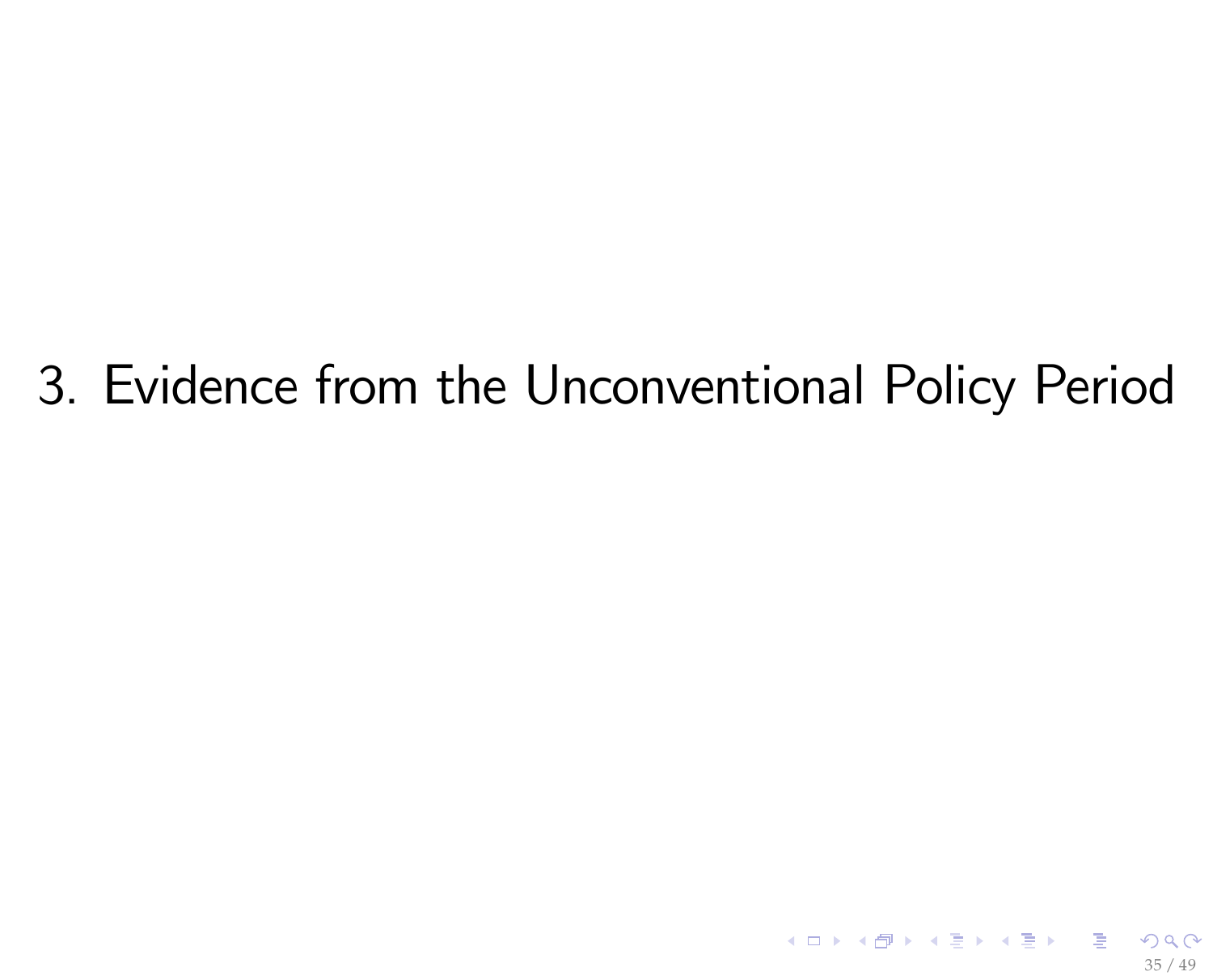# 3. Evidence from the Unconventional Policy Period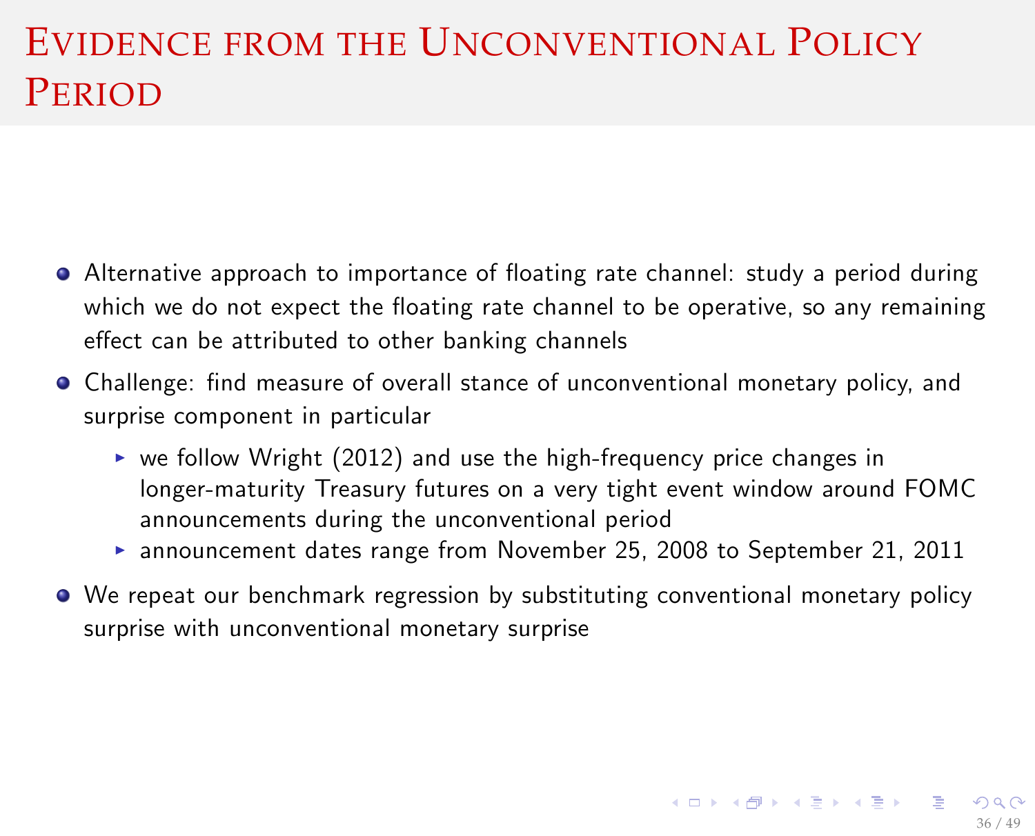# Evidence from the Unconventional Policy Period

- Alternative approach to importance of floating rate channel: study a period during which we do not expect the floating rate channel to be operative, so any remaining effect can be attributed to other banking channels
- Challenge: find measure of overall stance of unconventional monetary policy, and surprise component in particular
  - we follow Wright (2012) and use the high-frequency price changes in longer-maturity Treasury futures on a very tight event window around FOMC announcements during the unconventional period
  - announcement dates range from November 25, 2008 to September 21, 2011
- We repeat our benchmark regression by substituting conventional monetary policy surprise with unconventional monetary surprise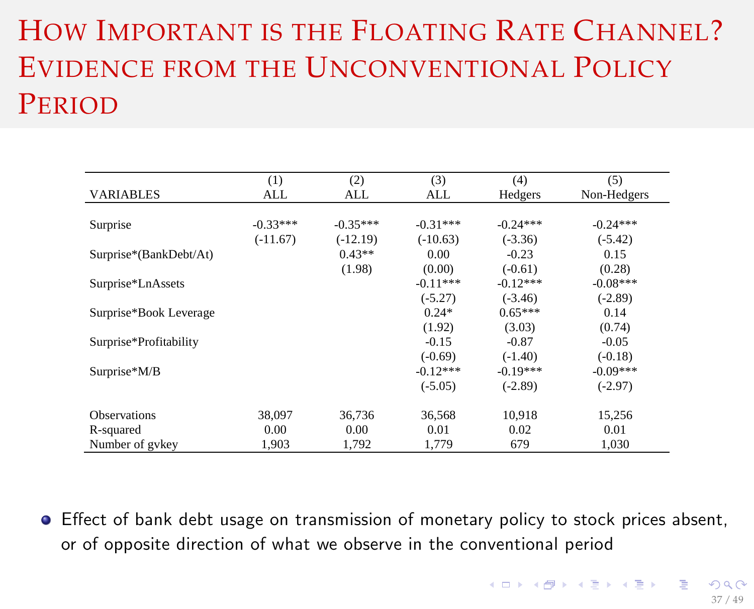# How Important is the Floating Rate Channel? Evidence from the Unconventional Policy Period

| VARIABLES | (1) ALL | (2) ALL | (3) ALL | (4) Hedgers | (5) Non-Hedgers |
|---|---|---|---|---|---|
| Surprise | -0.33*** | -0.35*** | -0.31*** | -0.24*** | -0.24*** |
| | (-11.67) | (-12.19) | (-10.63) | (-3.36) | (-5.42) |
| Surprise*(BankDebt/At) | | 0.43** | 0.00 | -0.23 | 0.15 |
| | | (1.98) | (0.00) | (-0.61) | (0.28) |
| Surprise*LnAssets | | | -0.11*** | -0.12*** | -0.08*** |
| | | | (-5.27) | (-3.46) | (-2.89) |
| Surprise*Book Leverage | | | 0.24* | 0.65*** | 0.14 |
| | | | (1.92) | (3.03) | (0.74) |
| Surprise*Profitability | | | -0.15 | -0.87 | -0.05 |
| | | | (-0.69) | (-1.40) | (-0.18) |
| Surprise*M/B | | | -0.12*** | -0.19*** | -0.09*** |
| | | | (-5.05) | (-2.89) | (-2.97) |
| Observations | 38,097 | 36,736 | 36,568 | 10,918 | 15,256 |
| R-squared | 0.00 | 0.00 | 0.01 | 0.02 | 0.01 |
| Number of gvkey | 1,903 | 1,792 | 1,779 | 679 | 1,030 |

- Effect of bank debt usage on transmission of monetary policy to stock prices absent, or of opposite direction of what we observe in the conventional period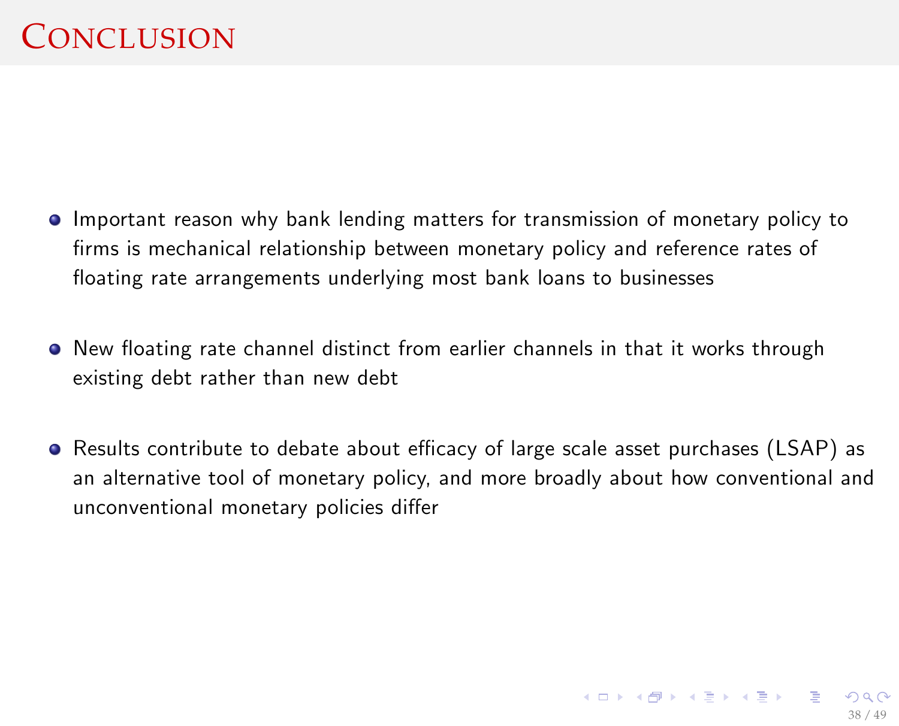# Conclusion

- Important reason why bank lending matters for transmission of monetary policy to firms is mechanical relationship between monetary policy and reference rates of floating rate arrangements underlying most bank loans to businesses
- New floating rate channel distinct from earlier channels in that it works through existing debt rather than new debt
- Results contribute to debate about efficacy of large scale asset purchases (LSAP) as an alternative tool of monetary policy, and more broadly about how conventional and unconventional monetary policies differ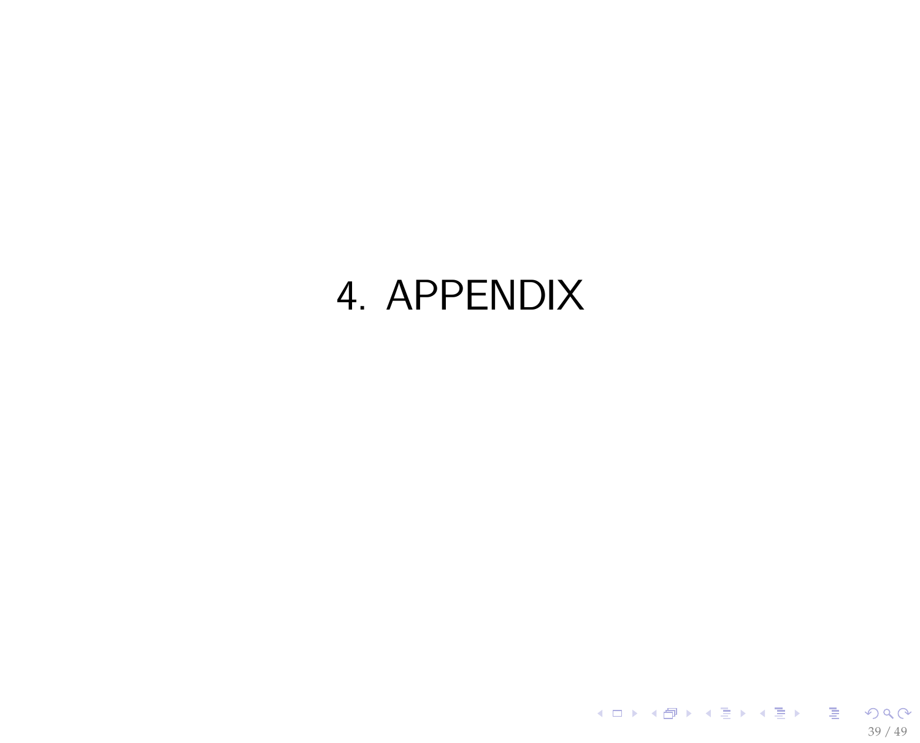# 4. APPENDIX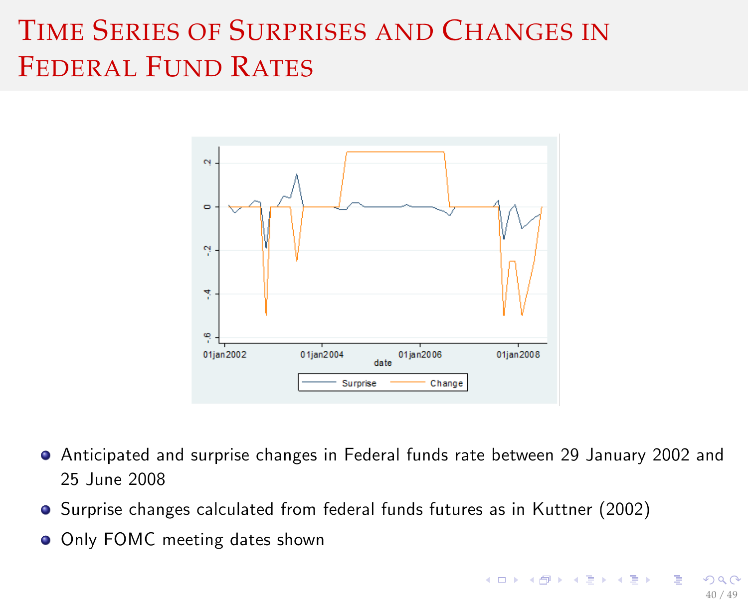# Time Series of Surprises and Changes in Federal Fund Rates

- Anticipated and surprise changes in Federal funds rate between 29 January 2002 and 25 June 2008
- Surprise changes calculated from federal funds futures as in Kuttner (2002)
- Only FOMC meeting dates shown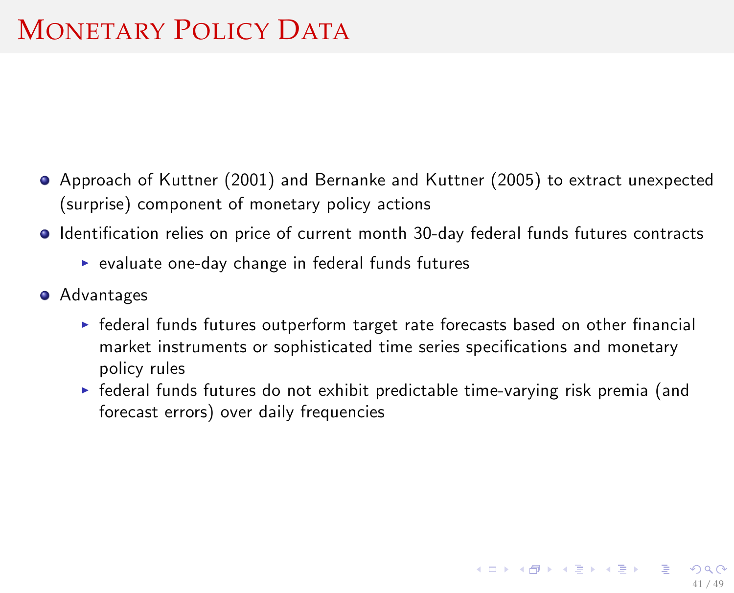# Monetary Policy Data

- Approach of Kuttner (2001) and Bernanke and Kuttner (2005) to extract unexpected (surprise) component of monetary policy actions
- Identification relies on price of current month 30-day federal funds futures contracts
  - evaluate one-day change in federal funds futures
- Advantages
  - federal funds futures outperform target rate forecasts based on other financial market instruments or sophisticated time series specifications and monetary policy rules
  - federal funds futures do not exhibit predictable time-varying risk premia (and forecast errors) over daily frequencies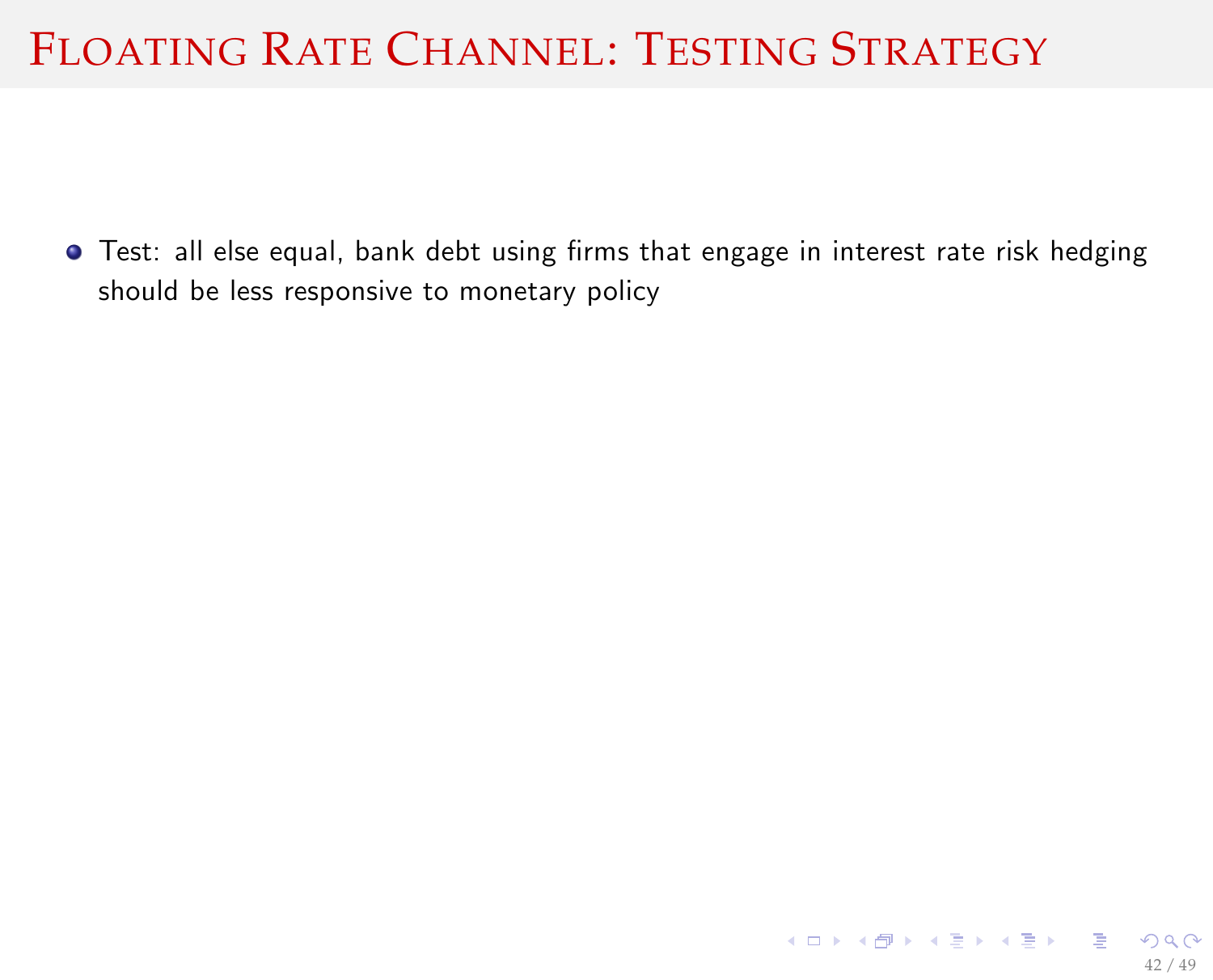# Floating Rate Channel: Testing Strategy

- Test: all else equal, bank debt using firms that engage in interest rate risk hedging should be less responsive to monetary policy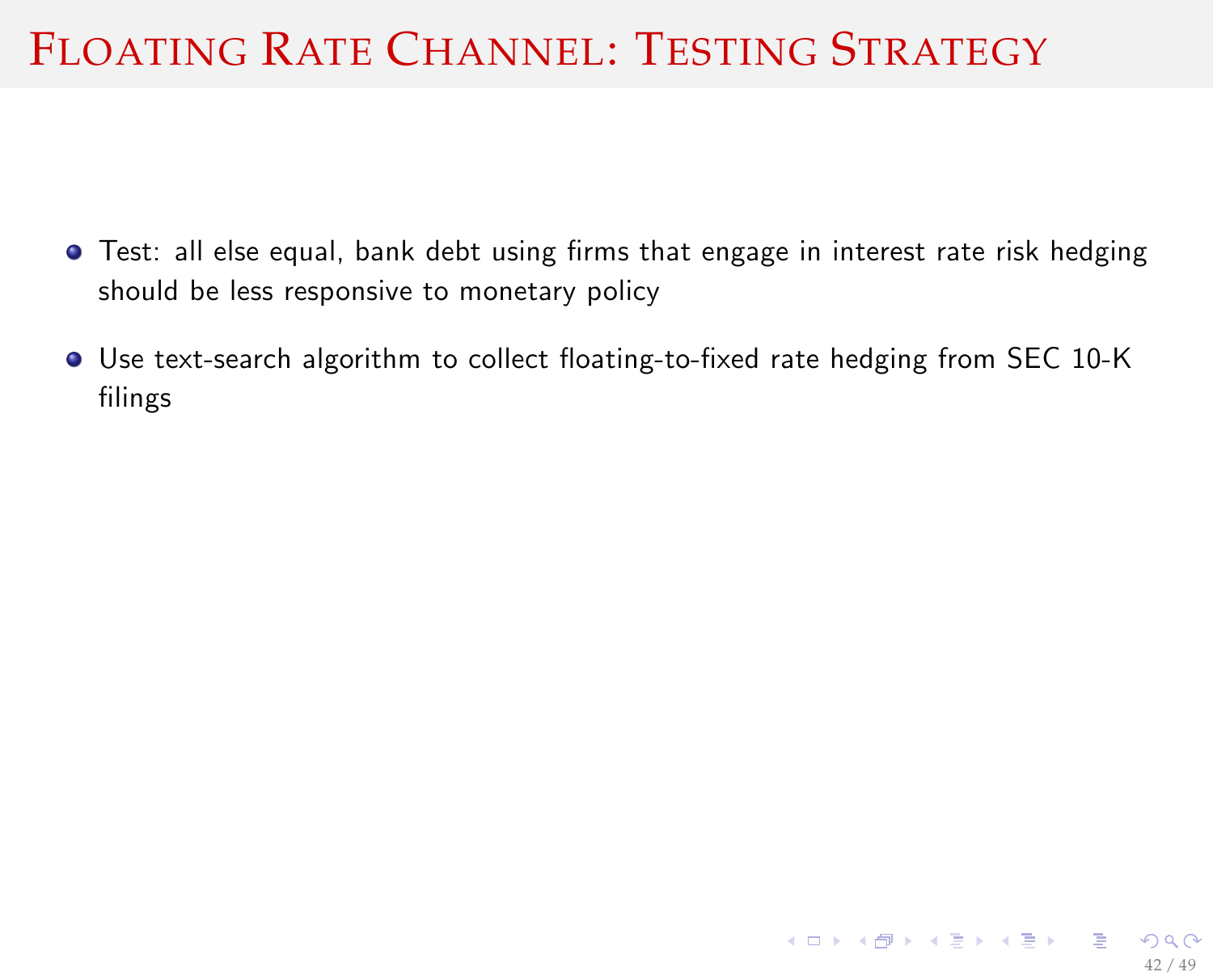# Floating Rate Channel: Testing Strategy

- Test: all else equal, bank debt using firms that engage in interest rate risk hedging should be less responsive to monetary policy
- Use text-search algorithm to collect floating-to-fixed rate hedging from SEC 10-K filings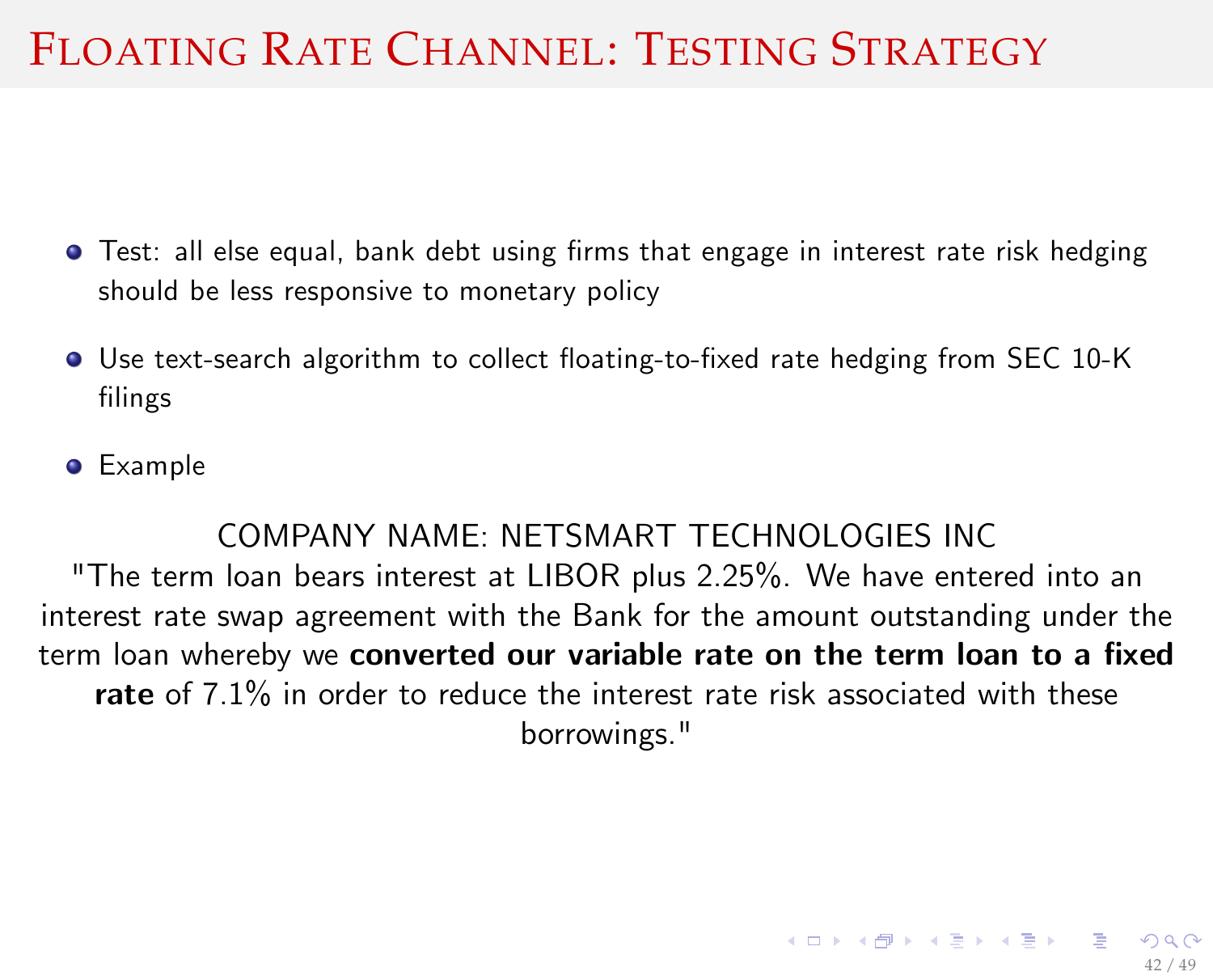# Floating Rate Channel: Testing Strategy

- Test: all else equal, bank debt using firms that engage in interest rate risk hedging should be less responsive to monetary policy
- Use text-search algorithm to collect floating-to-fixed rate hedging from SEC 10-K filings
- Example

COMPANY NAME: NETSMART TECHNOLOGIES INC

"The term loan bears interest at LIBOR plus 2.25%. We have entered into an interest rate swap agreement with the Bank for the amount outstanding under the term loan whereby we **converted our variable rate on the term loan to a fixed rate** of 7.1% in order to reduce the interest rate risk associated with these borrowings."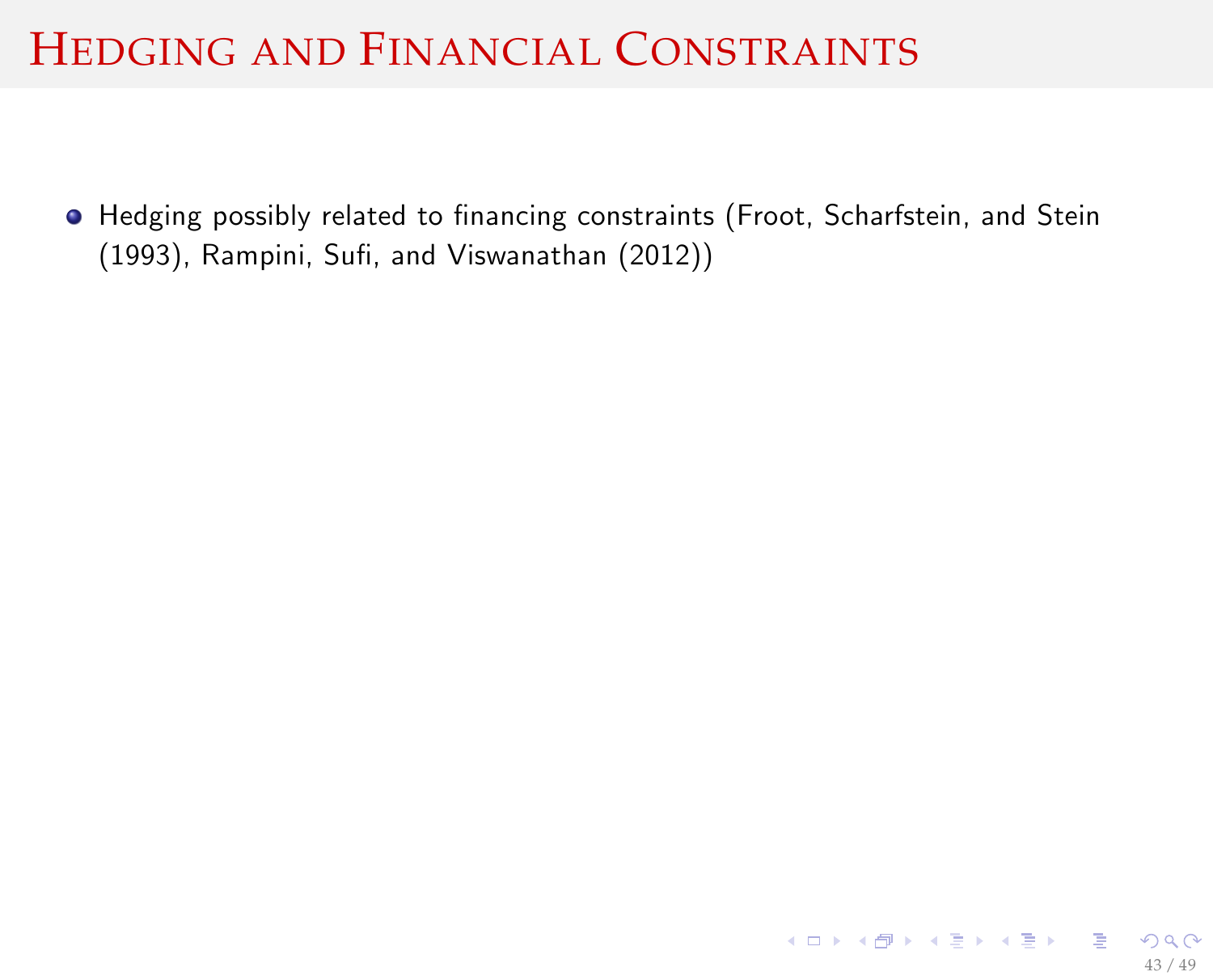# Hedging and Financial Constraints

- Hedging possibly related to financing constraints (Froot, Scharfstein, and Stein (1993), Rampini, Sufi, and Viswanathan (2012))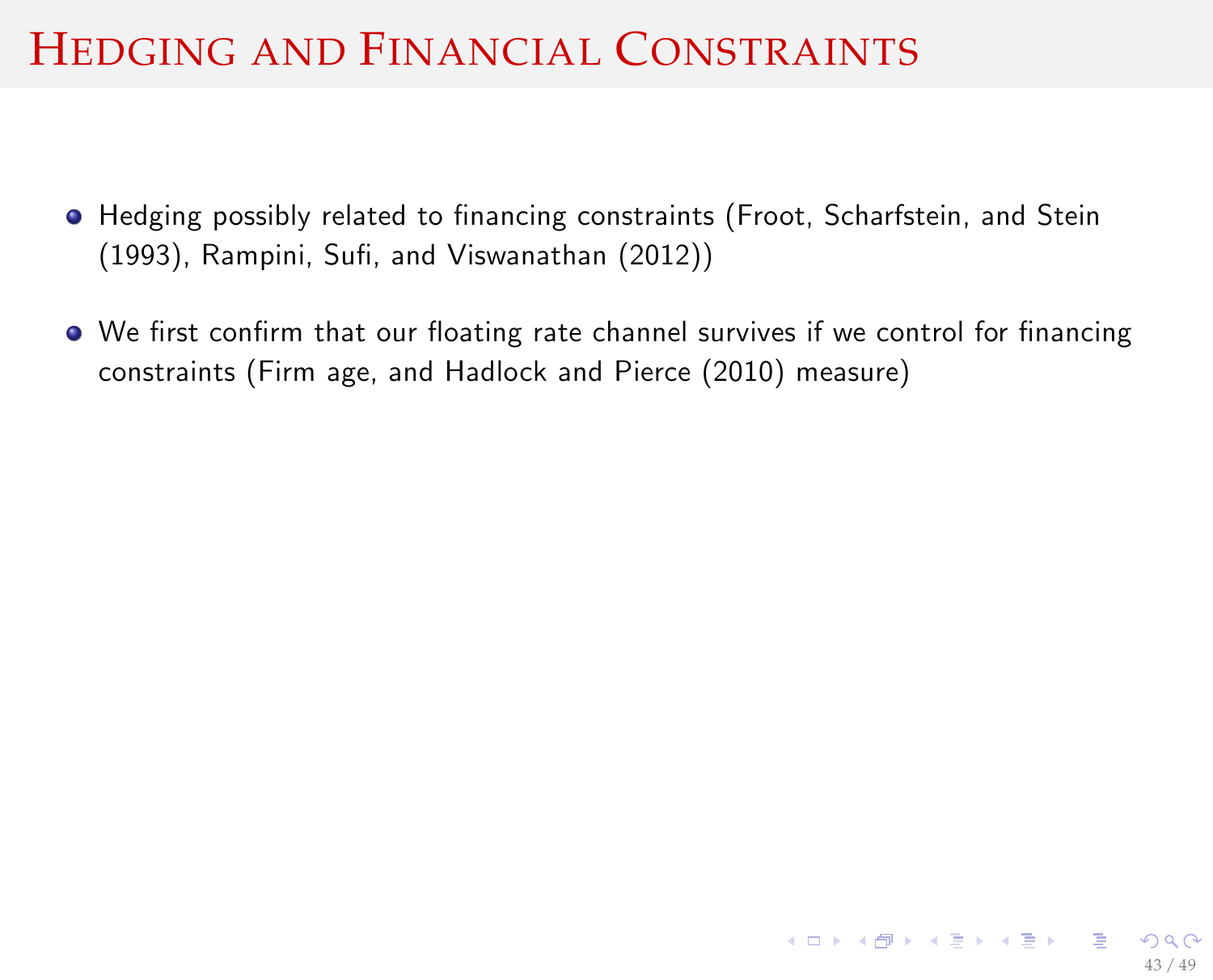# Hedging and Financial Constraints

- Hedging possibly related to financing constraints (Froot, Scharfstein, and Stein (1993), Rampini, Sufi, and Viswanathan (2012))
- We first confirm that our floating rate channel survives if we control for financing constraints (Firm age, and Hadlock and Pierce (2010) measure)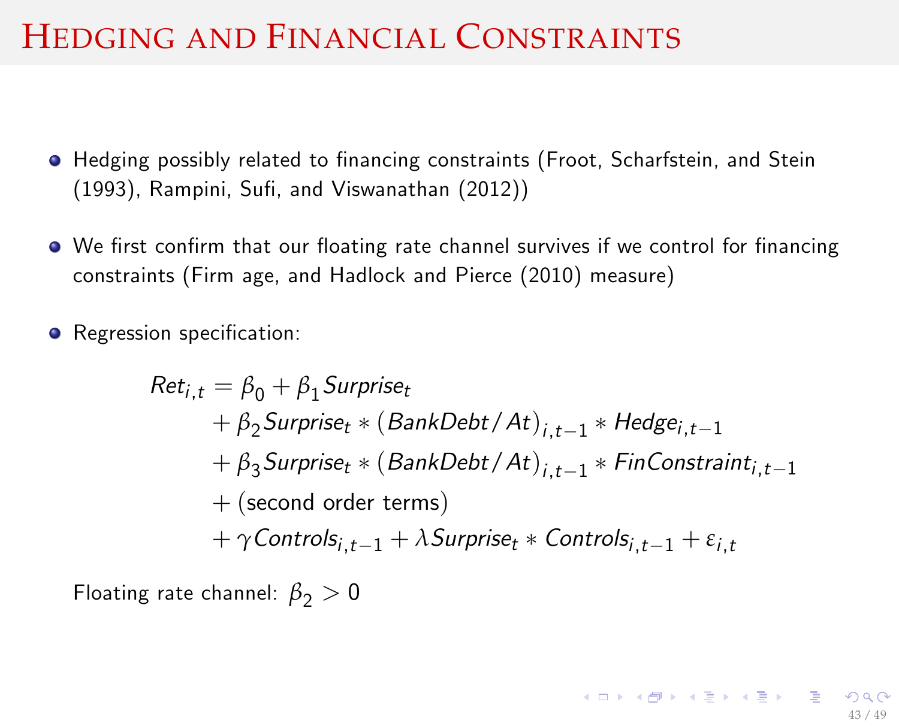# Hedging and Financial Constraints

- Hedging possibly related to financing constraints (Froot, Scharfstein, and Stein (1993), Rampini, Sufi, and Viswanathan (2012))
- We first confirm that our floating rate channel survives if we control for financing constraints (Firm age, and Hadlock and Pierce (2010) measure)
- Regression specification:

$$
\begin{aligned}
Ret_{i,t} = \beta_0 &+ \beta_1 Surprise_t \\
&+ \beta_2 Surprise_t * (BankDebt/At)_{i,t-1} * Hedge_{i,t-1} \\
&+ \beta_3 Surprise_t * (BankDebt/At)_{i,t-1} * FinConstraint_{i,t-1} \\
&+ (\text{second order terms}) \\
&+ \gamma Controls_{i,t-1} + \lambda Surprise_t * Controls_{i,t-1} + \varepsilon_{i,t}
\end{aligned}
$$

Floating rate channel: $\beta_2 > 0$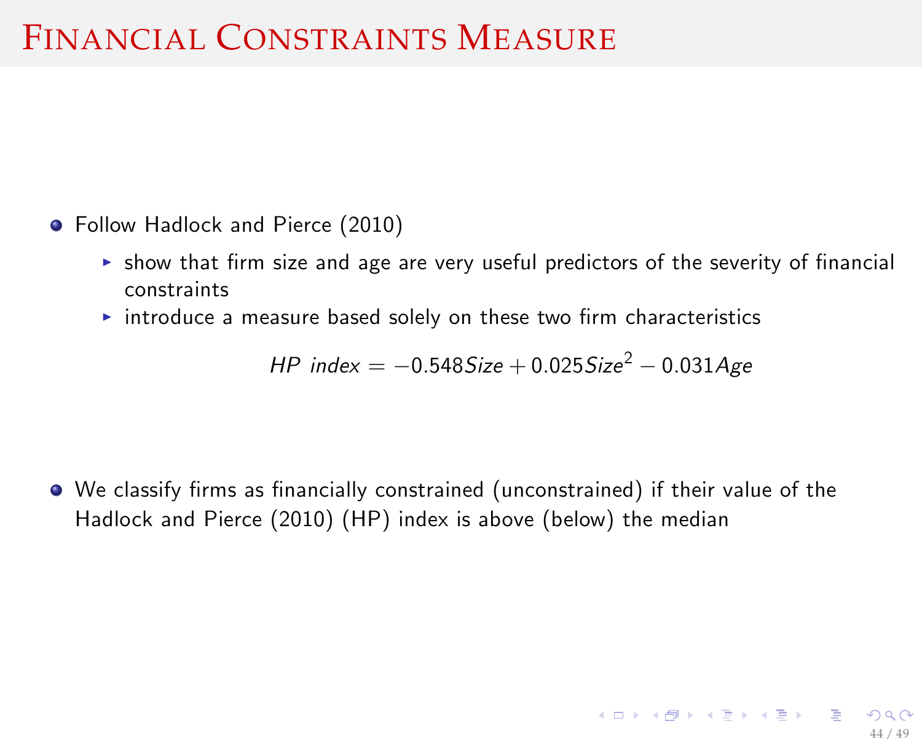# Financial Constraints Measure

- Follow Hadlock and Pierce (2010)
  - show that firm size and age are very useful predictors of the severity of financial constraints
  - introduce a measure based solely on these two firm characteristics

$$HP\ index = -0.548 Size + 0.025 Size^2 - 0.031 Age$$

- We classify firms as financially constrained (unconstrained) if their value of the Hadlock and Pierce (2010) (HP) index is above (below) the median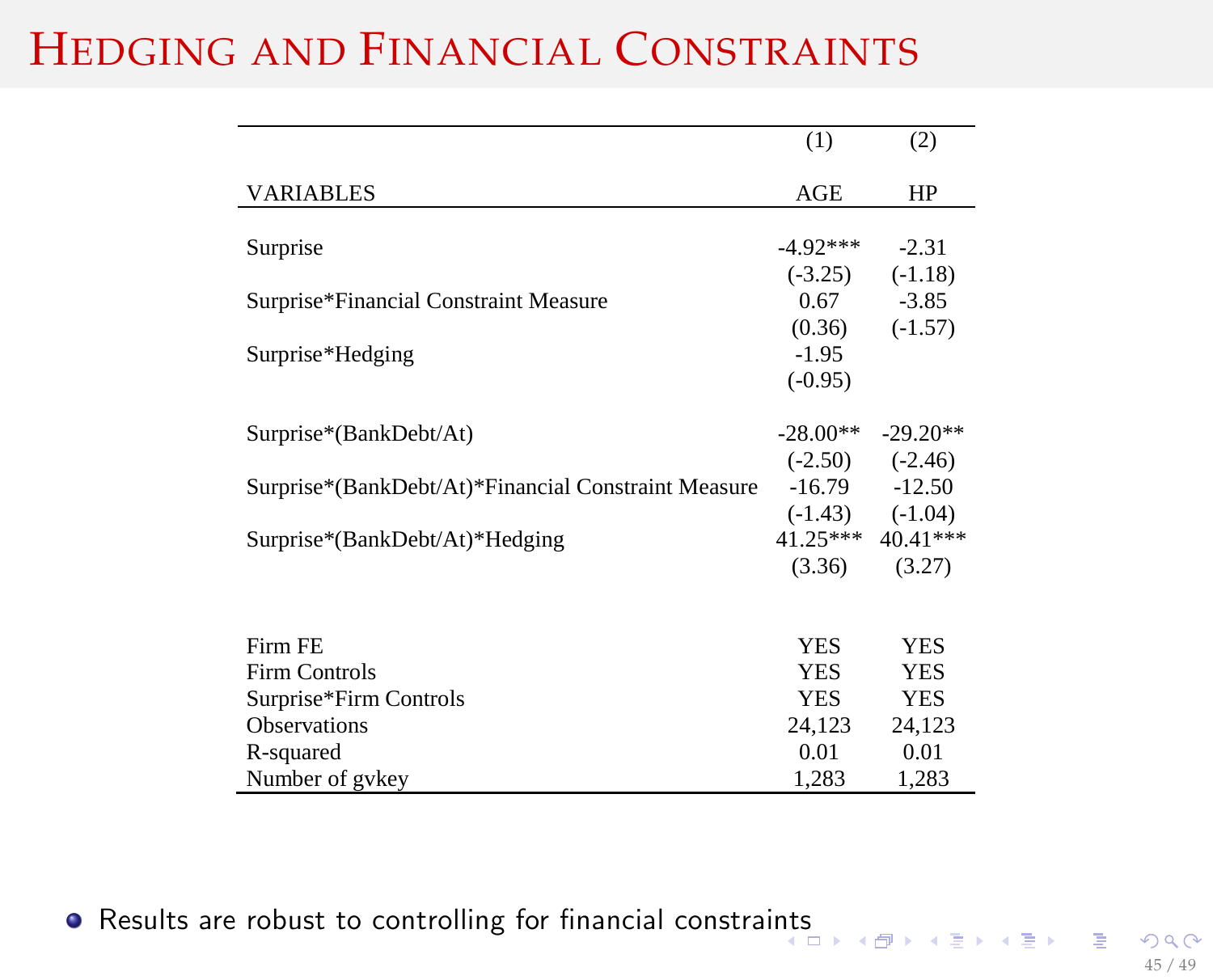# Hedging and Financial Constraints

| | (1) | (2) |
|---|---|---|
| VARIABLES | AGE | HP |
| Surprise | -4.92*** | -2.31 |
| | (-3.25) | (-1.18) |
| Surprise*Financial Constraint Measure | 0.67 | -3.85 |
| | (0.36) | (-1.57) |
| Surprise*Hedging | -1.95 | |
| | (-0.95) | |
| Surprise*(BankDebt/At) | -28.00** | -29.20** |
| | (-2.50) | (-2.46) |
| Surprise*(BankDebt/At)*Financial Constraint Measure | -16.79 | -12.50 |
| | (-1.43) | (-1.04) |
| Surprise*(BankDebt/At)*Hedging | 41.25*** | 40.41*** |
| | (3.36) | (3.27) |
| Firm FE | YES | YES |
| Firm Controls | YES | YES |
| Surprise*Firm Controls | YES | YES |
| Observations | 24,123 | 24,123 |
| R-squared | 0.01 | 0.01 |
| Number of gvkey | 1,283 | 1,283 |

- Results are robust to controlling for financial constraints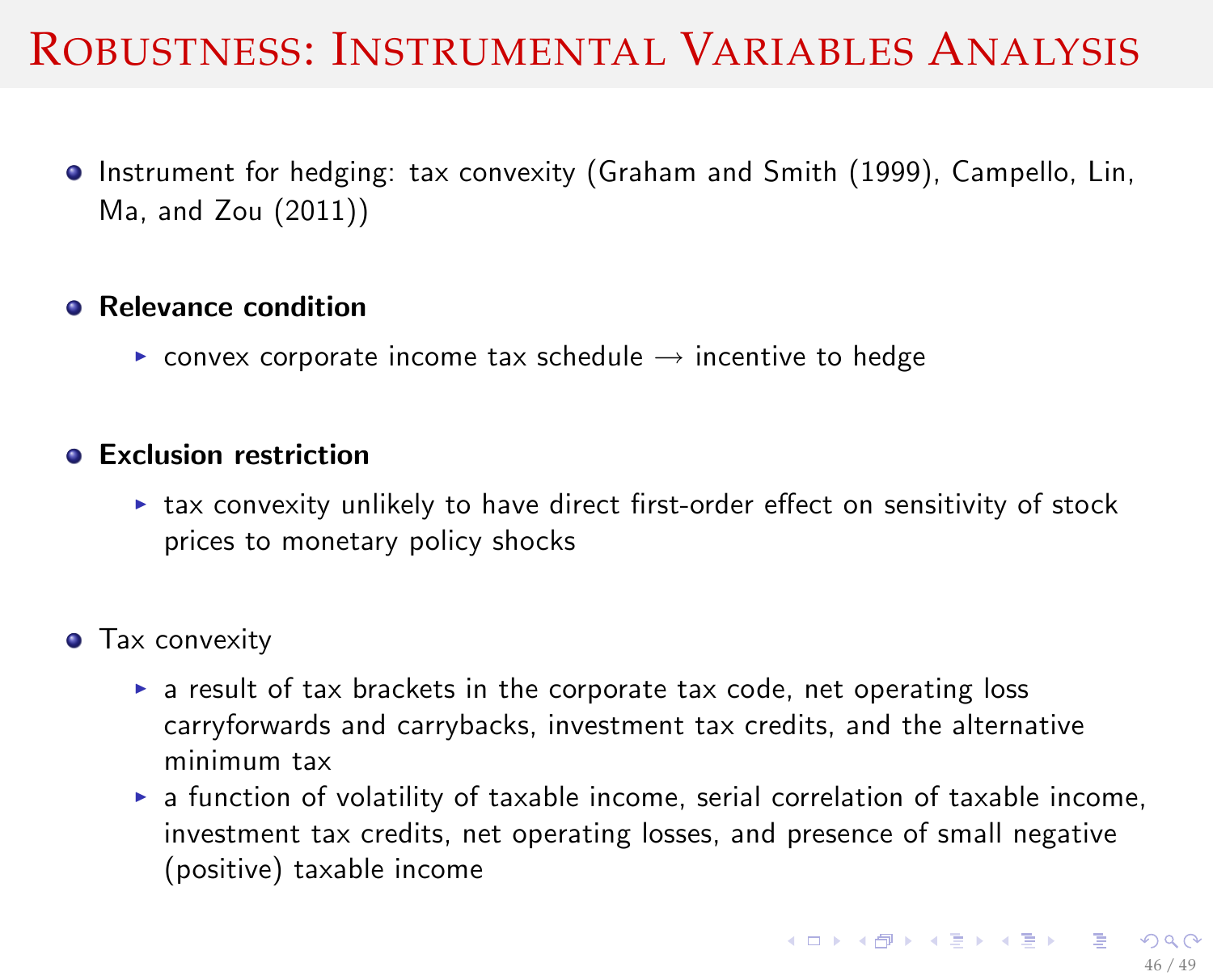# Robustness: Instrumental Variables Analysis

- Instrument for hedging: tax convexity (Graham and Smith (1999), Campello, Lin, Ma, and Zou (2011))

- **Relevance condition**
  - convex corporate income tax schedule → incentive to hedge

- **Exclusion restriction**
  - tax convexity unlikely to have direct first-order effect on sensitivity of stock prices to monetary policy shocks

- Tax convexity
  - a result of tax brackets in the corporate tax code, net operating loss carryforwards and carrybacks, investment tax credits, and the alternative minimum tax
  - a function of volatility of taxable income, serial correlation of taxable income, investment tax credits, net operating losses, and presence of small negative (positive) taxable income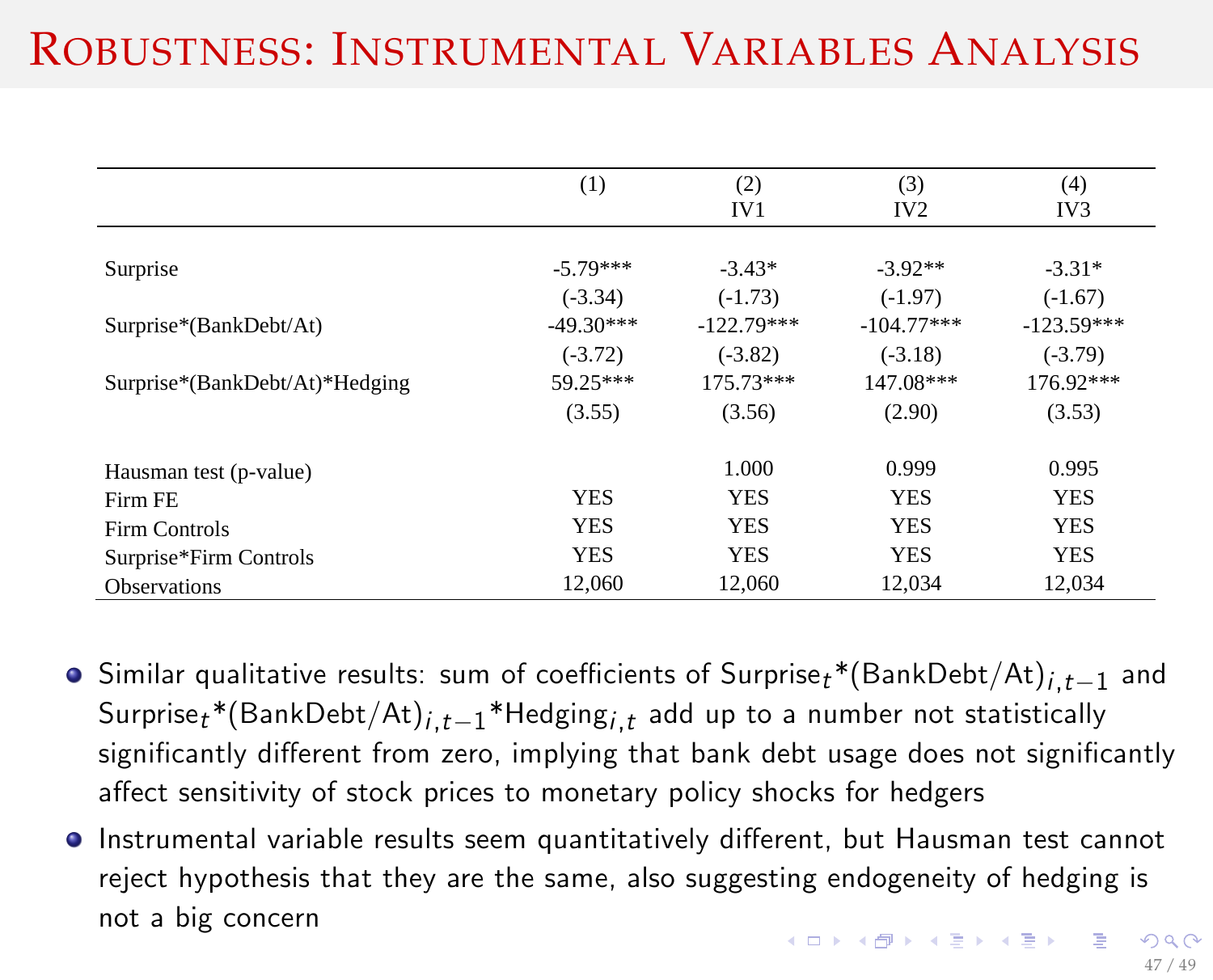# Robustness: Instrumental Variables Analysis

| | (1) | (2) IV1 | (3) IV2 | (4) IV3 |
|---|---|---|---|---|
| Surprise | -5.79*** | -3.43* | -3.92** | -3.31* |
| | (-3.34) | (-1.73) | (-1.97) | (-1.67) |
| Surprise*(BankDebt/At) | -49.30*** | -122.79*** | -104.77*** | -123.59*** |
| | (-3.72) | (-3.82) | (-3.18) | (-3.79) |
| Surprise*(BankDebt/At)*Hedging | 59.25*** | 175.73*** | 147.08*** | 176.92*** |
| | (3.55) | (3.56) | (2.90) | (3.53) |
| Hausman test (p-value) | | 1.000 | 0.999 | 0.995 |
| Firm FE | YES | YES | YES | YES |
| Firm Controls | YES | YES | YES | YES |
| Surprise*Firm Controls | YES | YES | YES | YES |
| Observations | 12,060 | 12,060 | 12,034 | 12,034 |

- Similar qualitative results: sum of coefficients of $\text{Surprise}_t\text{*(BankDebt/At)}_{i,t-1}$ and $\text{Surprise}_t\text{*(BankDebt/At)}_{i,t-1}\text{*Hedging}_{i,t}$ add up to a number not statistically significantly different from zero, implying that bank debt usage does not significantly affect sensitivity of stock prices to monetary policy shocks for hedgers
- Instrumental variable results seem quantitatively different, but Hausman test cannot reject hypothesis that they are the same, also suggesting endogeneity of hedging is not a big concern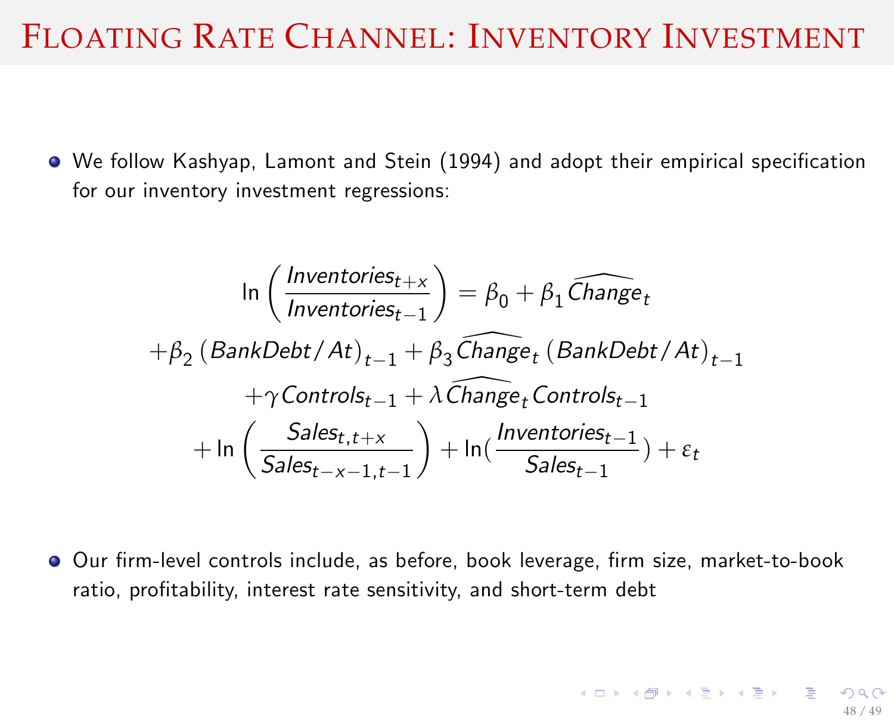# Floating Rate Channel: Inventory Investment

- We follow Kashyap, Lamont and Stein (1994) and adopt their empirical specification for our inventory investment regressions:

$$
\ln\left(\frac{Inventories_{t+x}}{Inventories_{t-1}}\right) = \beta_0 + \beta_1 \widehat{Change}_t
$$
$$
+\beta_2 \left(BankDebt/At\right)_{t-1} + \beta_3 \widehat{Change}_t \left(BankDebt/At\right)_{t-1}
$$
$$
+\gamma Controls_{t-1} + \lambda \widehat{Change}_t Controls_{t-1}
$$
$$
+\ln\left(\frac{Sales_{t,t+x}}{Sales_{t-x-1,t-1}}\right) + \ln\left(\frac{Inventories_{t-1}}{Sales_{t-1}}\right) + \varepsilon_t
$$

- Our firm-level controls include, as before, book leverage, firm size, market-to-book ratio, profitability, interest rate sensitivity, and short-term debt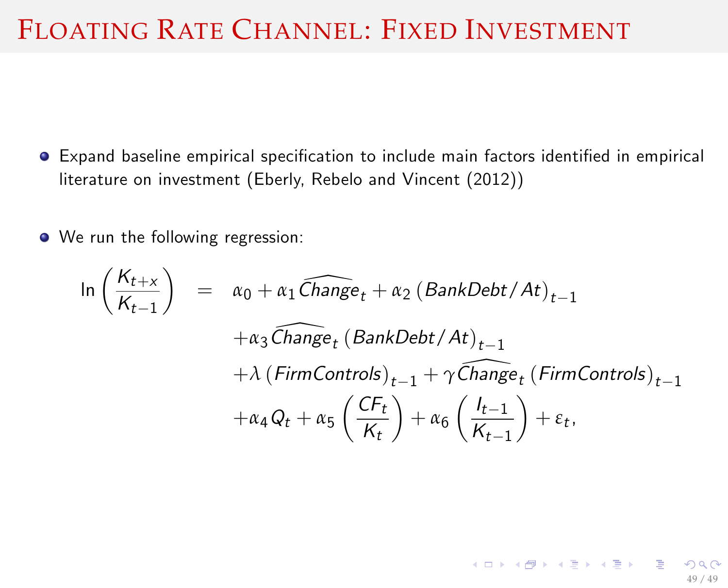# Floating Rate Channel: Fixed Investment

- Expand baseline empirical specification to include main factors identified in empirical literature on investment (Eberly, Rebelo and Vincent (2012))
- We run the following regression:

$$
\begin{aligned}
\ln\left(\frac{K_{t+x}}{K_{t-1}}\right) \quad = \quad & \alpha_0 + \alpha_1 \widehat{Change}_t + \alpha_2 \left(BankDebt/At\right)_{t-1} \\
& + \alpha_3 \widehat{Change}_t \left(BankDebt/At\right)_{t-1} \\
& + \lambda \left(FirmControls\right)_{t-1} + \gamma \widehat{Change}_t \left(FirmControls\right)_{t-1} \\
& + \alpha_4 Q_t + \alpha_5 \left(\frac{CF_t}{K_t}\right) + \alpha_6 \left(\frac{I_{t-1}}{K_{t-1}}\right) + \varepsilon_t,
\end{aligned}
$$